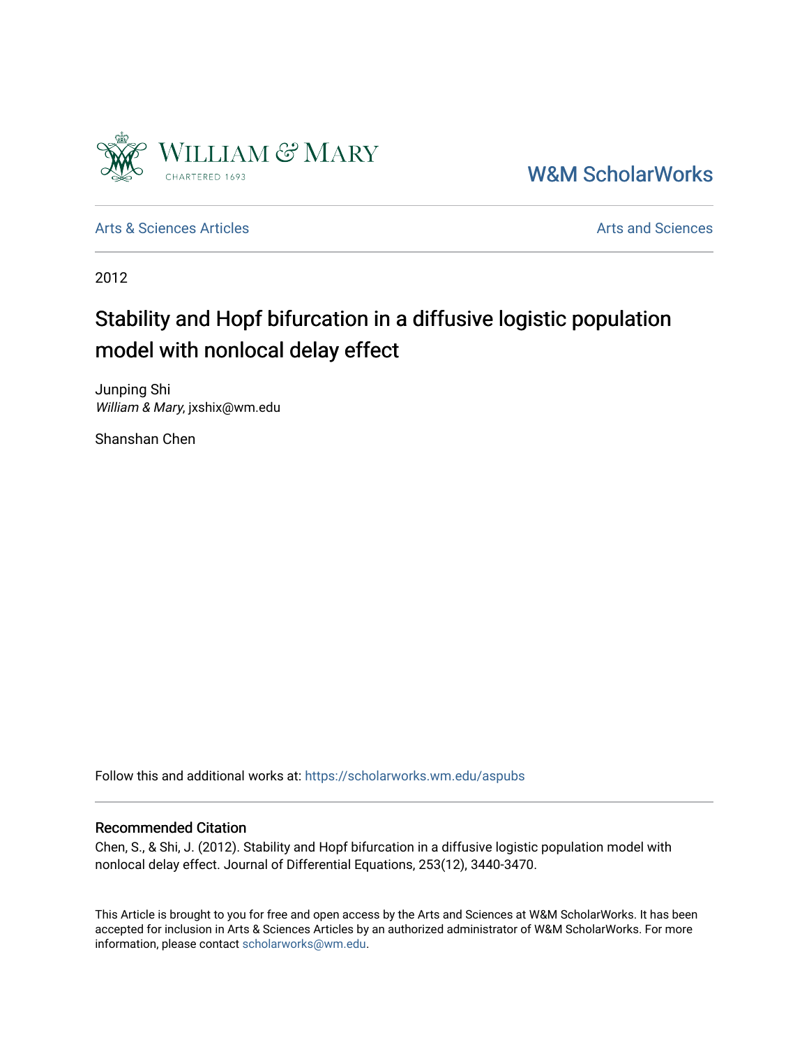William & Mary

CHARTERED 1693

W&M ScholarWorks

Arts & Sciences Articles

Arts and Sciences

2012

# Stability and Hopf bifurcation in a diffusive logistic population model with nonlocal delay effect

Junping Shi
*William & Mary*, jxshix@wm.edu

Shanshan Chen

Follow this and additional works at: https://scholarworks.wm.edu/aspubs

## Recommended Citation

Chen, S., & Shi, J. (2012). Stability and Hopf bifurcation in a diffusive logistic population model with nonlocal delay effect. Journal of Differential Equations, 253(12), 3440-3470.

This Article is brought to you for free and open access by the Arts and Sciences at W&M ScholarWorks. It has been accepted for inclusion in Arts & Sciences Articles by an authorized administrator of W&M ScholarWorks. For more information, please contact scholarworks@wm.edu.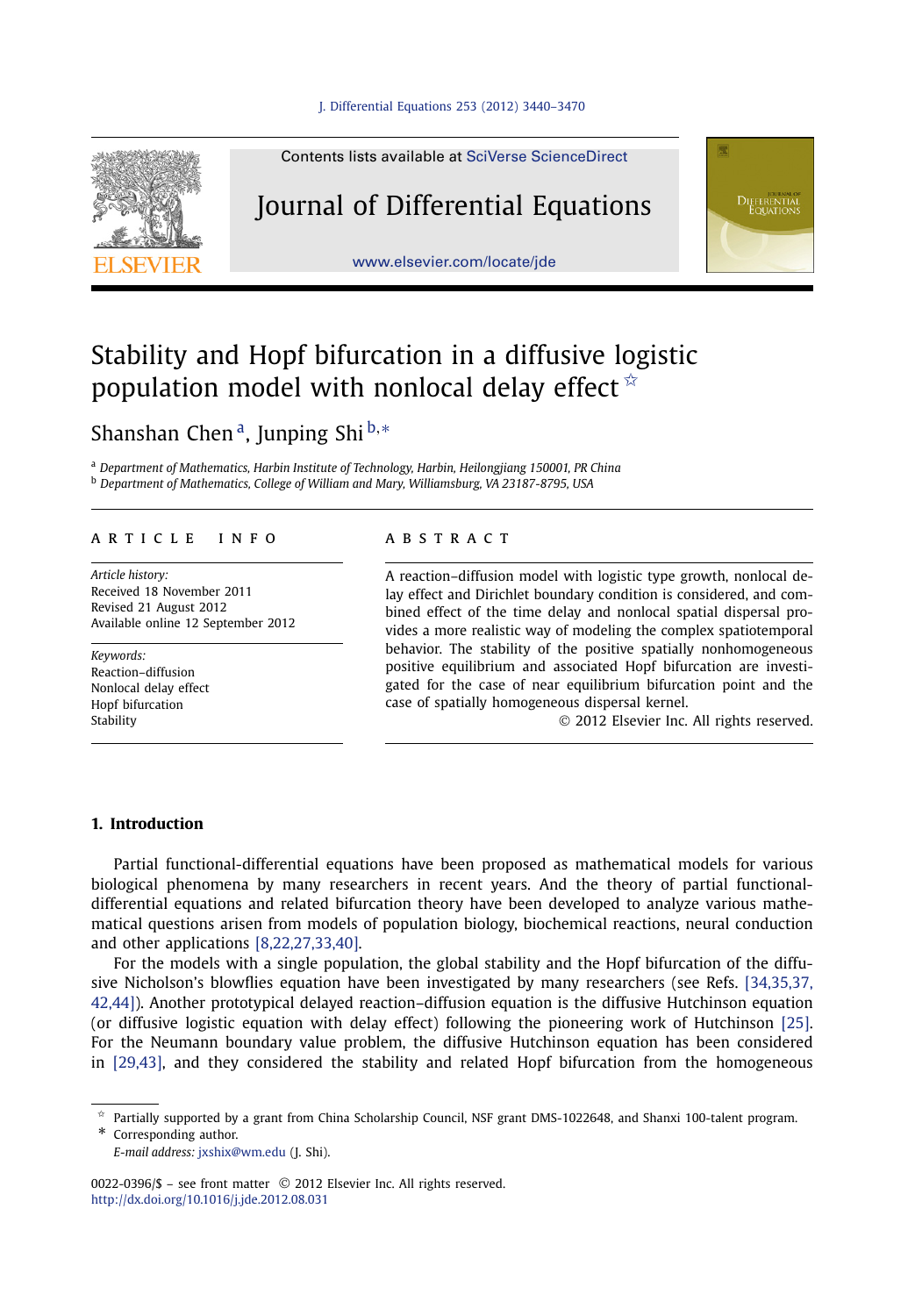# Stability and Hopf bifurcation in a diffusive logistic population model with nonlocal delay effect ☆

Shanshan Chen [a], Junping Shi [b,*]

[a] Department of Mathematics, Harbin Institute of Technology, Harbin, Heilongjiang 150001, PR China

[b] Department of Mathematics, College of William and Mary, Williamsburg, VA 23187-8795, USA

## ARTICLE INFO

*Article history:*
Received 18 November 2011
Revised 21 August 2012
Available online 12 September 2012

*Keywords:*
Reaction–diffusion
Nonlocal delay effect
Hopf bifurcation
Stability

## ABSTRACT

A reaction–diffusion model with logistic type growth, nonlocal delay effect and Dirichlet boundary condition is considered, and combined effect of the time delay and nonlocal spatial dispersal provides a more realistic way of modeling the complex spatiotemporal behavior. The stability of the positive spatially nonhomogeneous positive equilibrium and associated Hopf bifurcation are investigated for the case of near equilibrium bifurcation point and the case of spatially homogeneous dispersal kernel.

© 2012 Elsevier Inc. All rights reserved.

## 1. Introduction

Partial functional-differential equations have been proposed as mathematical models for various biological phenomena by many researchers in recent years. And the theory of partial functional-differential equations and related bifurcation theory have been developed to analyze various mathematical questions arisen from models of population biology, biochemical reactions, neural conduction and other applications [8,22,27,33,40].

For the models with a single population, the global stability and the Hopf bifurcation of the diffusive Nicholson's blowflies equation have been investigated by many researchers (see Refs. [34,35,37,42,44]). Another prototypical delayed reaction–diffusion equation is the diffusive Hutchinson equation (or diffusive logistic equation with delay effect) following the pioneering work of Hutchinson [25]. For the Neumann boundary value problem, the diffusive Hutchinson equation has been considered in [29,43], and they considered the stability and related Hopf bifurcation from the homogeneous

☆ Partially supported by a grant from China Scholarship Council, NSF grant DMS-1022648, and Shanxi 100-talent program.

\* Corresponding author.

*E-mail address:* jxshix@wm.edu (J. Shi).

0022-0396/$ – see front matter © 2012 Elsevier Inc. All rights reserved.
http://dx.doi.org/10.1016/j.jde.2012.08.031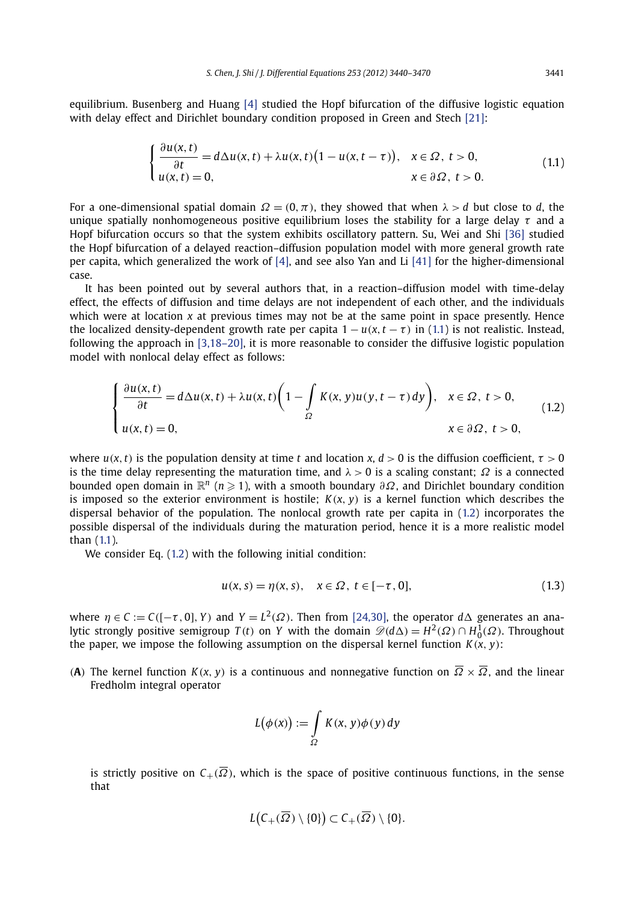equilibrium. Busenberg and Huang [4] studied the Hopf bifurcation of the diffusive logistic equation with delay effect and Dirichlet boundary condition proposed in Green and Stech [21]:

$$\begin{cases} \dfrac{\partial u(x,t)}{\partial t} = d\Delta u(x,t) + \lambda u(x,t)\big(1 - u(x,t-\tau)\big), & x \in \Omega,\ t > 0, \\ u(x,t) = 0, & x \in \partial\Omega,\ t > 0. \end{cases} \tag{1.1}$$

For a one-dimensional spatial domain $\Omega = (0,\pi)$, they showed that when $\lambda > d$ but close to $d$, the unique spatially nonhomogeneous positive equilibrium loses the stability for a large delay $\tau$ and a Hopf bifurcation occurs so that the system exhibits oscillatory pattern. Su, Wei and Shi [36] studied the Hopf bifurcation of a delayed reaction–diffusion population model with more general growth rate per capita, which generalized the work of [4], and see also Yan and Li [41] for the higher-dimensional case.

It has been pointed out by several authors that, in a reaction–diffusion model with time-delay effect, the effects of diffusion and time delays are not independent of each other, and the individuals which were at location $x$ at previous times may not be at the same point in space presently. Hence the localized density-dependent growth rate per capita $1 - u(x,t-\tau)$ in (1.1) is not realistic. Instead, following the approach in [3,18–20], it is more reasonable to consider the diffusive logistic population model with nonlocal delay effect as follows:

$$\begin{cases} \dfrac{\partial u(x,t)}{\partial t} = d\Delta u(x,t) + \lambda u(x,t)\left(1 - \displaystyle\int_\Omega K(x,y)u(y,t-\tau)\,dy\right), & x \in \Omega,\ t > 0, \\ u(x,t) = 0, & x \in \partial\Omega,\ t > 0, \end{cases} \tag{1.2}$$

where $u(x,t)$ is the population density at time $t$ and location $x$, $d > 0$ is the diffusion coefficient, $\tau > 0$ is the time delay representing the maturation time, and $\lambda > 0$ is a scaling constant; $\Omega$ is a connected bounded open domain in $\mathbb{R}^n$ ($n \geqslant 1$), with a smooth boundary $\partial\Omega$, and Dirichlet boundary condition is imposed so the exterior environment is hostile; $K(x,y)$ is a kernel function which describes the dispersal behavior of the population. The nonlocal growth rate per capita in (1.2) incorporates the possible dispersal of the individuals during the maturation period, hence it is a more realistic model than (1.1).

We consider Eq. (1.2) with the following initial condition:

$$u(x,s) = \eta(x,s), \quad x \in \Omega,\ t \in [-\tau, 0], \tag{1.3}$$

where $\eta \in C := C([-\tau,0],Y)$ and $Y = L^2(\Omega)$. Then from [24,30], the operator $d\Delta$ generates an analytic strongly positive semigroup $T(t)$ on $Y$ with the domain $\mathscr{D}(d\Delta) = H^2(\Omega) \cap H_0^1(\Omega)$. Throughout the paper, we impose the following assumption on the dispersal kernel function $K(x,y)$:

(**A**) The kernel function $K(x,y)$ is a continuous and nonnegative function on $\overline{\Omega} \times \overline{\Omega}$, and the linear Fredholm integral operator

$$L\big(\phi(x)\big) := \int_\Omega K(x,y)\phi(y)\,dy$$

is strictly positive on $C_+(\overline{\Omega})$, which is the space of positive continuous functions, in the sense that

$$L\big(C_+(\overline{\Omega}) \setminus \{0\}\big) \subset C_+(\overline{\Omega}) \setminus \{0\}.$$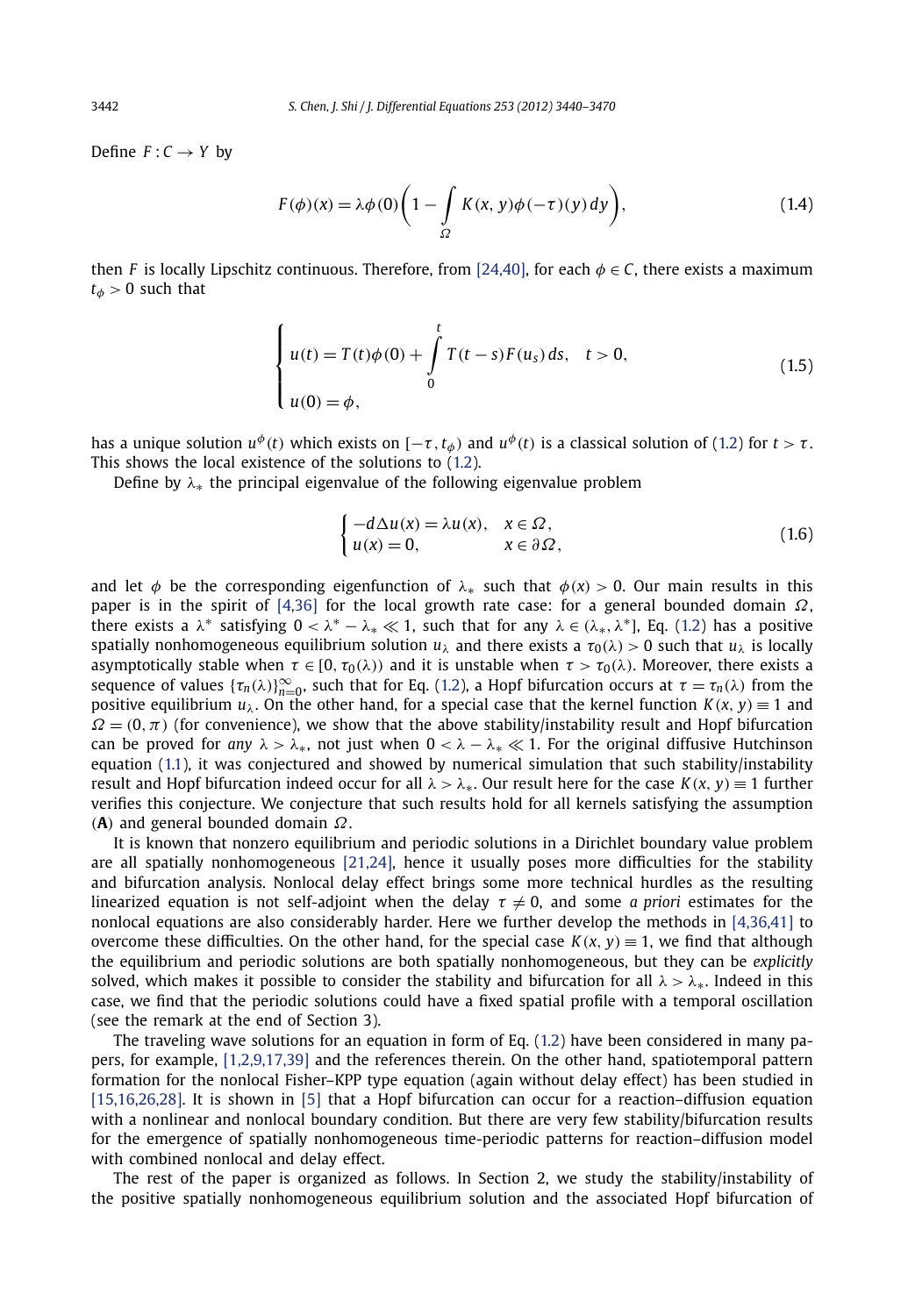Define $F : C \to Y$ by

$$F(\phi)(x) = \lambda\phi(0)\left(1 - \int\limits_{\Omega} K(x, y)\phi(-\tau)(y)\,dy\right), \tag{1.4}$$

then $F$ is locally Lipschitz continuous. Therefore, from [24,40], for each $\phi \in C$, there exists a maximum $t_\phi > 0$ such that

$$\begin{cases} u(t) = T(t)\phi(0) + \displaystyle\int_0^t T(t-s)F(u_s)\,ds, & t > 0, \\ u(0) = \phi, \end{cases} \tag{1.5}$$

has a unique solution $u^\phi(t)$ which exists on $[-\tau, t_\phi)$ and $u^\phi(t)$ is a classical solution of (1.2) for $t > \tau$. This shows the local existence of the solutions to (1.2).

Define by $\lambda_*$ the principal eigenvalue of the following eigenvalue problem

$$\begin{cases} -d\Delta u(x) = \lambda u(x), & x \in \Omega, \\ u(x) = 0, & x \in \partial\Omega, \end{cases} \tag{1.6}$$

and let $\phi$ be the corresponding eigenfunction of $\lambda_*$ such that $\phi(x) > 0$. Our main results in this paper is in the spirit of [4,36] for the local growth rate case: for a general bounded domain $\Omega$, there exists a $\lambda^*$ satisfying $0 < \lambda^* - \lambda_* \ll 1$, such that for any $\lambda \in (\lambda_*, \lambda^*]$, Eq. (1.2) has a positive spatially nonhomogeneous equilibrium solution $u_\lambda$ and there exists a $\tau_0(\lambda) > 0$ such that $u_\lambda$ is locally asymptotically stable when $\tau \in [0, \tau_0(\lambda))$ and it is unstable when $\tau > \tau_0(\lambda)$. Moreover, there exists a sequence of values $\{\tau_n(\lambda)\}_{n=0}^\infty$, such that for Eq. (1.2), a Hopf bifurcation occurs at $\tau = \tau_n(\lambda)$ from the positive equilibrium $u_\lambda$. On the other hand, for a special case that the kernel function $K(x, y) \equiv 1$ and $\Omega = (0, \pi)$ (for convenience), we show that the above stability/instability result and Hopf bifurcation can be proved for *any* $\lambda > \lambda_*$, not just when $0 < \lambda - \lambda_* \ll 1$. For the original diffusive Hutchinson equation (1.1), it was conjectured and showed by numerical simulation that such stability/instability result and Hopf bifurcation indeed occur for all $\lambda > \lambda_*$. Our result here for the case $K(x, y) \equiv 1$ further verifies this conjecture. We conjecture that such results hold for all kernels satisfying the assumption (**A**) and general bounded domain $\Omega$.

It is known that nonzero equilibrium and periodic solutions in a Dirichlet boundary value problem are all spatially nonhomogeneous [21,24], hence it usually poses more difficulties for the stability and bifurcation analysis. Nonlocal delay effect brings some more technical hurdles as the resulting linearized equation is not self-adjoint when the delay $\tau \neq 0$, and some *a priori* estimates for the nonlocal equations are also considerably harder. Here we further develop the methods in [4,36,41] to overcome these difficulties. On the other hand, for the special case $K(x, y) \equiv 1$, we find that although the equilibrium and periodic solutions are both spatially nonhomogeneous, but they can be *explicitly* solved, which makes it possible to consider the stability and bifurcation for all $\lambda > \lambda_*$. Indeed in this case, we find that the periodic solutions could have a fixed spatial profile with a temporal oscillation (see the remark at the end of Section 3).

The traveling wave solutions for an equation in form of Eq. (1.2) have been considered in many papers, for example, [1,2,9,17,39] and the references therein. On the other hand, spatiotemporal pattern formation for the nonlocal Fisher–KPP type equation (again without delay effect) has been studied in [15,16,26,28]. It is shown in [5] that a Hopf bifurcation can occur for a reaction–diffusion equation with a nonlinear and nonlocal boundary condition. But there are very few stability/bifurcation results for the emergence of spatially nonhomogeneous time-periodic patterns for reaction–diffusion model with combined nonlocal and delay effect.

The rest of the paper is organized as follows. In Section 2, we study the stability/instability of the positive spatially nonhomogeneous equilibrium solution and the associated Hopf bifurcation of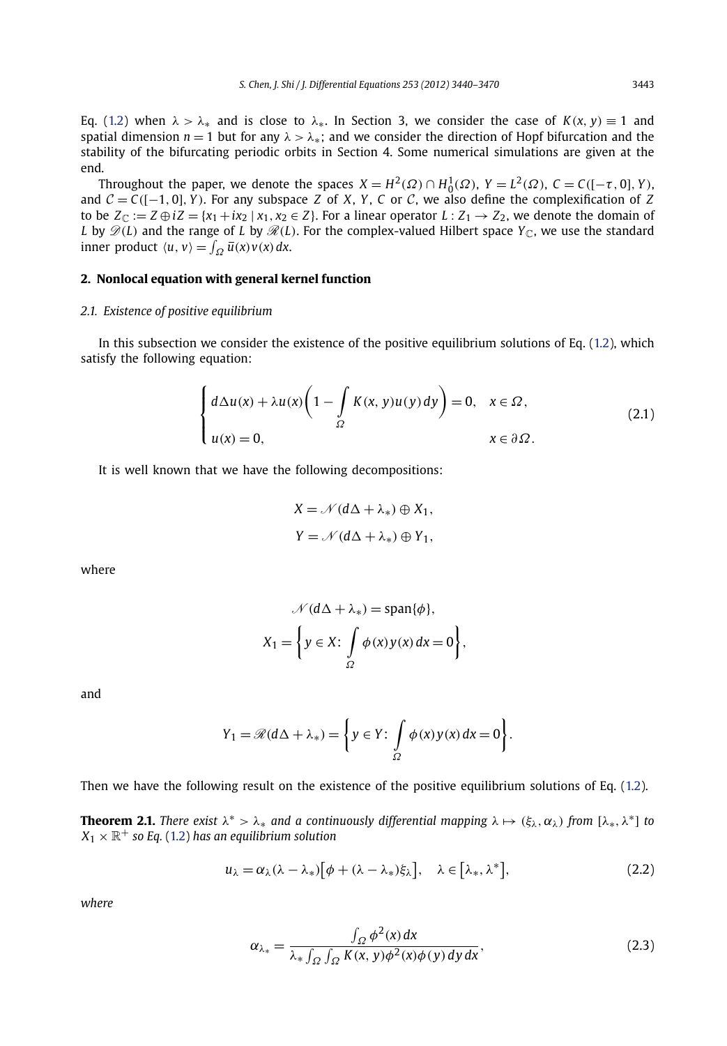Eq. (1.2) when $\lambda > \lambda_*$ and is close to $\lambda_*$. In Section 3, we consider the case of $K(x, y) \equiv 1$ and spatial dimension $n = 1$ but for any $\lambda > \lambda_*$; and we consider the direction of Hopf bifurcation and the stability of the bifurcating periodic orbits in Section 4. Some numerical simulations are given at the end.

Throughout the paper, we denote the spaces $X = H^2(\Omega) \cap H_0^1(\Omega)$, $Y = L^2(\Omega)$, $C = C([-\tau, 0], Y)$, and $\mathcal{C} = C([-1, 0], Y)$. For any subspace $Z$ of $X$, $Y$, $C$ or $\mathcal{C}$, we also define the complexification of $Z$ to be $Z_{\mathbb{C}} := Z \oplus iZ = \{x_1 + ix_2 \mid x_1, x_2 \in Z\}$. For a linear operator $L : Z_1 \to Z_2$, we denote the domain of $L$ by $\mathscr{D}(L)$ and the range of $L$ by $\mathscr{R}(L)$. For the complex-valued Hilbert space $Y_{\mathbb{C}}$, we use the standard inner product $\langle u, v\rangle = \int_\Omega \bar{u}(x)v(x)\,dx$.

## 2. Nonlocal equation with general kernel function

### 2.1. Existence of positive equilibrium

In this subsection we consider the existence of the positive equilibrium solutions of Eq. (1.2), which satisfy the following equation:

$$\begin{cases} d\Delta u(x) + \lambda u(x)\left(1 - \displaystyle\int_\Omega K(x, y)u(y)\,dy\right) = 0, & x \in \Omega, \\ u(x) = 0, & x \in \partial\Omega. \end{cases} \tag{2.1}$$

It is well known that we have the following decompositions:

$$X = \mathscr{N}(d\Delta + \lambda_*) \oplus X_1,$$
$$Y = \mathscr{N}(d\Delta + \lambda_*) \oplus Y_1,$$

where

$$\mathscr{N}(d\Delta + \lambda_*) = \operatorname{span}\{\phi\},$$
$$X_1 = \left\{ y \in X \colon \int_\Omega \phi(x)y(x)\,dx = 0 \right\},$$

and

$$Y_1 = \mathscr{R}(d\Delta + \lambda_*) = \left\{ y \in Y \colon \int_\Omega \phi(x)y(x)\,dx = 0 \right\}.$$

Then we have the following result on the existence of the positive equilibrium solutions of Eq. (1.2).

**Theorem 2.1.** *There exist $\lambda^* > \lambda_*$ and a continuously differential mapping $\lambda \mapsto (\xi_\lambda, \alpha_\lambda)$ from $[\lambda_*, \lambda^*]$ to $X_1 \times \mathbb{R}^+$ so Eq. (1.2) has an equilibrium solution*

$$u_\lambda = \alpha_\lambda(\lambda - \lambda_*)\big[\phi + (\lambda - \lambda_*)\xi_\lambda\big], \quad \lambda \in \big[\lambda_*, \lambda^*\big], \tag{2.2}$$

*where*

$$\alpha_{\lambda_*} = \frac{\int_\Omega \phi^2(x)\,dx}{\lambda_* \int_\Omega \int_\Omega K(x, y)\phi^2(x)\phi(y)\,dy\,dx}, \tag{2.3}$$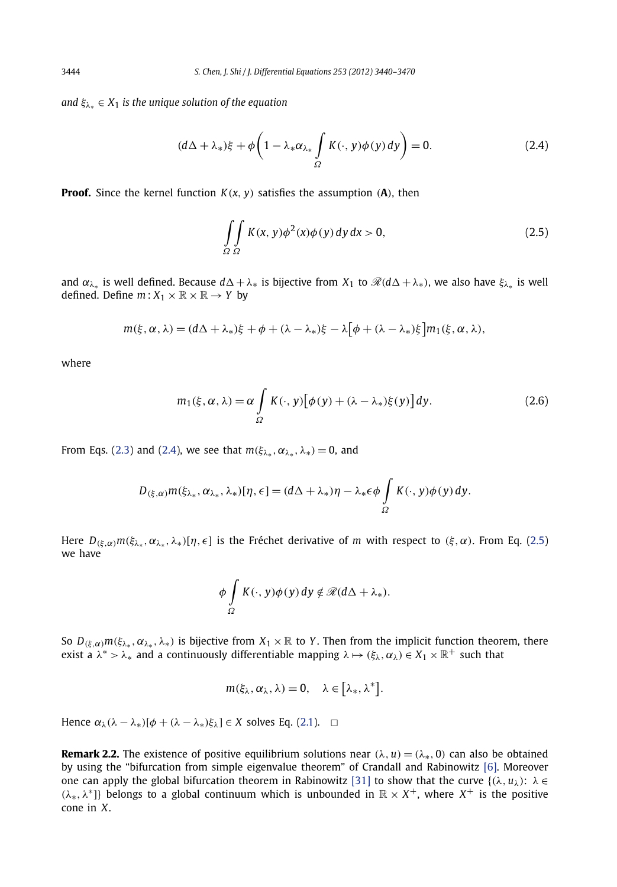*and* $\xi_{\lambda_*} \in X_1$ *is the unique solution of the equation*

$$(d\Delta + \lambda_*)\xi + \phi\left(1 - \lambda_*\alpha_{\lambda_*}\int_\Omega K(\cdot, y)\phi(y)\,dy\right) = 0. \tag{2.4}$$

**Proof.** Since the kernel function $K(x, y)$ satisfies the assumption (**A**), then

$$\int_\Omega\int_\Omega K(x, y)\phi^2(x)\phi(y)\,dy\,dx > 0, \tag{2.5}$$

and $\alpha_{\lambda_*}$ is well defined. Because $d\Delta + \lambda_*$ is bijective from $X_1$ to $\mathscr{R}(d\Delta + \lambda_*)$, we also have $\xi_{\lambda_*}$ is well defined. Define $m : X_1 \times \mathbb{R} \times \mathbb{R} \to Y$ by

$$m(\xi, \alpha, \lambda) = (d\Delta + \lambda_*)\xi + \phi + (\lambda - \lambda_*)\xi - \lambda\big[\phi + (\lambda - \lambda_*)\xi\big]m_1(\xi, \alpha, \lambda),$$

where

$$m_1(\xi, \alpha, \lambda) = \alpha\int_\Omega K(\cdot, y)\big[\phi(y) + (\lambda - \lambda_*)\xi(y)\big]\,dy. \tag{2.6}$$

From Eqs. (2.3) and (2.4), we see that $m(\xi_{\lambda_*}, \alpha_{\lambda_*}, \lambda_*) = 0$, and

$$D_{(\xi,\alpha)}m(\xi_{\lambda_*}, \alpha_{\lambda_*}, \lambda_*)[\eta, \epsilon] = (d\Delta + \lambda_*)\eta - \lambda_*\epsilon\phi\int_\Omega K(\cdot, y)\phi(y)\,dy.$$

Here $D_{(\xi,\alpha)}m(\xi_{\lambda_*}, \alpha_{\lambda_*}, \lambda_*)[\eta, \epsilon]$ is the Fréchet derivative of $m$ with respect to $(\xi, \alpha)$. From Eq. (2.5) we have

$$\phi\int_\Omega K(\cdot, y)\phi(y)\,dy \notin \mathscr{R}(d\Delta + \lambda_*).$$

So $D_{(\xi,\alpha)}m(\xi_{\lambda_*}, \alpha_{\lambda_*}, \lambda_*)$ is bijective from $X_1 \times \mathbb{R}$ to $Y$. Then from the implicit function theorem, there exist a $\lambda^* > \lambda_*$ and a continuously differentiable mapping $\lambda \mapsto (\xi_\lambda, \alpha_\lambda) \in X_1 \times \mathbb{R}^+$ such that

$$m(\xi_\lambda, \alpha_\lambda, \lambda) = 0, \quad \lambda \in \big[\lambda_*, \lambda^*\big].$$

Hence $\alpha_\lambda(\lambda - \lambda_*)[\phi + (\lambda - \lambda_*)\xi_\lambda] \in X$ solves Eq. (2.1). $\square$

**Remark 2.2.** The existence of positive equilibrium solutions near $(\lambda, u) = (\lambda_*, 0)$ can also be obtained by using the "bifurcation from simple eigenvalue theorem" of Crandall and Rabinowitz [6]. Moreover one can apply the global bifurcation theorem in Rabinowitz [31] to show that the curve $\{(\lambda, u_\lambda)\colon \lambda \in (\lambda_*, \lambda^*]\}$ belongs to a global continuum which is unbounded in $\mathbb{R} \times X^+$, where $X^+$ is the positive cone in $X$.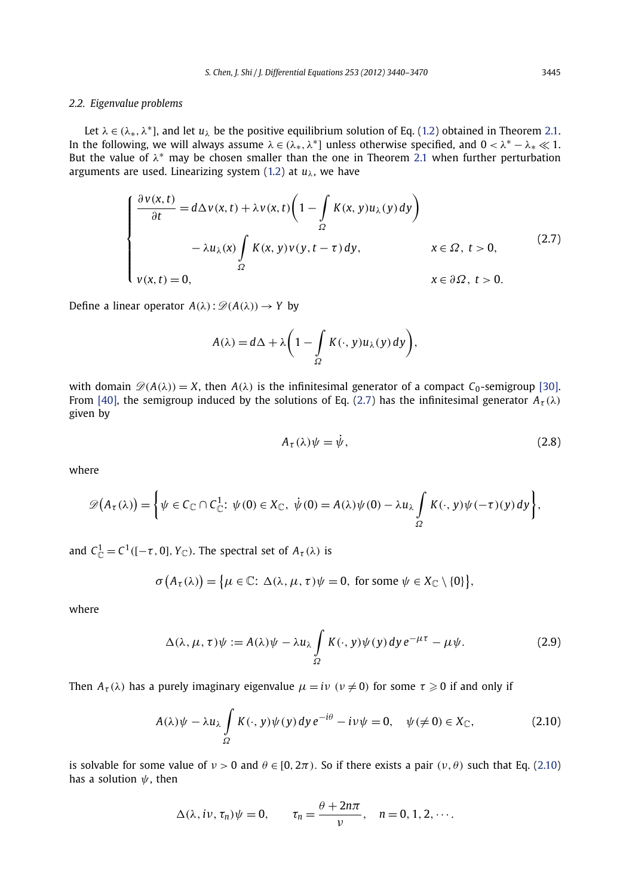### 2.2. Eigenvalue problems

Let $\lambda \in (\lambda_*, \lambda^*]$, and let $u_\lambda$ be the positive equilibrium solution of Eq. (1.2) obtained in Theorem 2.1. In the following, we will always assume $\lambda \in (\lambda_*, \lambda^*]$ unless otherwise specified, and $0 < \lambda^* - \lambda_* \ll 1$. But the value of $\lambda^*$ may be chosen smaller than the one in Theorem 2.1 when further perturbation arguments are used. Linearizing system (1.2) at $u_\lambda$, we have

$$\begin{cases} \dfrac{\partial v(x,t)}{\partial t} = d\Delta v(x,t) + \lambda v(x,t)\left(1 - \displaystyle\int_\Omega K(x,y)u_\lambda(y)\,dy\right) & \\ \qquad\qquad - \lambda u_\lambda(x)\displaystyle\int_\Omega K(x,y)v(y,t-\tau)\,dy, & x \in \Omega,\ t > 0, \\ v(x,t) = 0, & x \in \partial\Omega,\ t > 0. \end{cases} \tag{2.7}$$

Define a linear operator $A(\lambda): \mathscr{D}(A(\lambda)) \to Y$ by

$$A(\lambda) = d\Delta + \lambda\left(1 - \int_\Omega K(\cdot,y)u_\lambda(y)\,dy\right),$$

with domain $\mathscr{D}(A(\lambda)) = X$, then $A(\lambda)$ is the infinitesimal generator of a compact $C_0$-semigroup [30]. From [40], the semigroup induced by the solutions of Eq. (2.7) has the infinitesimal generator $A_\tau(\lambda)$ given by

$$A_\tau(\lambda)\psi = \dot{\psi}, \tag{2.8}$$

where

$$\mathscr{D}\big(A_\tau(\lambda)\big) = \left\{\psi \in C_{\mathbb{C}} \cap C^1_{\mathbb{C}}:\ \psi(0) \in X_{\mathbb{C}},\ \dot{\psi}(0) = A(\lambda)\psi(0) - \lambda u_\lambda \int_\Omega K(\cdot,y)\psi(-\tau)(y)\,dy\right\},$$

and $C^1_{\mathbb{C}} = C^1([-\tau,0], Y_{\mathbb{C}})$. The spectral set of $A_\tau(\lambda)$ is

$$\sigma\big(A_\tau(\lambda)\big) = \big\{\mu \in \mathbb{C}:\ \Delta(\lambda,\mu,\tau)\psi = 0,\ \text{for some}\ \psi \in X_{\mathbb{C}} \setminus \{0\}\big\},$$

where

$$\Delta(\lambda,\mu,\tau)\psi := A(\lambda)\psi - \lambda u_\lambda \int_\Omega K(\cdot,y)\psi(y)\,dy\,e^{-\mu\tau} - \mu\psi. \tag{2.9}$$

Then $A_\tau(\lambda)$ has a purely imaginary eigenvalue $\mu = i\nu$ $(\nu \neq 0)$ for some $\tau \geqslant 0$ if and only if

$$A(\lambda)\psi - \lambda u_\lambda \int_\Omega K(\cdot,y)\psi(y)\,dy\,e^{-i\theta} - i\nu\psi = 0, \quad \psi(\neq 0) \in X_{\mathbb{C}}, \tag{2.10}$$

is solvable for some value of $\nu > 0$ and $\theta \in [0, 2\pi)$. So if there exists a pair $(\nu, \theta)$ such that Eq. (2.10) has a solution $\psi$, then

$$\Delta(\lambda, i\nu, \tau_n)\psi = 0, \qquad \tau_n = \frac{\theta + 2n\pi}{\nu}, \quad n = 0, 1, 2, \cdots.$$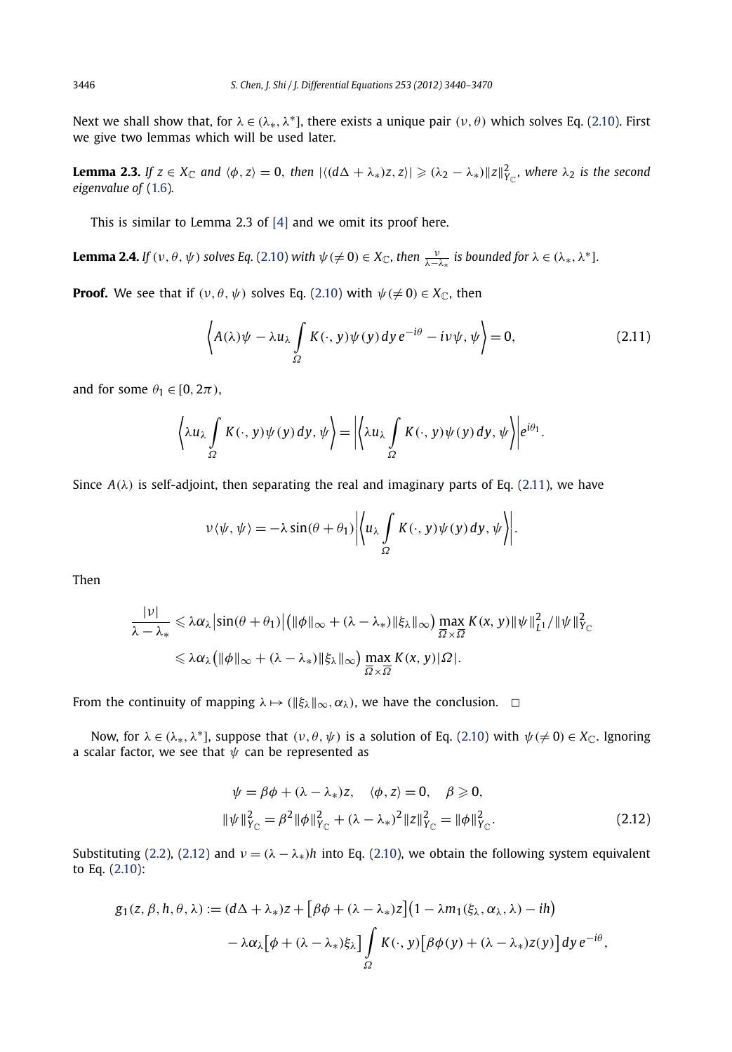Next we shall show that, for $\lambda \in (\lambda_*, \lambda^*]$, there exists a unique pair $(\nu, \theta)$ which solves Eq. (2.10). First we give two lemmas which will be used later.

**Lemma 2.3.** *If $z \in X_{\mathbb{C}}$ and $\langle \phi, z\rangle = 0$, then $|\langle (d\Delta + \lambda_*)z, z\rangle| \geqslant (\lambda_2 - \lambda_*)\|z\|^2_{Y_{\mathbb{C}}}$, where $\lambda_2$ is the second eigenvalue of (1.6).*

This is similar to Lemma 2.3 of [4] and we omit its proof here.

**Lemma 2.4.** *If $(\nu, \theta, \psi)$ solves Eq. (2.10) with $\psi (\neq 0) \in X_{\mathbb{C}}$, then $\frac{\nu}{\lambda - \lambda_*}$ is bounded for $\lambda \in (\lambda_*, \lambda^*]$.*

**Proof.** We see that if $(\nu, \theta, \psi)$ solves Eq. (2.10) with $\psi (\neq 0) \in X_{\mathbb{C}}$, then

$$\left\langle A(\lambda)\psi - \lambda u_\lambda \int_\Omega K(\cdot, y)\psi(y)\,dy\, e^{-i\theta} - i\nu\psi, \psi \right\rangle = 0, \tag{2.11}$$

and for some $\theta_1 \in [0, 2\pi)$,

$$\left\langle \lambda u_\lambda \int_\Omega K(\cdot, y)\psi(y)\,dy, \psi \right\rangle = \left| \left\langle \lambda u_\lambda \int_\Omega K(\cdot, y)\psi(y)\,dy, \psi \right\rangle \right| e^{i\theta_1}.$$

Since $A(\lambda)$ is self-adjoint, then separating the real and imaginary parts of Eq. (2.11), we have

$$\nu\langle \psi, \psi\rangle = -\lambda \sin(\theta + \theta_1) \left| \left\langle u_\lambda \int_\Omega K(\cdot, y)\psi(y)\,dy, \psi \right\rangle \right|.$$

Then

$$\begin{aligned}
\frac{|\nu|}{\lambda - \lambda_*} &\leqslant \lambda\alpha_\lambda \left|\sin(\theta + \theta_1)\right| \left(\|\phi\|_\infty + (\lambda - \lambda_*)\|\xi_\lambda\|_\infty\right) \max_{\overline{\Omega}\times\overline{\Omega}} K(x, y)\|\psi\|^2_{L^1}/\|\psi\|^2_{Y_{\mathbb{C}}} \\
&\leqslant \lambda\alpha_\lambda \left(\|\phi\|_\infty + (\lambda - \lambda_*)\|\xi_\lambda\|_\infty\right) \max_{\overline{\Omega}\times\overline{\Omega}} K(x, y)|\Omega|.
\end{aligned}$$

From the continuity of mapping $\lambda \mapsto (\|\xi_\lambda\|_\infty, \alpha_\lambda)$, we have the conclusion. $\square$

Now, for $\lambda \in (\lambda_*, \lambda^*]$, suppose that $(\nu, \theta, \psi)$ is a solution of Eq. (2.10) with $\psi (\neq 0) \in X_{\mathbb{C}}$. Ignoring a scalar factor, we see that $\psi$ can be represented as

$$\begin{gathered}
\psi = \beta\phi + (\lambda - \lambda_*)z, \quad \langle \phi, z\rangle = 0, \quad \beta \geqslant 0, \\
\|\psi\|^2_{Y_{\mathbb{C}}} = \beta^2\|\phi\|^2_{Y_{\mathbb{C}}} + (\lambda - \lambda_*)^2\|z\|^2_{Y_{\mathbb{C}}} = \|\phi\|^2_{Y_{\mathbb{C}}}.
\end{gathered} \tag{2.12}$$

Substituting (2.2), (2.12) and $\nu = (\lambda - \lambda_*)h$ into Eq. (2.10), we obtain the following system equivalent to Eq. (2.10):

$$\begin{aligned}
g_1(z, \beta, h, \theta, \lambda) := {}& (d\Delta + \lambda_*)z + \left[\beta\phi + (\lambda - \lambda_*)z\right]\left(1 - \lambda m_1(\xi_\lambda, \alpha_\lambda, \lambda) - ih\right) \\
& - \lambda\alpha_\lambda\left[\phi + (\lambda - \lambda_*)\xi_\lambda\right] \int_\Omega K(\cdot, y)\left[\beta\phi(y) + (\lambda - \lambda_*)z(y)\right] dy\, e^{-i\theta},
\end{aligned}$$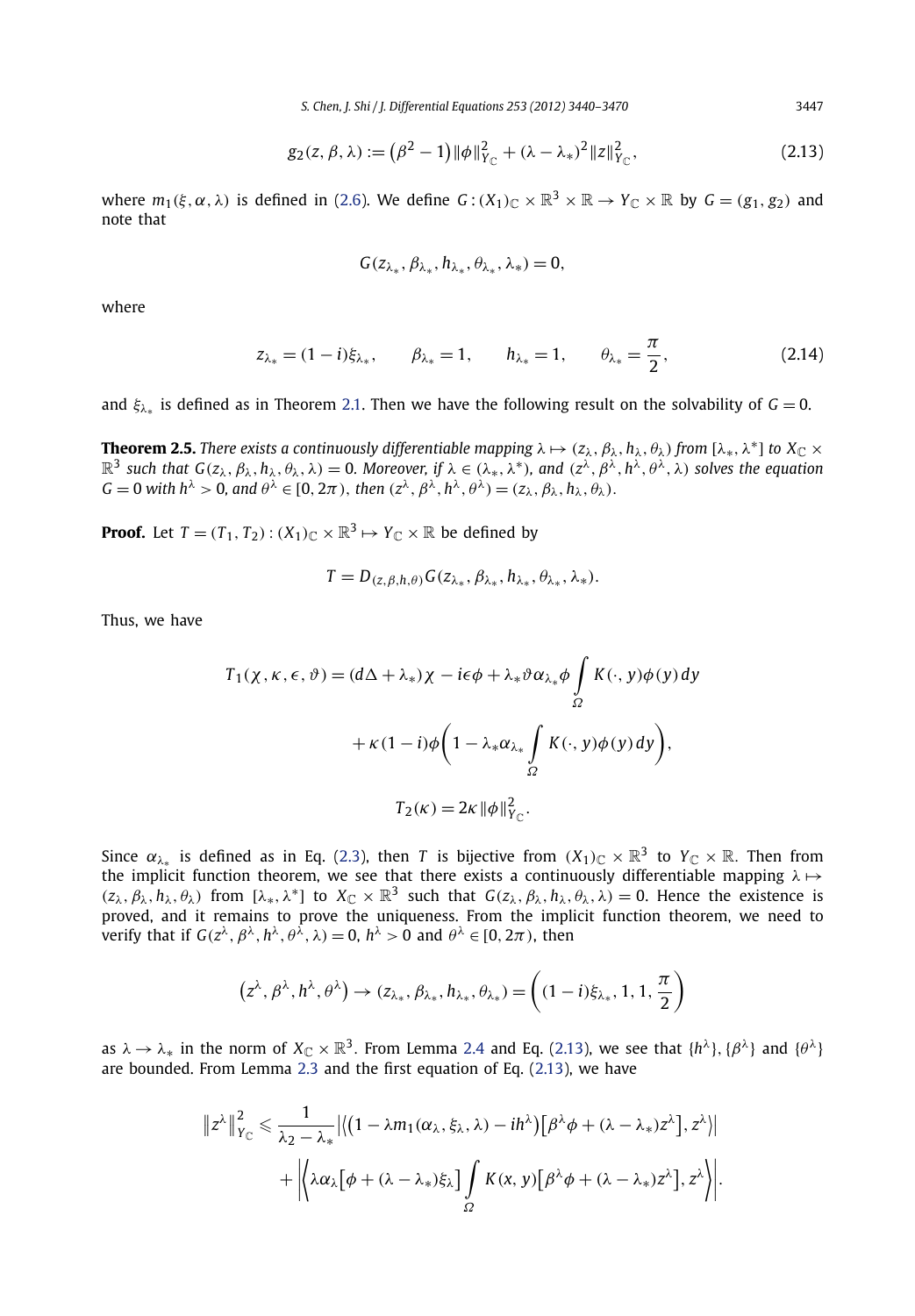$$g_2(z,\beta,\lambda) := \left(\beta^2-1\right)\|\phi\|_{Y_{\mathbb{C}}}^2 + (\lambda-\lambda_*)^2\|z\|_{Y_{\mathbb{C}}}^2, \tag{2.13}$$

where $m_1(\xi,\alpha,\lambda)$ is defined in (2.6). We define $G : (X_1)_{\mathbb{C}} \times \mathbb{R}^3 \times \mathbb{R} \to Y_{\mathbb{C}} \times \mathbb{R}$ by $G = (g_1, g_2)$ and note that

$$G(z_{\lambda_*}, \beta_{\lambda_*}, h_{\lambda_*}, \theta_{\lambda_*}, \lambda_*) = 0,$$

where

$$z_{\lambda_*} = (1-i)\xi_{\lambda_*}, \qquad \beta_{\lambda_*} = 1, \qquad h_{\lambda_*} = 1, \qquad \theta_{\lambda_*} = \frac{\pi}{2}, \tag{2.14}$$

and $\xi_{\lambda_*}$ is defined as in Theorem 2.1. Then we have the following result on the solvability of $G = 0$.

**Theorem 2.5.** *There exists a continuously differentiable mapping $\lambda \mapsto (z_\lambda, \beta_\lambda, h_\lambda, \theta_\lambda)$ from $[\lambda_*, \lambda^*]$ to $X_{\mathbb{C}} \times \mathbb{R}^3$ such that $G(z_\lambda, \beta_\lambda, h_\lambda, \theta_\lambda, \lambda) = 0$. Moreover, if $\lambda \in (\lambda_*, \lambda^*)$, and $(z^\lambda, \beta^\lambda, h^\lambda, \theta^\lambda, \lambda)$ solves the equation $G = 0$ with $h^\lambda > 0$, and $\theta^\lambda \in [0, 2\pi)$, then $(z^\lambda, \beta^\lambda, h^\lambda, \theta^\lambda) = (z_\lambda, \beta_\lambda, h_\lambda, \theta_\lambda)$.*

**Proof.** Let $T = (T_1, T_2) : (X_1)_{\mathbb{C}} \times \mathbb{R}^3 \mapsto Y_{\mathbb{C}} \times \mathbb{R}$ be defined by

$$T = D_{(z,\beta,h,\theta)} G(z_{\lambda_*}, \beta_{\lambda_*}, h_{\lambda_*}, \theta_{\lambda_*}, \lambda_*).$$

Thus, we have

$$T_1(\chi,\kappa,\epsilon,\vartheta) = (d\Delta + \lambda_*)\chi - i\epsilon\phi + \lambda_*\vartheta\alpha_{\lambda_*}\phi \int_\Omega K(\cdot,y)\phi(y)\,dy$$
$$+ \kappa(1-i)\phi\left(1 - \lambda_*\alpha_{\lambda_*}\int_\Omega K(\cdot,y)\phi(y)\,dy\right),$$
$$T_2(\kappa) = 2\kappa\|\phi\|_{Y_{\mathbb{C}}}^2.$$

Since $\alpha_{\lambda_*}$ is defined as in Eq. (2.3), then $T$ is bijective from $(X_1)_{\mathbb{C}} \times \mathbb{R}^3$ to $Y_{\mathbb{C}} \times \mathbb{R}$. Then from the implicit function theorem, we see that there exists a continuously differentiable mapping $\lambda \mapsto (z_\lambda, \beta_\lambda, h_\lambda, \theta_\lambda)$ from $[\lambda_*, \lambda^*]$ to $X_{\mathbb{C}} \times \mathbb{R}^3$ such that $G(z_\lambda, \beta_\lambda, h_\lambda, \theta_\lambda, \lambda) = 0$. Hence the existence is proved, and it remains to prove the uniqueness. From the implicit function theorem, we need to verify that if $G(z^\lambda, \beta^\lambda, h^\lambda, \theta^\lambda, \lambda) = 0$, $h^\lambda > 0$ and $\theta^\lambda \in [0, 2\pi)$, then

$$\left(z^\lambda, \beta^\lambda, h^\lambda, \theta^\lambda\right) \to (z_{\lambda_*}, \beta_{\lambda_*}, h_{\lambda_*}, \theta_{\lambda_*}) = \left((1-i)\xi_{\lambda_*}, 1, 1, \frac{\pi}{2}\right)$$

as $\lambda \to \lambda_*$ in the norm of $X_{\mathbb{C}} \times \mathbb{R}^3$. From Lemma 2.4 and Eq. (2.13), we see that $\{h^\lambda\}, \{\beta^\lambda\}$ and $\{\theta^\lambda\}$ are bounded. From Lemma 2.3 and the first equation of Eq. (2.13), we have

$$\left\|z^\lambda\right\|_{Y_{\mathbb{C}}}^2 \leqslant \frac{1}{\lambda_2 - \lambda_*}\left|\left\langle\left(1 - \lambda m_1(\alpha_\lambda, \xi_\lambda, \lambda) - ih^\lambda\right)\left[\beta^\lambda\phi + (\lambda-\lambda_*)z^\lambda\right], z^\lambda\right\rangle\right|$$
$$+ \left|\left\langle \lambda\alpha_\lambda\left[\phi + (\lambda-\lambda_*)\xi_\lambda\right]\int_\Omega K(x,y)\left[\beta^\lambda\phi + (\lambda-\lambda_*)z^\lambda\right], z^\lambda\right\rangle\right|.$$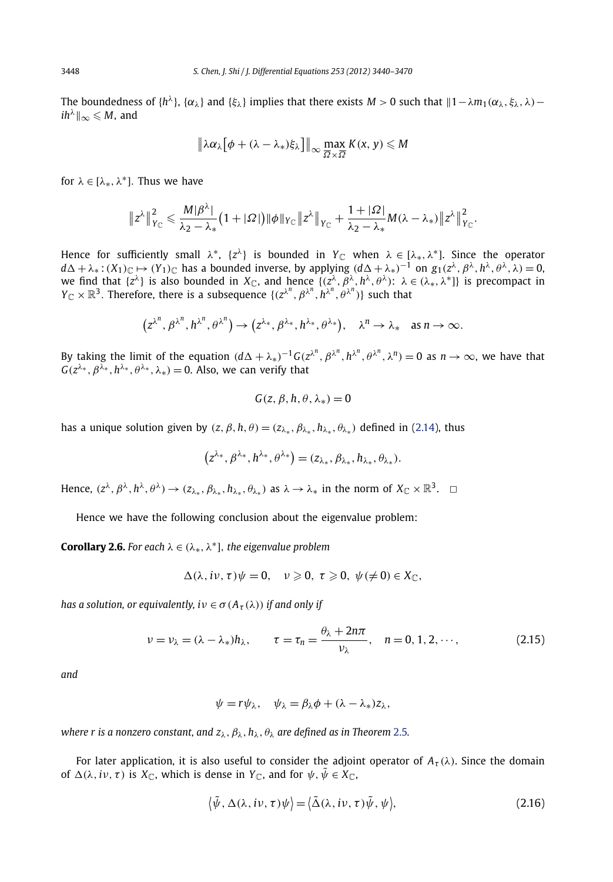The boundedness of $\{h^\lambda\}$, $\{\alpha_\lambda\}$ and $\{\xi_\lambda\}$ implies that there exists $M > 0$ such that $\|1 - \lambda m_1(\alpha_\lambda, \xi_\lambda, \lambda) - ih^\lambda\|_\infty \leqslant M$, and

$$\left\|\lambda\alpha_\lambda\left[\phi + (\lambda - \lambda_*)\xi_\lambda\right]\right\|_\infty \max_{\overline{\Omega}\times\overline{\Omega}} K(x, y) \leqslant M$$

for $\lambda \in [\lambda_*, \lambda^*]$. Thus we have

$$\left\|z^\lambda\right\|^2_{Y_{\mathbb{C}}} \leqslant \frac{M|\beta^\lambda|}{\lambda_2 - \lambda_*}\left(1 + |\Omega|\right)\|\phi\|_{Y_{\mathbb{C}}}\left\|z^\lambda\right\|_{Y_{\mathbb{C}}} + \frac{1 + |\Omega|}{\lambda_2 - \lambda_*}M(\lambda - \lambda_*)\left\|z^\lambda\right\|^2_{Y_{\mathbb{C}}}.$$

Hence for sufficiently small $\lambda^*$, $\{z^\lambda\}$ is bounded in $Y_{\mathbb{C}}$ when $\lambda \in [\lambda_*, \lambda^*]$. Since the operator $d\Delta + \lambda_* : (X_1)_{\mathbb{C}} \mapsto (Y_1)_{\mathbb{C}}$ has a bounded inverse, by applying $(d\Delta + \lambda_*)^{-1}$ on $g_1(z^\lambda, \beta^\lambda, h^\lambda, \theta^\lambda, \lambda) = 0$, we find that $\{z^\lambda\}$ is also bounded in $X_{\mathbb{C}}$, and hence $\{(z^\lambda, \beta^\lambda, h^\lambda, \theta^\lambda)\colon \lambda \in (\lambda_*, \lambda^*]\}$ is precompact in $Y_{\mathbb{C}} \times \mathbb{R}^3$. Therefore, there is a subsequence $\{(z^{\lambda^n}, \beta^{\lambda^n}, h^{\lambda^n}, \theta^{\lambda^n})\}$ such that

$$\left(z^{\lambda^n}, \beta^{\lambda^n}, h^{\lambda^n}, \theta^{\lambda^n}\right) \to \left(z^{\lambda_*}, \beta^{\lambda_*}, h^{\lambda_*}, \theta^{\lambda_*}\right), \quad \lambda^n \to \lambda_* \quad \text{as } n \to \infty.$$

By taking the limit of the equation $(d\Delta + \lambda_*)^{-1}G(z^{\lambda^n}, \beta^{\lambda^n}, h^{\lambda^n}, \theta^{\lambda^n}, \lambda^n) = 0$ as $n \to \infty$, we have that $G(z^{\lambda_*}, \beta^{\lambda_*}, h^{\lambda_*}, \theta^{\lambda_*}, \lambda_*) = 0$. Also, we can verify that

$$G(z, \beta, h, \theta, \lambda_*) = 0$$

has a unique solution given by $(z, \beta, h, \theta) = (z_{\lambda_*}, \beta_{\lambda_*}, h_{\lambda_*}, \theta_{\lambda_*})$ defined in (2.14), thus

$$\left(z^{\lambda_*}, \beta^{\lambda_*}, h^{\lambda_*}, \theta^{\lambda_*}\right) = (z_{\lambda_*}, \beta_{\lambda_*}, h_{\lambda_*}, \theta_{\lambda_*}).$$

Hence, $(z^\lambda, \beta^\lambda, h^\lambda, \theta^\lambda) \to (z_{\lambda_*}, \beta_{\lambda_*}, h_{\lambda_*}, \theta_{\lambda_*})$ as $\lambda \to \lambda_*$ in the norm of $X_{\mathbb{C}} \times \mathbb{R}^3$. $\square$

Hence we have the following conclusion about the eigenvalue problem:

**Corollary 2.6.** *For each $\lambda \in (\lambda_*, \lambda^*]$, the eigenvalue problem*

$$\Delta(\lambda, i\nu, \tau)\psi = 0, \quad \nu \geqslant 0,\ \tau \geqslant 0,\ \psi(\neq 0) \in X_{\mathbb{C}},$$

*has a solution, or equivalently, $i\nu \in \sigma(A_\tau(\lambda))$ if and only if*

$$\nu = \nu_\lambda = (\lambda - \lambda_*)h_\lambda, \qquad \tau = \tau_n = \frac{\theta_\lambda + 2n\pi}{\nu_\lambda}, \quad n = 0, 1, 2, \cdots, \tag{2.15}$$

*and*

$$\psi = r\psi_\lambda, \quad \psi_\lambda = \beta_\lambda\phi + (\lambda - \lambda_*)z_\lambda,$$

*where $r$ is a nonzero constant, and $z_\lambda, \beta_\lambda, h_\lambda, \theta_\lambda$ are defined as in Theorem 2.5.*

For later application, it is also useful to consider the adjoint operator of $A_\tau(\lambda)$. Since the domain of $\Delta(\lambda, i\nu, \tau)$ is $X_{\mathbb{C}}$, which is dense in $Y_{\mathbb{C}}$, and for $\psi, \tilde{\psi} \in X_{\mathbb{C}}$,

$$\left\langle\tilde{\psi}, \Delta(\lambda, i\nu, \tau)\psi\right\rangle = \left\langle\tilde{\Delta}(\lambda, i\nu, \tau)\tilde{\psi}, \psi\right\rangle, \tag{2.16}$$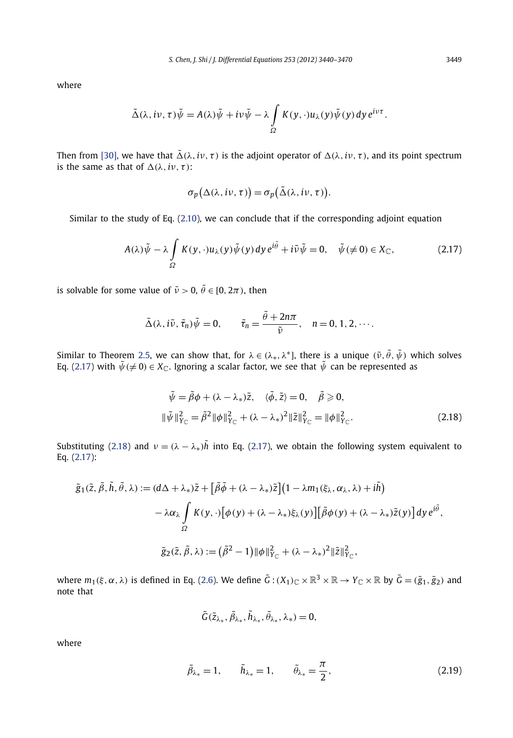where

$$\tilde{\Delta}(\lambda, i\nu, \tau)\tilde{\psi} = A(\lambda)\tilde{\psi} + i\nu\tilde{\psi} - \lambda \int_{\Omega} K(y, \cdot)u_\lambda(y)\tilde{\psi}(y)\,dy\,e^{i\nu\tau}.$$

Then from [30], we have that $\tilde{\Delta}(\lambda, i\nu, \tau)$ is the adjoint operator of $\Delta(\lambda, i\nu, \tau)$, and its point spectrum is the same as that of $\Delta(\lambda, i\nu, \tau)$:

$$\sigma_p\big(\Delta(\lambda, i\nu, \tau)\big) = \sigma_p\big(\tilde{\Delta}(\lambda, i\nu, \tau)\big).$$

Similar to the study of Eq. (2.10), we can conclude that if the corresponding adjoint equation

$$A(\lambda)\tilde{\psi} - \lambda \int_{\Omega} K(y, \cdot)u_\lambda(y)\tilde{\psi}(y)\,dy\,e^{i\tilde{\theta}} + i\tilde{\nu}\tilde{\psi} = 0, \quad \tilde{\psi}(\neq 0) \in X_{\mathbb{C}}, \tag{2.17}$$

is solvable for some value of $\tilde{\nu} > 0$, $\tilde{\theta} \in [0, 2\pi)$, then

$$\tilde{\Delta}(\lambda, i\tilde{\nu}, \tilde{\tau}_n)\tilde{\psi} = 0, \qquad \tilde{\tau}_n = \frac{\tilde{\theta} + 2n\pi}{\tilde{\nu}}, \quad n = 0, 1, 2, \cdots.$$

Similar to Theorem 2.5, we can show that, for $\lambda \in (\lambda_*, \lambda^*]$, there is a unique $(\tilde{\nu}, \tilde{\theta}, \tilde{\psi})$ which solves Eq. (2.17) with $\tilde{\psi}(\neq 0) \in X_{\mathbb{C}}$. Ignoring a scalar factor, we see that $\tilde{\psi}$ can be represented as

$$\begin{aligned}
&\tilde{\psi} = \tilde{\beta}\phi + (\lambda - \lambda_*)\tilde{z}, \quad \langle \tilde{\phi}, \tilde{z} \rangle = 0, \quad \tilde{\beta} \geqslant 0, \\
&\|\tilde{\psi}\|_{Y_{\mathbb{C}}}^2 = \tilde{\beta}^2\|\phi\|_{Y_{\mathbb{C}}}^2 + (\lambda - \lambda_*)^2\|\tilde{z}\|_{Y_{\mathbb{C}}}^2 = \|\phi\|_{Y_{\mathbb{C}}}^2.
\end{aligned} \tag{2.18}$$

Substituting (2.18) and $\nu = (\lambda - \lambda_*)\tilde{h}$ into Eq. (2.17), we obtain the following system equivalent to Eq. (2.17):

$$\begin{aligned}
\tilde{g}_1(\tilde{z}, \tilde{\beta}, \tilde{h}, \tilde{\theta}, \lambda) := {} & (d\Delta + \lambda_*)\tilde{z} + \big[\tilde{\beta}\tilde{\phi} + (\lambda - \lambda_*)\tilde{z}\big]\big(1 - \lambda m_1(\xi_\lambda, \alpha_\lambda, \lambda) + i\tilde{h}\big) \\
& - \lambda\alpha_\lambda \int_{\Omega} K(y, \cdot)\big[\phi(y) + (\lambda - \lambda_*)\xi_\lambda(y)\big]\big[\tilde{\beta}\phi(y) + (\lambda - \lambda_*)\tilde{z}(y)\big]\,dy\,e^{i\tilde{\theta}}, \\
\tilde{g}_2(\tilde{z}, \tilde{\beta}, \lambda) := {} & \big(\tilde{\beta}^2 - 1\big)\|\phi\|_{Y_{\mathbb{C}}}^2 + (\lambda - \lambda_*)^2\|\tilde{z}\|_{Y_{\mathbb{C}}}^2,
\end{aligned}$$

where $m_1(\xi, \alpha, \lambda)$ is defined in Eq. (2.6). We define $\tilde{G} : (X_1)_{\mathbb{C}} \times \mathbb{R}^3 \times \mathbb{R} \to Y_{\mathbb{C}} \times \mathbb{R}$ by $\tilde{G} = (\tilde{g}_1, \tilde{g}_2)$ and note that

$$\tilde{G}(\tilde{z}_{\lambda_*}, \tilde{\beta}_{\lambda_*}, \tilde{h}_{\lambda_*}, \tilde{\theta}_{\lambda_*}, \lambda_*) = 0,$$

where

$$\tilde{\beta}_{\lambda_*} = 1, \qquad \tilde{h}_{\lambda_*} = 1, \qquad \tilde{\theta}_{\lambda_*} = \frac{\pi}{2}, \tag{2.19}$$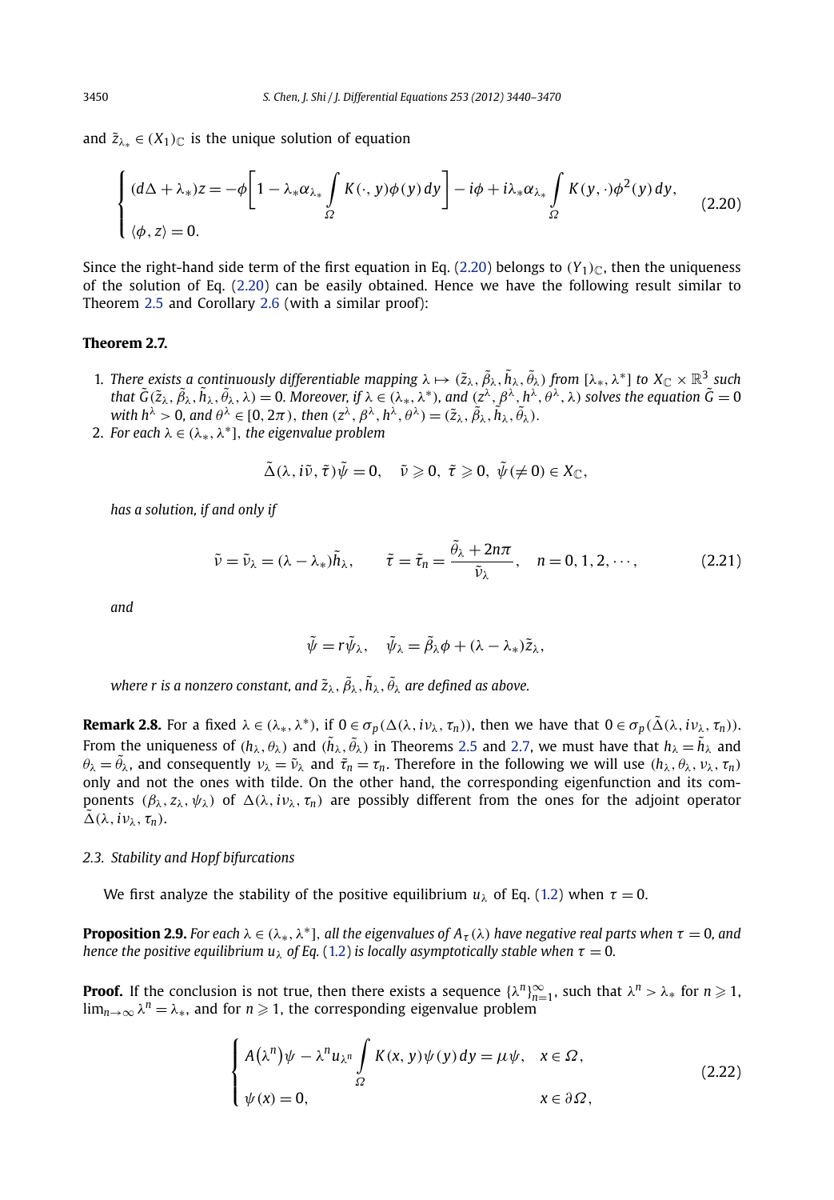and $\tilde{z}_{\lambda_*} \in (X_1)_{\mathbb{C}}$ is the unique solution of equation

$$\begin{cases} (d\Delta + \lambda_*)z = -\phi\left[1 - \lambda_*\alpha_{\lambda_*}\displaystyle\int_\Omega K(\cdot, y)\phi(y)\,dy\right] - i\phi + i\lambda_*\alpha_{\lambda_*}\displaystyle\int_\Omega K(y, \cdot)\phi^2(y)\,dy, \\ \langle \phi, z\rangle = 0. \end{cases} \tag{2.20}$$

Since the right-hand side term of the first equation in Eq. (2.20) belongs to $(Y_1)_{\mathbb{C}}$, then the uniqueness of the solution of Eq. (2.20) can be easily obtained. Hence we have the following result similar to Theorem 2.5 and Corollary 2.6 (with a similar proof):

**Theorem 2.7.**

1. *There exists a continuously differentiable mapping $\lambda \mapsto (\tilde{z}_\lambda, \tilde{\beta}_\lambda, \tilde{h}_\lambda, \tilde{\theta}_\lambda)$ from $[\lambda_*, \lambda^*]$ to $X_{\mathbb{C}} \times \mathbb{R}^3$ such that $\tilde{G}(\tilde{z}_\lambda, \tilde{\beta}_\lambda, \tilde{h}_\lambda, \tilde{\theta}_\lambda, \lambda) = 0$. Moreover, if $\lambda \in (\lambda_*, \lambda^*)$, and $(z^\lambda, \beta^\lambda, h^\lambda, \theta^\lambda, \lambda)$ solves the equation $\tilde{G} = 0$ with $h^\lambda > 0$, and $\theta^\lambda \in [0, 2\pi)$, then $(z^\lambda, \beta^\lambda, h^\lambda, \theta^\lambda) = (\tilde{z}_\lambda, \tilde{\beta}_\lambda, \tilde{h}_\lambda, \tilde{\theta}_\lambda)$.*
2. *For each $\lambda \in (\lambda_*, \lambda^*]$, the eigenvalue problem*

$$\tilde{\Delta}(\lambda, i\tilde{\nu}, \tilde{\tau})\tilde{\psi} = 0, \quad \tilde{\nu} \geqslant 0,\ \tilde{\tau} \geqslant 0,\ \tilde{\psi}(\neq 0) \in X_{\mathbb{C}},$$

*has a solution, if and only if*

$$\tilde{\nu} = \tilde{\nu}_\lambda = (\lambda - \lambda_*)\tilde{h}_\lambda, \qquad \tilde{\tau} = \tilde{\tau}_n = \frac{\tilde{\theta}_\lambda + 2n\pi}{\tilde{\nu}_\lambda}, \quad n = 0, 1, 2, \cdots, \tag{2.21}$$

*and*

$$\tilde{\psi} = r\tilde{\psi}_\lambda, \quad \tilde{\psi}_\lambda = \tilde{\beta}_\lambda\phi + (\lambda - \lambda_*)\tilde{z}_\lambda,$$

*where $r$ is a nonzero constant, and $\tilde{z}_\lambda, \tilde{\beta}_\lambda, \tilde{h}_\lambda, \tilde{\theta}_\lambda$ are defined as above.*

**Remark 2.8.** For a fixed $\lambda \in (\lambda_*, \lambda^*)$, if $0 \in \sigma_p(\Delta(\lambda, i\nu_\lambda, \tau_n))$, then we have that $0 \in \sigma_p(\tilde{\Delta}(\lambda, i\nu_\lambda, \tau_n))$. From the uniqueness of $(h_\lambda, \theta_\lambda)$ and $(\tilde{h}_\lambda, \tilde{\theta}_\lambda)$ in Theorems 2.5 and 2.7, we must have that $h_\lambda = \tilde{h}_\lambda$ and $\theta_\lambda = \tilde{\theta}_\lambda$, and consequently $\nu_\lambda = \tilde{\nu}_\lambda$ and $\tilde{\tau}_n = \tau_n$. Therefore in the following we will use $(h_\lambda, \theta_\lambda, \nu_\lambda, \tau_n)$ only and not the ones with tilde. On the other hand, the corresponding eigenfunction and its components $(\beta_\lambda, z_\lambda, \psi_\lambda)$ of $\Delta(\lambda, i\nu_\lambda, \tau_n)$ are possibly different from the ones for the adjoint operator $\tilde{\Delta}(\lambda, i\nu_\lambda, \tau_n)$.

### 2.3. Stability and Hopf bifurcations

We first analyze the stability of the positive equilibrium $u_\lambda$ of Eq. (1.2) when $\tau = 0$.

**Proposition 2.9.** *For each $\lambda \in (\lambda_*, \lambda^*]$, all the eigenvalues of $A_\tau(\lambda)$ have negative real parts when $\tau = 0$, and hence the positive equilibrium $u_\lambda$ of Eq. (1.2) is locally asymptotically stable when $\tau = 0$.*

**Proof.** If the conclusion is not true, then there exists a sequence $\{\lambda^n\}_{n=1}^\infty$, such that $\lambda^n > \lambda_*$ for $n \geqslant 1$, $\lim_{n\to\infty}\lambda^n = \lambda_*$, and for $n \geqslant 1$, the corresponding eigenvalue problem

$$\begin{cases} A(\lambda^n)\psi - \lambda^n u_{\lambda^n}\displaystyle\int_\Omega K(x, y)\psi(y)\,dy = \mu\psi, & x \in \Omega, \\ \psi(x) = 0, & x \in \partial\Omega, \end{cases} \tag{2.22}$$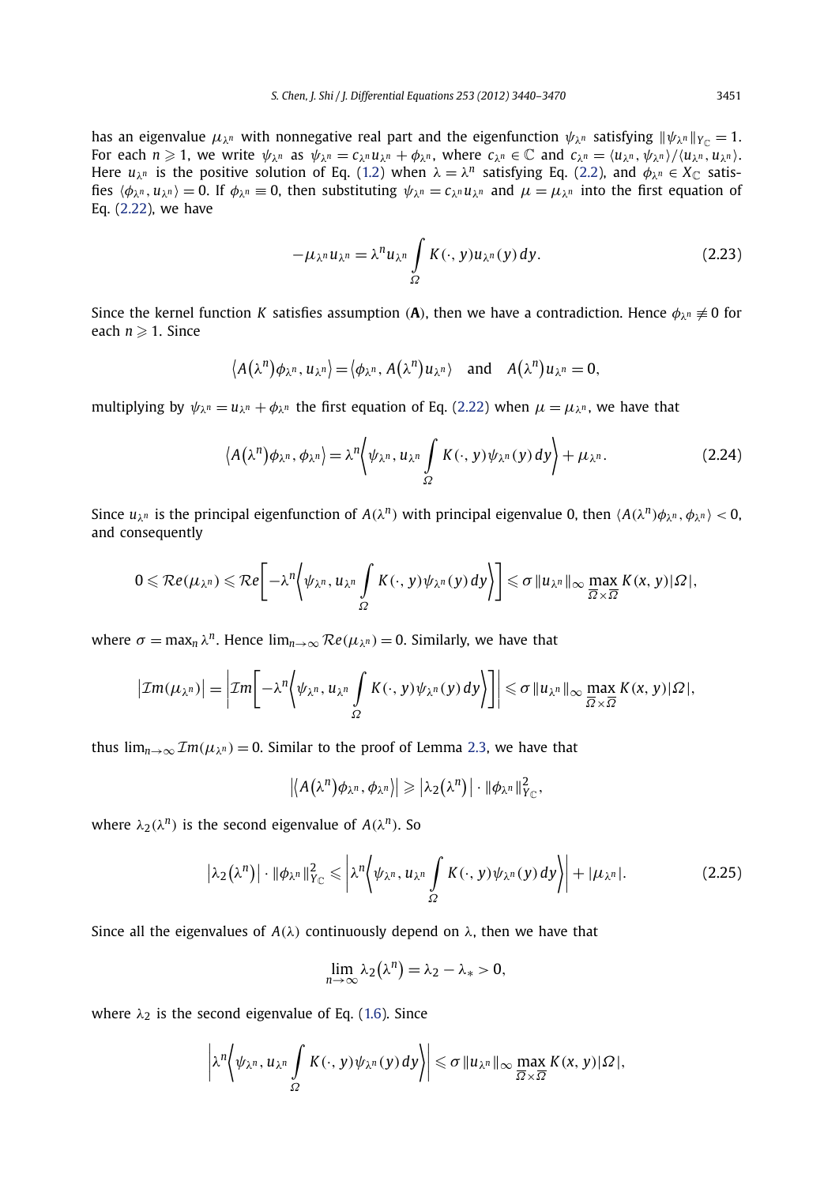has an eigenvalue $\mu_{\lambda^n}$ with nonnegative real part and the eigenfunction $\psi_{\lambda^n}$ satisfying $\|\psi_{\lambda^n}\|_{Y_{\mathbb{C}}} = 1$. For each $n \geqslant 1$, we write $\psi_{\lambda^n}$ as $\psi_{\lambda^n} = c_{\lambda^n} u_{\lambda^n} + \phi_{\lambda^n}$, where $c_{\lambda^n} \in \mathbb{C}$ and $c_{\lambda^n} = \langle u_{\lambda^n}, \psi_{\lambda^n}\rangle / \langle u_{\lambda^n}, u_{\lambda^n}\rangle$. Here $u_{\lambda^n}$ is the positive solution of Eq. (1.2) when $\lambda = \lambda^n$ satisfying Eq. (2.2), and $\phi_{\lambda^n} \in X_{\mathbb{C}}$ satisfies $\langle \phi_{\lambda^n}, u_{\lambda^n}\rangle = 0$. If $\phi_{\lambda^n} \equiv 0$, then substituting $\psi_{\lambda^n} = c_{\lambda^n} u_{\lambda^n}$ and $\mu = \mu_{\lambda^n}$ into the first equation of Eq. (2.22), we have

$$-\mu_{\lambda^n} u_{\lambda^n} = \lambda^n u_{\lambda^n} \int_{\Omega} K(\cdot, y) u_{\lambda^n}(y)\, dy. \tag{2.23}$$

Since the kernel function $K$ satisfies assumption (**A**), then we have a contradiction. Hence $\phi_{\lambda^n} \not\equiv 0$ for each $n \geqslant 1$. Since

$$\langle A(\lambda^n)\phi_{\lambda^n}, u_{\lambda^n}\rangle = \langle \phi_{\lambda^n}, A(\lambda^n) u_{\lambda^n}\rangle \quad \text{and} \quad A(\lambda^n) u_{\lambda^n} = 0,$$

multiplying by $\psi_{\lambda^n} = u_{\lambda^n} + \phi_{\lambda^n}$ the first equation of Eq. (2.22) when $\mu = \mu_{\lambda^n}$, we have that

$$\langle A(\lambda^n)\phi_{\lambda^n}, \phi_{\lambda^n}\rangle = \lambda^n \left\langle \psi_{\lambda^n}, u_{\lambda^n} \int_{\Omega} K(\cdot, y)\psi_{\lambda^n}(y)\, dy \right\rangle + \mu_{\lambda^n}. \tag{2.24}$$

Since $u_{\lambda^n}$ is the principal eigenfunction of $A(\lambda^n)$ with principal eigenvalue 0, then $\langle A(\lambda^n)\phi_{\lambda^n}, \phi_{\lambda^n}\rangle < 0$, and consequently

$$0 \leqslant \mathcal{R}e(\mu_{\lambda^n}) \leqslant \mathcal{R}e\left[-\lambda^n \left\langle \psi_{\lambda^n}, u_{\lambda^n} \int_{\Omega} K(\cdot, y)\psi_{\lambda^n}(y)\, dy \right\rangle\right] \leqslant \sigma \|u_{\lambda^n}\|_\infty \max_{\overline{\Omega}\times\overline{\Omega}} K(x, y)|\Omega|,$$

where $\sigma = \max_n \lambda^n$. Hence $\lim_{n\to\infty} \mathcal{R}e(\mu_{\lambda^n}) = 0$. Similarly, we have that

$$\left|\mathcal{I}m(\mu_{\lambda^n})\right| = \left|\mathcal{I}m\left[-\lambda^n \left\langle \psi_{\lambda^n}, u_{\lambda^n} \int_{\Omega} K(\cdot, y)\psi_{\lambda^n}(y)\, dy \right\rangle\right]\right| \leqslant \sigma \|u_{\lambda^n}\|_\infty \max_{\overline{\Omega}\times\overline{\Omega}} K(x, y)|\Omega|,$$

thus $\lim_{n\to\infty} \mathcal{I}m(\mu_{\lambda^n}) = 0$. Similar to the proof of Lemma 2.3, we have that

$$\left|\langle A(\lambda^n)\phi_{\lambda^n}, \phi_{\lambda^n}\rangle\right| \geqslant \left|\lambda_2(\lambda^n)\right| \cdot \|\phi_{\lambda^n}\|^2_{Y_{\mathbb{C}}},$$

where $\lambda_2(\lambda^n)$ is the second eigenvalue of $A(\lambda^n)$. So

$$\left|\lambda_2(\lambda^n)\right| \cdot \|\phi_{\lambda^n}\|^2_{Y_{\mathbb{C}}} \leqslant \left|\lambda^n \left\langle \psi_{\lambda^n}, u_{\lambda^n} \int_{\Omega} K(\cdot, y)\psi_{\lambda^n}(y)\, dy \right\rangle\right| + |\mu_{\lambda^n}|. \tag{2.25}$$

Since all the eigenvalues of $A(\lambda)$ continuously depend on $\lambda$, then we have that

$$\lim_{n\to\infty} \lambda_2(\lambda^n) = \lambda_2 - \lambda_* > 0,$$

where $\lambda_2$ is the second eigenvalue of Eq. (1.6). Since

$$\left|\lambda^n \left\langle \psi_{\lambda^n}, u_{\lambda^n} \int_{\Omega} K(\cdot, y)\psi_{\lambda^n}(y)\, dy \right\rangle\right| \leqslant \sigma \|u_{\lambda^n}\|_\infty \max_{\overline{\Omega}\times\overline{\Omega}} K(x, y)|\Omega|,$$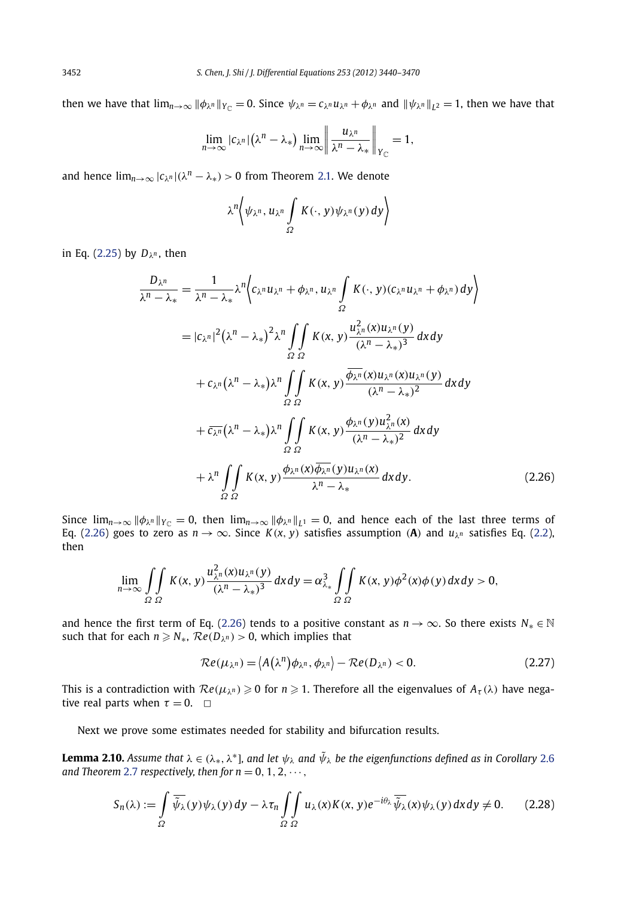then we have that $\lim_{n\to\infty} \|\phi_{\lambda^n}\|_{Y_{\mathbb{C}}} = 0$. Since $\psi_{\lambda^n} = c_{\lambda^n} u_{\lambda^n} + \phi_{\lambda^n}$ and $\|\psi_{\lambda^n}\|_{L^2} = 1$, then we have that

$$\lim_{n\to\infty} |c_{\lambda^n}|\big(\lambda^n - \lambda_*\big) \lim_{n\to\infty} \left\| \frac{u_{\lambda^n}}{\lambda^n - \lambda_*} \right\|_{Y_{\mathbb{C}}} = 1,$$

and hence $\lim_{n\to\infty} |c_{\lambda^n}|(\lambda^n - \lambda_*) > 0$ from Theorem 2.1. We denote

$$\lambda^n \left\langle \psi_{\lambda^n}, u_{\lambda^n} \int_\Omega K(\cdot, y) \psi_{\lambda^n}(y)\, dy \right\rangle$$

in Eq. (2.25) by $D_{\lambda^n}$, then

$$\begin{aligned}
\frac{D_{\lambda^n}}{\lambda^n - \lambda_*} &= \frac{1}{\lambda^n - \lambda_*} \lambda^n \left\langle c_{\lambda^n} u_{\lambda^n} + \phi_{\lambda^n}, u_{\lambda^n} \int_\Omega K(\cdot, y)(c_{\lambda^n} u_{\lambda^n} + \phi_{\lambda^n})\, dy \right\rangle \\
&= |c_{\lambda^n}|^2 \big(\lambda^n - \lambda_*\big)^2 \lambda^n \int_\Omega\int_\Omega K(x, y) \frac{u^2_{\lambda^n}(x) u_{\lambda^n}(y)}{(\lambda^n - \lambda_*)^3}\, dx\, dy \\
&\quad + c_{\lambda^n}\big(\lambda^n - \lambda_*\big)\lambda^n \int_\Omega\int_\Omega K(x, y) \frac{\overline{\phi_{\lambda^n}}(x) u_{\lambda^n}(x) u_{\lambda^n}(y)}{(\lambda^n - \lambda_*)^2}\, dx\, dy \\
&\quad + \overline{c_{\lambda^n}}\big(\lambda^n - \lambda_*\big)\lambda^n \int_\Omega\int_\Omega K(x, y) \frac{\phi_{\lambda^n}(y) u^2_{\lambda^n}(x)}{(\lambda^n - \lambda_*)^2}\, dx\, dy \\
&\quad + \lambda^n \int_\Omega\int_\Omega K(x, y) \frac{\phi_{\lambda^n}(x)\overline{\phi_{\lambda^n}}(y) u_{\lambda^n}(x)}{\lambda^n - \lambda_*}\, dx\, dy. \qquad (2.26)
\end{aligned}$$

Since $\lim_{n\to\infty} \|\phi_{\lambda^n}\|_{Y_{\mathbb{C}}} = 0$, then $\lim_{n\to\infty} \|\phi_{\lambda^n}\|_{L^1} = 0$, and hence each of the last three terms of Eq. (2.26) goes to zero as $n \to \infty$. Since $K(x, y)$ satisfies assumption (**A**) and $u_{\lambda^n}$ satisfies Eq. (2.2), then

$$\lim_{n\to\infty} \int_\Omega\int_\Omega K(x, y) \frac{u^2_{\lambda^n}(x) u_{\lambda^n}(y)}{(\lambda^n - \lambda_*)^3}\, dx\, dy = \alpha^3_{\lambda_*} \int_\Omega\int_\Omega K(x, y)\phi^2(x)\phi(y)\, dx\, dy > 0,$$

and hence the first term of Eq. (2.26) tends to a positive constant as $n \to \infty$. So there exists $N_* \in \mathbb{N}$ such that for each $n \geqslant N_*$, $\mathcal{R}e(D_{\lambda^n}) > 0$, which implies that

$$\mathcal{R}e(\mu_{\lambda^n}) = \big\langle A\big(\lambda^n\big)\phi_{\lambda^n}, \phi_{\lambda^n}\big\rangle - \mathcal{R}e(D_{\lambda^n}) < 0. \qquad (2.27)$$

This is a contradiction with $\mathcal{R}e(\mu_{\lambda^n}) \geqslant 0$ for $n \geqslant 1$. Therefore all the eigenvalues of $A_\tau(\lambda)$ have negative real parts when $\tau = 0$. $\square$

Next we prove some estimates needed for stability and bifurcation results.

**Lemma 2.10.** *Assume that $\lambda \in (\lambda_*, \lambda^*]$, and let $\psi_\lambda$ and $\tilde{\psi}_\lambda$ be the eigenfunctions defined as in Corollary 2.6 and Theorem 2.7 respectively, then for $n = 0, 1, 2, \cdots$,*

$$S_n(\lambda) := \int_\Omega \overline{\tilde{\psi}_\lambda}(y)\psi_\lambda(y)\, dy - \lambda\tau_n \int_\Omega\int_\Omega u_\lambda(x) K(x, y) e^{-i\theta_\lambda} \overline{\tilde{\psi}_\lambda}(x)\psi_\lambda(y)\, dx\, dy \neq 0. \qquad (2.28)$$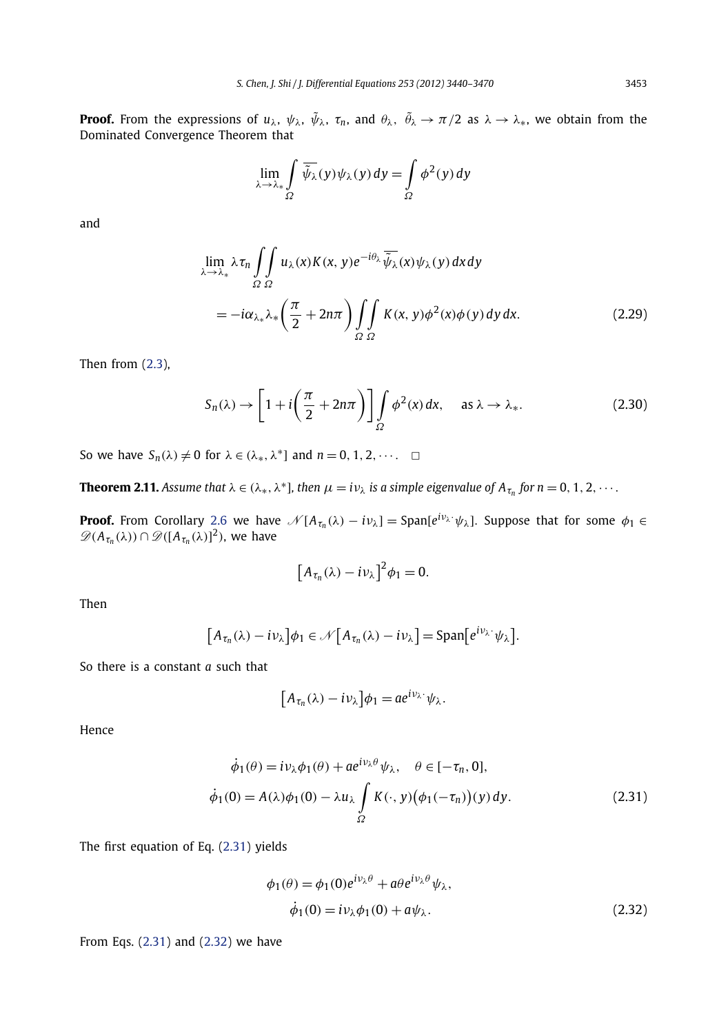**Proof.** From the expressions of $u_\lambda$, $\psi_\lambda$, $\tilde{\psi}_\lambda$, $\tau_n$, and $\theta_\lambda$, $\tilde{\theta}_\lambda \to \pi/2$ as $\lambda \to \lambda_*$, we obtain from the Dominated Convergence Theorem that

$$\lim_{\lambda \to \lambda_*} \int_\Omega \overline{\tilde{\psi}_\lambda}(y)\psi_\lambda(y)\,dy = \int_\Omega \phi^2(y)\,dy$$

and

$$\begin{aligned}
&\lim_{\lambda \to \lambda_*} \lambda\tau_n \int_\Omega\int_\Omega u_\lambda(x)K(x,y)e^{-i\theta_\lambda}\overline{\tilde{\psi}_\lambda}(x)\psi_\lambda(y)\,dx\,dy \\
&\quad = -i\alpha_{\lambda_*}\lambda_*\left(\frac{\pi}{2}+2n\pi\right)\int_\Omega\int_\Omega K(x,y)\phi^2(x)\phi(y)\,dy\,dx. \qquad (2.29)
\end{aligned}$$

Then from (2.3),

$$S_n(\lambda) \to \left[1 + i\left(\frac{\pi}{2}+2n\pi\right)\right]\int_\Omega \phi^2(x)\,dx, \quad \text{as } \lambda \to \lambda_*. \qquad (2.30)$$

So we have $S_n(\lambda) \neq 0$ for $\lambda \in (\lambda_*, \lambda^*]$ and $n = 0, 1, 2, \cdots$. $\square$

**Theorem 2.11.** *Assume that $\lambda \in (\lambda_*, \lambda^*]$, then $\mu = i\nu_\lambda$ is a simple eigenvalue of $A_{\tau_n}$ for $n = 0, 1, 2, \cdots$.*

**Proof.** From Corollary 2.6 we have $\mathscr{N}[A_{\tau_n}(\lambda) - i\nu_\lambda] = \operatorname{Span}[e^{i\nu_\lambda \cdot}\psi_\lambda]$. Suppose that for some $\phi_1 \in \mathscr{D}(A_{\tau_n}(\lambda)) \cap \mathscr{D}([A_{\tau_n}(\lambda)]^2)$, we have

$$\left[A_{\tau_n}(\lambda) - i\nu_\lambda\right]^2\phi_1 = 0.$$

Then

$$\left[A_{\tau_n}(\lambda) - i\nu_\lambda\right]\phi_1 \in \mathscr{N}\left[A_{\tau_n}(\lambda) - i\nu_\lambda\right] = \operatorname{Span}\left[e^{i\nu_\lambda \cdot}\psi_\lambda\right].$$

So there is a constant $a$ such that

$$\left[A_{\tau_n}(\lambda) - i\nu_\lambda\right]\phi_1 = ae^{i\nu_\lambda \cdot}\psi_\lambda.$$

Hence

$$\begin{aligned}
\dot{\phi}_1(\theta) &= i\nu_\lambda\phi_1(\theta) + ae^{i\nu_\lambda\theta}\psi_\lambda, \quad \theta \in [-\tau_n, 0], \\
\dot{\phi}_1(0) &= A(\lambda)\phi_1(0) - \lambda u_\lambda \int_\Omega K(\cdot, y)\big(\phi_1(-\tau_n)\big)(y)\,dy. \qquad (2.31)
\end{aligned}$$

The first equation of Eq. (2.31) yields

$$\begin{aligned}
\phi_1(\theta) &= \phi_1(0)e^{i\nu_\lambda\theta} + a\theta e^{i\nu_\lambda\theta}\psi_\lambda, \\
\dot{\phi}_1(0) &= i\nu_\lambda\phi_1(0) + a\psi_\lambda. \qquad (2.32)
\end{aligned}$$

From Eqs. (2.31) and (2.32) we have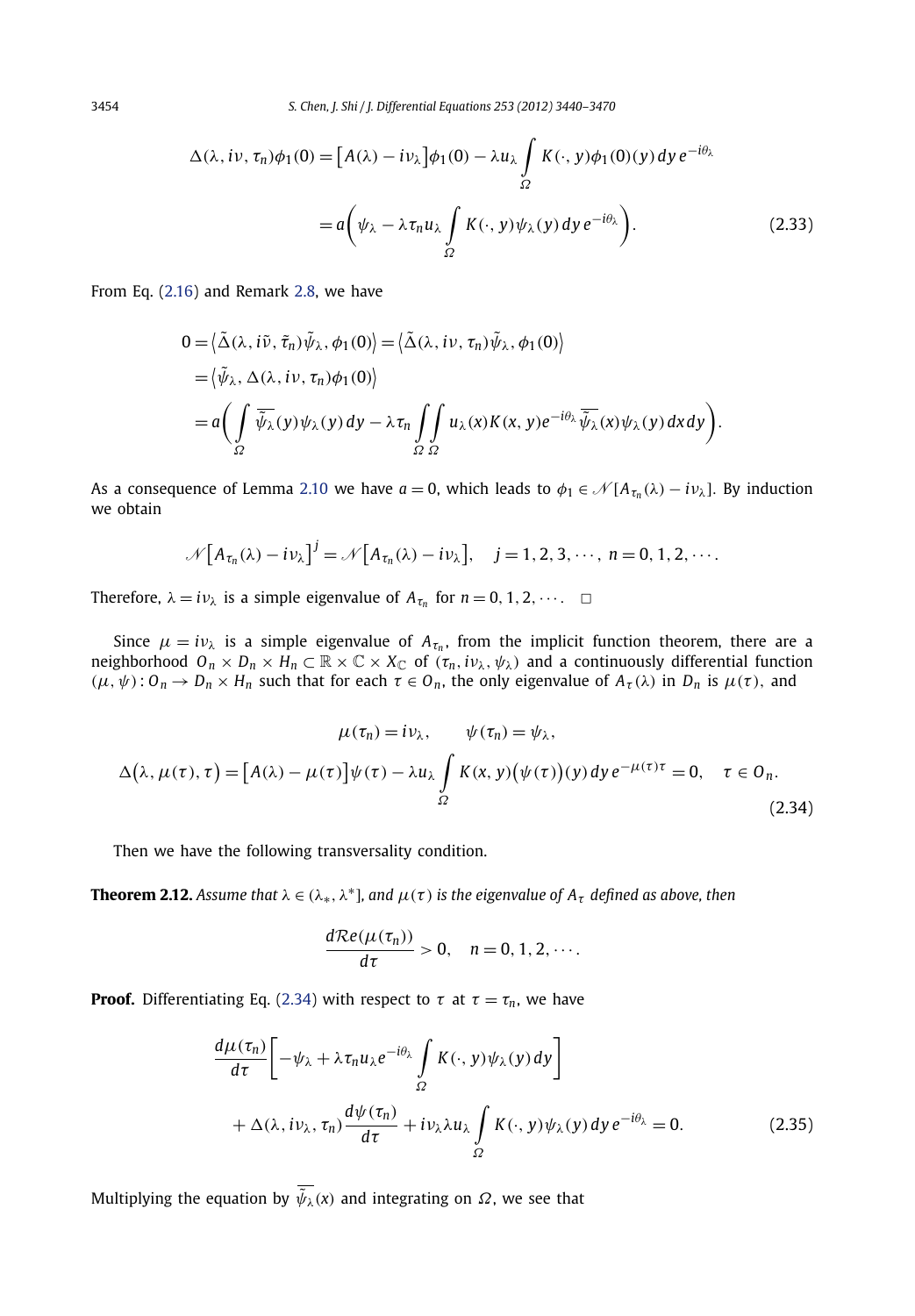$$\Delta(\lambda, i\nu, \tau_n)\phi_1(0) = \left[A(\lambda) - i\nu_\lambda\right]\phi_1(0) - \lambda u_\lambda \int\limits_\Omega K(\cdot, y)\phi_1(0)(y)\,dy\, e^{-i\theta_\lambda}$$

$$= a\left(\psi_\lambda - \lambda\tau_n u_\lambda \int\limits_\Omega K(\cdot, y)\psi_\lambda(y)\,dy\, e^{-i\theta_\lambda}\right). \tag{2.33}$$

From Eq. (2.16) and Remark 2.8, we have

$$\begin{aligned}
0 &= \left\langle \tilde{\Delta}(\lambda, i\tilde{\nu}, \tilde{\tau}_n)\tilde{\psi}_\lambda, \phi_1(0)\right\rangle = \left\langle \tilde{\Delta}(\lambda, i\nu, \tau_n)\tilde{\psi}_\lambda, \phi_1(0)\right\rangle \\
&= \left\langle \tilde{\psi}_\lambda, \Delta(\lambda, i\nu, \tau_n)\phi_1(0)\right\rangle \\
&= a\left(\int\limits_\Omega \overline{\tilde{\psi}_\lambda}(y)\psi_\lambda(y)\,dy - \lambda\tau_n \int\limits_\Omega\int\limits_\Omega u_\lambda(x)K(x, y)e^{-i\theta_\lambda}\overline{\tilde{\psi}_\lambda}(x)\psi_\lambda(y)\,dx\,dy\right).
\end{aligned}$$

As a consequence of Lemma 2.10 we have $a = 0$, which leads to $\phi_1 \in \mathscr{N}[A_{\tau_n}(\lambda) - i\nu_\lambda]$. By induction we obtain

$$\mathscr{N}\left[A_{\tau_n}(\lambda) - i\nu_\lambda\right]^j = \mathscr{N}\left[A_{\tau_n}(\lambda) - i\nu_\lambda\right], \quad j = 1, 2, 3, \cdots,\ n = 0, 1, 2, \cdots.$$

Therefore, $\lambda = i\nu_\lambda$ is a simple eigenvalue of $A_{\tau_n}$ for $n = 0, 1, 2, \cdots$. $\square$

Since $\mu = i\nu_\lambda$ is a simple eigenvalue of $A_{\tau_n}$, from the implicit function theorem, there are a neighborhood $O_n \times D_n \times H_n \subset \mathbb{R} \times \mathbb{C} \times X_{\mathbb{C}}$ of $(\tau_n, i\nu_\lambda, \psi_\lambda)$ and a continuously differential function $(\mu, \psi): O_n \to D_n \times H_n$ such that for each $\tau \in O_n$, the only eigenvalue of $A_\tau(\lambda)$ in $D_n$ is $\mu(\tau)$, and

$$\mu(\tau_n) = i\nu_\lambda, \qquad \psi(\tau_n) = \psi_\lambda,$$

$$\Delta\left(\lambda, \mu(\tau), \tau\right) = \left[A(\lambda) - \mu(\tau)\right]\psi(\tau) - \lambda u_\lambda \int\limits_\Omega K(x, y)\left(\psi(\tau)\right)(y)\,dy\, e^{-\mu(\tau)\tau} = 0, \quad \tau \in O_n. \tag{2.34}$$

Then we have the following transversality condition.

**Theorem 2.12.** *Assume that $\lambda \in (\lambda_*, \lambda^*]$, and $\mu(\tau)$ is the eigenvalue of $A_\tau$ defined as above, then*

$$\frac{d\mathcal{R}e(\mu(\tau_n))}{d\tau} > 0, \quad n = 0, 1, 2, \cdots.$$

**Proof.** Differentiating Eq. (2.34) with respect to $\tau$ at $\tau = \tau_n$, we have

$$\begin{aligned}
&\frac{d\mu(\tau_n)}{d\tau}\left[-\psi_\lambda + \lambda\tau_n u_\lambda e^{-i\theta_\lambda}\int\limits_\Omega K(\cdot, y)\psi_\lambda(y)\,dy\right] \\
&\quad + \Delta(\lambda, i\nu_\lambda, \tau_n)\frac{d\psi(\tau_n)}{d\tau} + i\nu_\lambda\lambda u_\lambda \int\limits_\Omega K(\cdot, y)\psi_\lambda(y)\,dy\, e^{-i\theta_\lambda} = 0.
\end{aligned} \tag{2.35}$$

Multiplying the equation by $\overline{\tilde{\psi}_\lambda}(x)$ and integrating on $\Omega$, we see that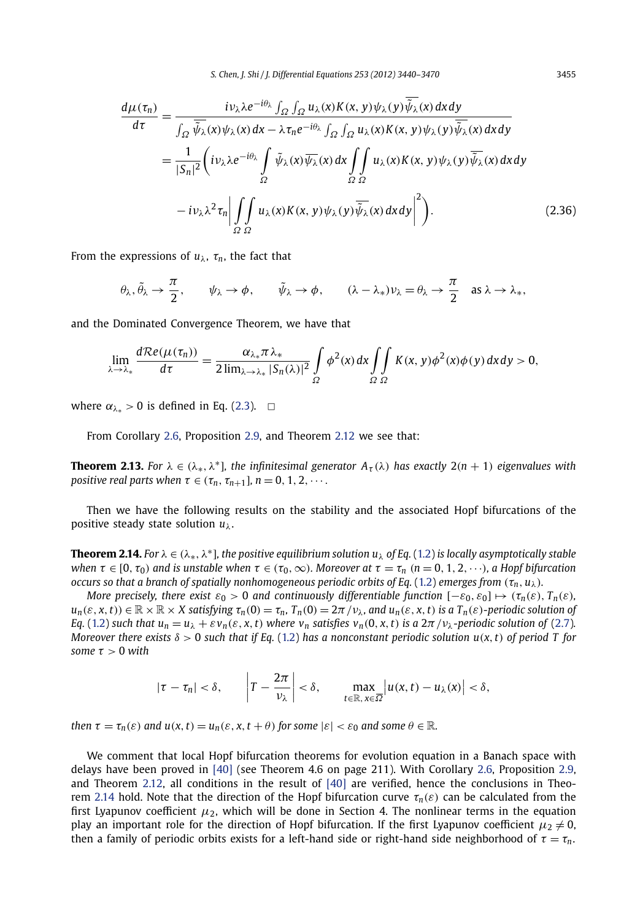$$
\begin{aligned}
\frac{d\mu(\tau_n)}{d\tau} &= \frac{i\nu_\lambda \lambda e^{-i\theta_\lambda} \int_\Omega \int_\Omega u_\lambda(x) K(x,y) \psi_\lambda(y) \overline{\tilde{\psi}_\lambda}(x)\,dx\,dy}{\int_\Omega \overline{\tilde{\psi}_\lambda}(x)\psi_\lambda(x)\,dx - \lambda\tau_n e^{-i\theta_\lambda} \int_\Omega \int_\Omega u_\lambda(x) K(x,y)\psi_\lambda(y)\overline{\tilde{\psi}_\lambda}(x)\,dx\,dy} \\
&= \frac{1}{|S_n|^2}\Bigg( i\nu_\lambda \lambda e^{-i\theta_\lambda} \int_\Omega \tilde{\psi}_\lambda(x)\overline{\psi_\lambda}(x)\,dx \int_\Omega\int_\Omega u_\lambda(x) K(x,y)\psi_\lambda(y)\overline{\tilde{\psi}_\lambda}(x)\,dx\,dy \\
&\quad - i\nu_\lambda \lambda^2 \tau_n \left| \int_\Omega\int_\Omega u_\lambda(x)K(x,y)\psi_\lambda(y)\overline{\tilde{\psi}_\lambda}(x)\,dx\,dy \right|^2 \Bigg). \qquad (2.36)
\end{aligned}
$$

From the expressions of $u_\lambda$, $\tau_n$, the fact that

$$
\theta_\lambda, \tilde{\theta}_\lambda \to \frac{\pi}{2}, \qquad \psi_\lambda \to \phi, \qquad \tilde{\psi}_\lambda \to \phi, \qquad (\lambda - \lambda_*)\nu_\lambda = \theta_\lambda \to \frac{\pi}{2} \quad \text{as } \lambda \to \lambda_*,
$$

and the Dominated Convergence Theorem, we have that

$$
\lim_{\lambda \to \lambda_*} \frac{d\mathcal{R}e(\mu(\tau_n))}{d\tau} = \frac{\alpha_{\lambda_*}\pi\lambda_*}{2\lim_{\lambda\to\lambda_*}|S_n(\lambda)|^2} \int_\Omega \phi^2(x)\,dx \int_\Omega\int_\Omega K(x,y)\phi^2(x)\phi(y)\,dx\,dy > 0,
$$

where $\alpha_{\lambda_*} > 0$ is defined in Eq. (2.3). $\square$

From Corollary 2.6, Proposition 2.9, and Theorem 2.12 we see that:

**Theorem 2.13.** *For $\lambda \in (\lambda_*, \lambda^*]$, the infinitesimal generator $A_\tau(\lambda)$ has exactly $2(n+1)$ eigenvalues with positive real parts when $\tau \in (\tau_n, \tau_{n+1}]$, $n = 0, 1, 2, \cdots$.*

Then we have the following results on the stability and the associated Hopf bifurcations of the positive steady state solution $u_\lambda$.

**Theorem 2.14.** *For $\lambda \in (\lambda_*, \lambda^*]$, the positive equilibrium solution $u_\lambda$ of Eq. (1.2) is locally asymptotically stable when $\tau \in [0, \tau_0)$ and is unstable when $\tau \in (\tau_0, \infty)$. Moreover at $\tau = \tau_n$ $(n = 0, 1, 2, \cdots)$, a Hopf bifurcation occurs so that a branch of spatially nonhomogeneous periodic orbits of Eq. (1.2) emerges from $(\tau_n, u_\lambda)$.*

*More precisely, there exist $\varepsilon_0 > 0$ and continuously differentiable function $[-\varepsilon_0, \varepsilon_0] \mapsto (\tau_n(\varepsilon), T_n(\varepsilon), u_n(\varepsilon, x, t)) \in \mathbb{R} \times \mathbb{R} \times X$ satisfying $\tau_n(0) = \tau_n$, $T_n(0) = 2\pi/\nu_\lambda$, and $u_n(\varepsilon, x, t)$ is a $T_n(\varepsilon)$-periodic solution of Eq. (1.2) such that $u_n = u_\lambda + \varepsilon v_n(\varepsilon, x, t)$ where $v_n$ satisfies $v_n(0, x, t)$ is a $2\pi/\nu_\lambda$-periodic solution of (2.7). Moreover there exists $\delta > 0$ such that if Eq. (1.2) has a nonconstant periodic solution $u(x,t)$ of period $T$ for some $\tau > 0$ with*

$$
|\tau - \tau_n| < \delta, \qquad \left| T - \frac{2\pi}{\nu_\lambda} \right| < \delta, \qquad \max_{t \in \mathbb{R},\, x \in \overline{\Omega}} \left| u(x,t) - u_\lambda(x) \right| < \delta,
$$

*then $\tau = \tau_n(\varepsilon)$ and $u(x,t) = u_n(\varepsilon, x, t + \theta)$ for some $|\varepsilon| < \varepsilon_0$ and some $\theta \in \mathbb{R}$.*

We comment that local Hopf bifurcation theorems for evolution equation in a Banach space with delays have been proved in [40] (see Theorem 4.6 on page 211). With Corollary 2.6, Proposition 2.9, and Theorem 2.12, all conditions in the result of [40] are verified, hence the conclusions in Theorem 2.14 hold. Note that the direction of the Hopf bifurcation curve $\tau_n(\varepsilon)$ can be calculated from the first Lyapunov coefficient $\mu_2$, which will be done in Section 4. The nonlinear terms in the equation play an important role for the direction of Hopf bifurcation. If the first Lyapunov coefficient $\mu_2 \neq 0$, then a family of periodic orbits exists for a left-hand side or right-hand side neighborhood of $\tau = \tau_n$.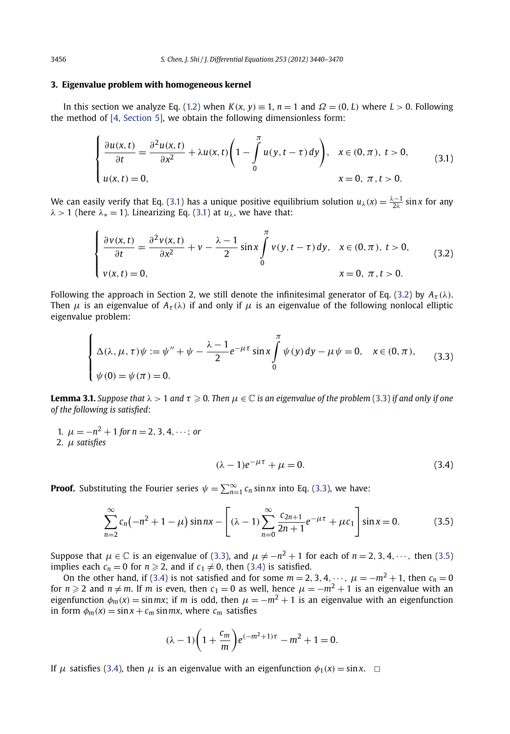## 3. Eigenvalue problem with homogeneous kernel

In this section we analyze Eq. (1.2) when $K(x, y) \equiv 1$, $n = 1$ and $\Omega = (0, L)$ where $L > 0$. Following the method of [4, Section 5], we obtain the following dimensionless form:

$$\begin{cases} \dfrac{\partial u(x,t)}{\partial t} = \dfrac{\partial^2 u(x,t)}{\partial x^2} + \lambda u(x,t)\left(1 - \displaystyle\int_0^\pi u(y, t-\tau)\,dy\right), & x \in (0,\pi),\ t > 0, \\ u(x,t) = 0, & x = 0,\ \pi,\ t > 0. \end{cases} \tag{3.1}$$

We can easily verify that Eq. (3.1) has a unique positive equilibrium solution $u_\lambda(x) = \frac{\lambda-1}{2\lambda}\sin x$ for any $\lambda > 1$ (here $\lambda_* = 1$). Linearizing Eq. (3.1) at $u_\lambda$, we have that:

$$\begin{cases} \dfrac{\partial v(x,t)}{\partial t} = \dfrac{\partial^2 v(x,t)}{\partial x^2} + v - \dfrac{\lambda-1}{2}\sin x \displaystyle\int_0^\pi v(y, t-\tau)\,dy, & x \in (0,\pi),\ t > 0, \\ v(x,t) = 0, & x = 0,\ \pi,\ t > 0. \end{cases} \tag{3.2}$$

Following the approach in Section 2, we still denote the infinitesimal generator of Eq. (3.2) by $A_\tau(\lambda)$. Then $\mu$ is an eigenvalue of $A_\tau(\lambda)$ if and only if $\mu$ is an eigenvalue of the following nonlocal elliptic eigenvalue problem:

$$\begin{cases} \Delta(\lambda,\mu,\tau)\psi := \psi'' + \psi - \dfrac{\lambda-1}{2}e^{-\mu\tau}\sin x \displaystyle\int_0^\pi \psi(y)\,dy - \mu\psi = 0, & x \in (0,\pi), \\ \psi(0) = \psi(\pi) = 0. \end{cases} \tag{3.3}$$

**Lemma 3.1.** *Suppose that $\lambda > 1$ and $\tau \geqslant 0$. Then $\mu \in \mathbb{C}$ is an eigenvalue of the problem (3.3) if and only if one of the following is satisfied:*

1. $\mu = -n^2 + 1$ *for* $n = 2, 3, 4, \cdots$; *or*
2. $\mu$ *satisfies*

$$(\lambda - 1)e^{-\mu\tau} + \mu = 0. \tag{3.4}$$

**Proof.** Substituting the Fourier series $\psi = \sum_{n=1}^{\infty} c_n \sin nx$ into Eq. (3.3), we have:

$$\sum_{n=2}^{\infty} c_n\left(-n^2 + 1 - \mu\right)\sin nx - \left[(\lambda - 1)\sum_{n=0}^{\infty}\frac{c_{2n+1}}{2n+1}e^{-\mu\tau} + \mu c_1\right]\sin x = 0. \tag{3.5}$$

Suppose that $\mu \in \mathbb{C}$ is an eigenvalue of (3.3), and $\mu \neq -n^2 + 1$ for each of $n = 2, 3, 4, \cdots$, then (3.5) implies each $c_n = 0$ for $n \geqslant 2$, and if $c_1 \neq 0$, then (3.4) is satisfied.

On the other hand, if (3.4) is not satisfied and for some $m = 2, 3, 4, \cdots$, $\mu = -m^2 + 1$, then $c_n = 0$ for $n \geqslant 2$ and $n \neq m$. If $m$ is even, then $c_1 = 0$ as well, hence $\mu = -m^2 + 1$ is an eigenvalue with an eigenfunction $\phi_m(x) = \sin mx$; if $m$ is odd, then $\mu = -m^2 + 1$ is an eigenvalue with an eigenfunction in form $\phi_m(x) = \sin x + c_m \sin mx$, where $c_m$ satisfies

$$(\lambda - 1)\left(1 + \frac{c_m}{m}\right)e^{(-m^2+1)\tau} - m^2 + 1 = 0.$$

If $\mu$ satisfies (3.4), then $\mu$ is an eigenvalue with an eigenfunction $\phi_1(x) = \sin x$. $\square$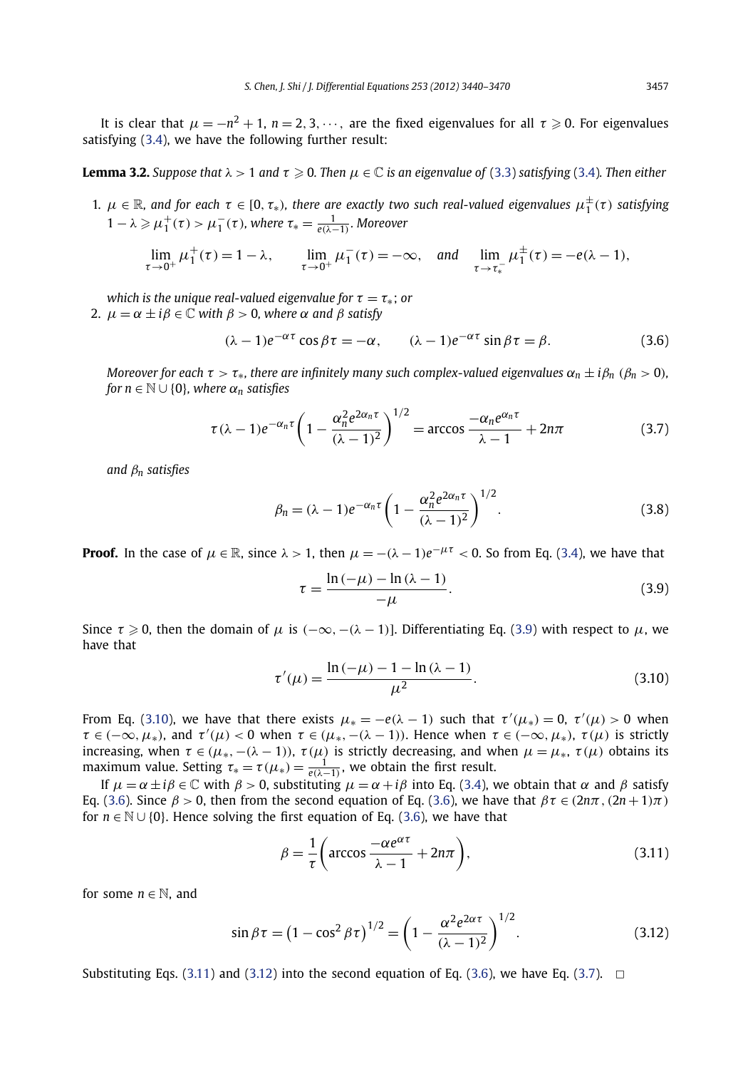It is clear that $\mu = -n^2 + 1$, $n = 2, 3, \cdots$, are the fixed eigenvalues for all $\tau \geqslant 0$. For eigenvalues satisfying (3.4), we have the following further result:

**Lemma 3.2.** *Suppose that $\lambda > 1$ and $\tau \geqslant 0$. Then $\mu \in \mathbb{C}$ is an eigenvalue of (3.3) satisfying (3.4). Then either*

1. *$\mu \in \mathbb{R}$, and for each $\tau \in [0, \tau_*)$, there are exactly two such real-valued eigenvalues $\mu_1^{\pm}(\tau)$ satisfying $1 - \lambda \geqslant \mu_1^+(\tau) > \mu_1^-(\tau)$, where $\tau_* = \frac{1}{e(\lambda-1)}$. Moreover*

$$\lim_{\tau \to 0^+} \mu_1^+(\tau) = 1 - \lambda, \qquad \lim_{\tau \to 0^+} \mu_1^-(\tau) = -\infty, \quad \text{and} \quad \lim_{\tau \to \tau_*^-} \mu_1^{\pm}(\tau) = -e(\lambda - 1),$$

*which is the unique real-valued eigenvalue for $\tau = \tau_*$; or*

2. *$\mu = \alpha \pm i\beta \in \mathbb{C}$ with $\beta > 0$, where $\alpha$ and $\beta$ satisfy*

$$(\lambda - 1)e^{-\alpha\tau} \cos \beta\tau = -\alpha, \qquad (\lambda - 1)e^{-\alpha\tau} \sin \beta\tau = \beta. \tag{3.6}$$

*Moreover for each $\tau > \tau_*$, there are infinitely many such complex-valued eigenvalues $\alpha_n \pm i\beta_n$ ($\beta_n > 0$), for $n \in \mathbb{N} \cup \{0\}$, where $\alpha_n$ satisfies*

$$\tau(\lambda - 1)e^{-\alpha_n\tau}\left(1 - \frac{\alpha_n^2 e^{2\alpha_n\tau}}{(\lambda - 1)^2}\right)^{1/2} = \arccos \frac{-\alpha_n e^{\alpha_n\tau}}{\lambda - 1} + 2n\pi \tag{3.7}$$

*and $\beta_n$ satisfies*

$$\beta_n = (\lambda - 1)e^{-\alpha_n\tau}\left(1 - \frac{\alpha_n^2 e^{2\alpha_n\tau}}{(\lambda - 1)^2}\right)^{1/2}. \tag{3.8}$$

**Proof.** In the case of $\mu \in \mathbb{R}$, since $\lambda > 1$, then $\mu = -(\lambda - 1)e^{-\mu\tau} < 0$. So from Eq. (3.4), we have that

$$\tau = \frac{\ln(-\mu) - \ln(\lambda - 1)}{-\mu}. \tag{3.9}$$

Since $\tau \geqslant 0$, then the domain of $\mu$ is $(-\infty, -(\lambda - 1)]$. Differentiating Eq. (3.9) with respect to $\mu$, we have that

$$\tau'(\mu) = \frac{\ln(-\mu) - 1 - \ln(\lambda - 1)}{\mu^2}. \tag{3.10}$$

From Eq. (3.10), we have that there exists $\mu_* = -e(\lambda - 1)$ such that $\tau'(\mu_*) = 0$, $\tau'(\mu) > 0$ when $\tau \in (-\infty, \mu_*)$, and $\tau'(\mu) < 0$ when $\tau \in (\mu_*, -(\lambda - 1))$. Hence when $\tau \in (-\infty, \mu_*)$, $\tau(\mu)$ is strictly increasing, when $\tau \in (\mu_*, -(\lambda - 1))$, $\tau(\mu)$ is strictly decreasing, and when $\mu = \mu_*$, $\tau(\mu)$ obtains its maximum value. Setting $\tau_* = \tau(\mu_*) = \frac{1}{e(\lambda-1)}$, we obtain the first result.

If $\mu = \alpha \pm i\beta \in \mathbb{C}$ with $\beta > 0$, substituting $\mu = \alpha + i\beta$ into Eq. (3.4), we obtain that $\alpha$ and $\beta$ satisfy Eq. (3.6). Since $\beta > 0$, then from the second equation of Eq. (3.6), we have that $\beta\tau \in (2n\pi, (2n + 1)\pi)$ for $n \in \mathbb{N} \cup \{0\}$. Hence solving the first equation of Eq. (3.6), we have that

$$\beta = \frac{1}{\tau}\left(\arccos \frac{-\alpha e^{\alpha\tau}}{\lambda - 1} + 2n\pi\right), \tag{3.11}$$

for some $n \in \mathbb{N}$, and

$$\sin \beta\tau = \left(1 - \cos^2 \beta\tau\right)^{1/2} = \left(1 - \frac{\alpha^2 e^{2\alpha\tau}}{(\lambda - 1)^2}\right)^{1/2}. \tag{3.12}$$

Substituting Eqs. (3.11) and (3.12) into the second equation of Eq. (3.6), we have Eq. (3.7). $\square$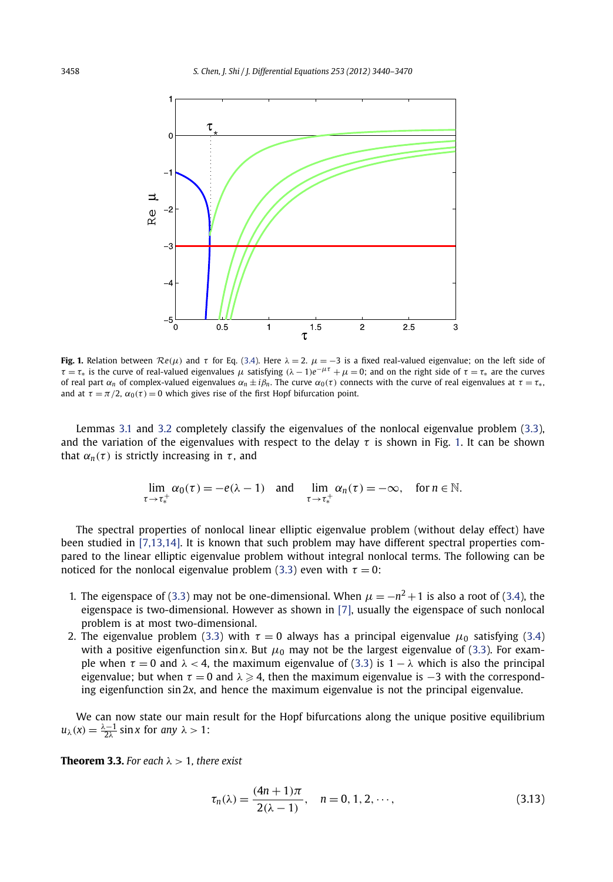**Fig. 1.** Relation between $\mathcal{R}e(\mu)$ and $\tau$ for Eq. (3.4). Here $\lambda = 2$. $\mu = -3$ is a fixed real-valued eigenvalue; on the left side of $\tau = \tau_*$ is the curve of real-valued eigenvalues $\mu$ satisfying $(\lambda - 1)e^{-\mu\tau} + \mu = 0$; and on the right side of $\tau = \tau_*$ are the curves of real part $\alpha_n$ of complex-valued eigenvalues $\alpha_n \pm i\beta_n$. The curve $\alpha_0(\tau)$ connects with the curve of real eigenvalues at $\tau = \tau_*$, and at $\tau = \pi/2$, $\alpha_0(\tau) = 0$ which gives rise of the first Hopf bifurcation point.

Lemmas 3.1 and 3.2 completely classify the eigenvalues of the nonlocal eigenvalue problem (3.3), and the variation of the eigenvalues with respect to the delay $\tau$ is shown in Fig. 1. It can be shown that $\alpha_n(\tau)$ is strictly increasing in $\tau$, and

$$\lim_{\tau \to \tau_*^+} \alpha_0(\tau) = -e(\lambda - 1) \quad \text{and} \quad \lim_{\tau \to \tau_*^+} \alpha_n(\tau) = -\infty, \quad \text{for } n \in \mathbb{N}.$$

The spectral properties of nonlocal linear elliptic eigenvalue problem (without delay effect) have been studied in [7,13,14]. It is known that such problem may have different spectral properties compared to the linear elliptic eigenvalue problem without integral nonlocal terms. The following can be noticed for the nonlocal eigenvalue problem (3.3) even with $\tau = 0$:

1. The eigenspace of (3.3) may not be one-dimensional. When $\mu = -n^2 + 1$ is also a root of (3.4), the eigenspace is two-dimensional. However as shown in [7], usually the eigenspace of such nonlocal problem is at most two-dimensional.
2. The eigenvalue problem (3.3) with $\tau = 0$ always has a principal eigenvalue $\mu_0$ satisfying (3.4) with a positive eigenfunction $\sin x$. But $\mu_0$ may not be the largest eigenvalue of (3.3). For example when $\tau = 0$ and $\lambda < 4$, the maximum eigenvalue of (3.3) is $1 - \lambda$ which is also the principal eigenvalue; but when $\tau = 0$ and $\lambda \geqslant 4$, then the maximum eigenvalue is $-3$ with the corresponding eigenfunction $\sin 2x$, and hence the maximum eigenvalue is not the principal eigenvalue.

We can now state our main result for the Hopf bifurcations along the unique positive equilibrium $u_\lambda(x) = \frac{\lambda-1}{2\lambda} \sin x$ for *any* $\lambda > 1$:

**Theorem 3.3.** *For each* $\lambda > 1$*, there exist*

$$\tau_n(\lambda) = \frac{(4n+1)\pi}{2(\lambda - 1)}, \quad n = 0, 1, 2, \cdots, \tag{3.13}$$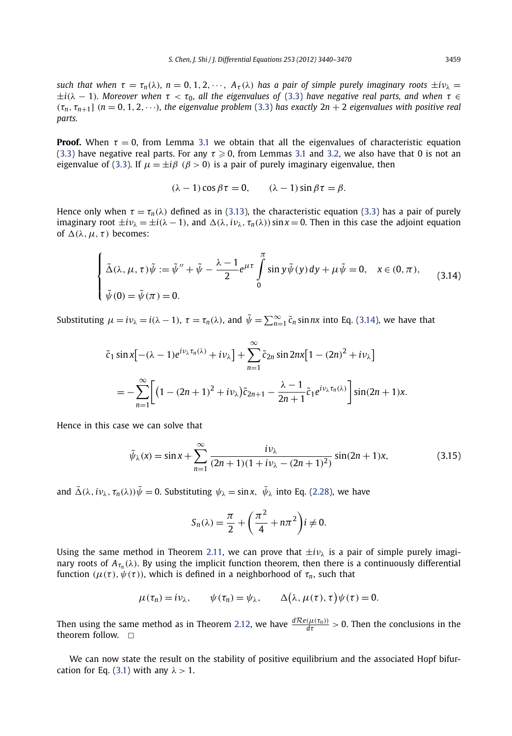*such that when $\tau = \tau_n(\lambda)$, $n = 0, 1, 2, \cdots$, $A_\tau(\lambda)$ has a pair of simple purely imaginary roots $\pm i\nu_\lambda = \pm i(\lambda - 1)$. Moreover when $\tau < \tau_0$, all the eigenvalues of (3.3) have negative real parts, and when $\tau \in (\tau_n, \tau_{n+1}]$ $(n = 0, 1, 2, \cdots)$, the eigenvalue problem (3.3) has exactly $2n + 2$ eigenvalues with positive real parts.*

**Proof.** When $\tau = 0$, from Lemma 3.1 we obtain that all the eigenvalues of characteristic equation (3.3) have negative real parts. For any $\tau \geqslant 0$, from Lemmas 3.1 and 3.2, we also have that 0 is not an eigenvalue of (3.3). If $\mu = \pm i\beta$ $(\beta > 0)$ is a pair of purely imaginary eigenvalue, then

$$(\lambda - 1)\cos\beta\tau = 0, \qquad (\lambda - 1)\sin\beta\tau = \beta.$$

Hence only when $\tau = \tau_n(\lambda)$ defined as in (3.13), the characteristic equation (3.3) has a pair of purely imaginary root $\pm i\nu_\lambda = \pm i(\lambda - 1)$, and $\Delta(\lambda, i\nu_\lambda, \tau_n(\lambda))\sin x = 0$. Then in this case the adjoint equation of $\Delta(\lambda, \mu, \tau)$ becomes:

$$\begin{cases} \tilde{\Delta}(\lambda, \mu, \tau)\tilde{\psi} := \tilde{\psi}'' + \tilde{\psi} - \dfrac{\lambda - 1}{2} e^{\mu\tau} \displaystyle\int_0^\pi \sin y \tilde{\psi}(y)\,dy + \mu\tilde{\psi} = 0, \quad x \in (0, \pi), \\ \tilde{\psi}(0) = \tilde{\psi}(\pi) = 0. \end{cases} \tag{3.14}$$

Substituting $\mu = i\nu_\lambda = i(\lambda - 1)$, $\tau = \tau_n(\lambda)$, and $\tilde{\psi} = \sum_{n=1}^\infty \tilde{c}_n \sin nx$ into Eq. (3.14), we have that

$$\begin{aligned} &\tilde{c}_1 \sin x\big[-(\lambda - 1)e^{i\nu_\lambda \tau_n(\lambda)} + i\nu_\lambda\big] + \sum_{n=1}^\infty \tilde{c}_{2n} \sin 2nx\big[1 - (2n)^2 + i\nu_\lambda\big] \\ &\quad = -\sum_{n=1}^\infty \left[\big(1 - (2n+1)^2 + i\nu_\lambda\big)\tilde{c}_{2n+1} - \frac{\lambda - 1}{2n+1}\tilde{c}_1 e^{i\nu_\lambda \tau_n(\lambda)}\right] \sin(2n+1)x. \end{aligned}$$

Hence in this case we can solve that

$$\tilde{\psi}_\lambda(x) = \sin x + \sum_{n=1}^\infty \frac{i\nu_\lambda}{(2n+1)(1 + i\nu_\lambda - (2n+1)^2)} \sin(2n+1)x, \tag{3.15}$$

and $\tilde{\Delta}(\lambda, i\nu_\lambda, \tau_n(\lambda))\tilde{\psi} = 0$. Substituting $\psi_\lambda = \sin x$, $\tilde{\psi}_\lambda$ into Eq. (2.28), we have

$$S_n(\lambda) = \frac{\pi}{2} + \left(\frac{\pi^2}{4} + n\pi^2\right)i \neq 0.$$

Using the same method in Theorem 2.11, we can prove that $\pm i\nu_\lambda$ is a pair of simple purely imaginary roots of $A_{\tau_n}(\lambda)$. By using the implicit function theorem, then there is a continuously differential function $(\mu(\tau), \psi(\tau))$, which is defined in a neighborhood of $\tau_n$, such that

$$\mu(\tau_n) = i\nu_\lambda, \qquad \psi(\tau_n) = \psi_\lambda, \qquad \Delta\big(\lambda, \mu(\tau), \tau\big)\psi(\tau) = 0.$$

Then using the same method as in Theorem 2.12, we have $\frac{d\mathcal{R}e(\mu(\tau_n))}{d\tau} > 0$. Then the conclusions in the theorem follow. $\square$

We can now state the result on the stability of positive equilibrium and the associated Hopf bifurcation for Eq. (3.1) with any $\lambda > 1$.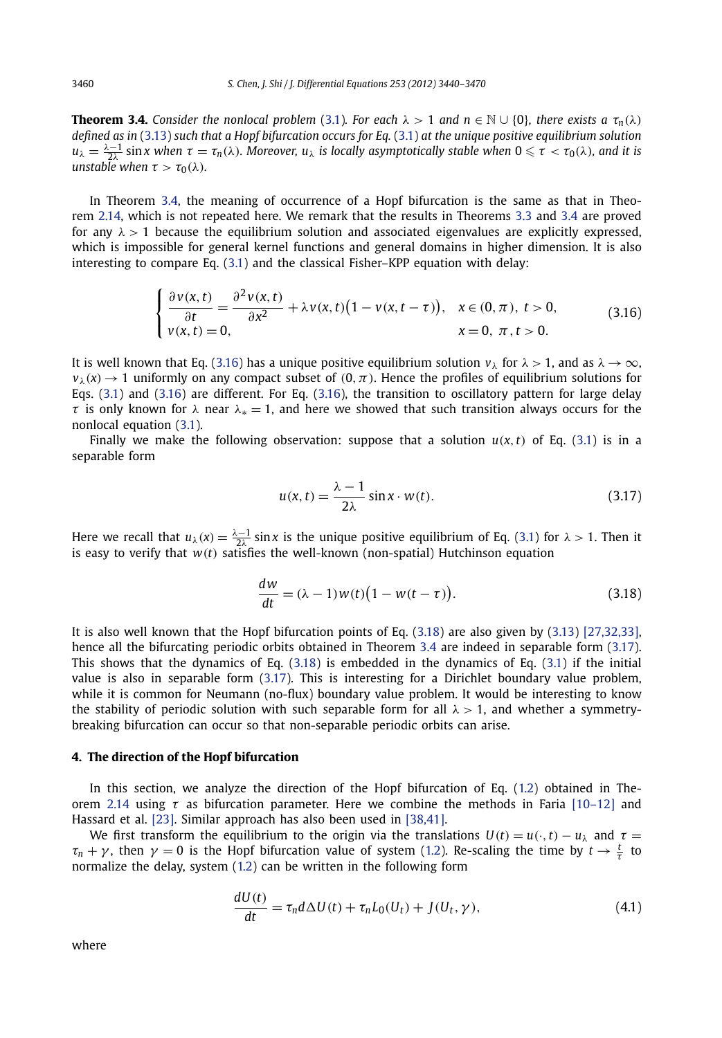**Theorem 3.4.** *Consider the nonlocal problem (3.1). For each $\lambda > 1$ and $n \in \mathbb{N} \cup \{0\}$, there exists a $\tau_n(\lambda)$ defined as in (3.13) such that a Hopf bifurcation occurs for Eq. (3.1) at the unique positive equilibrium solution $u_\lambda = \frac{\lambda-1}{2\lambda}\sin x$ when $\tau = \tau_n(\lambda)$. Moreover, $u_\lambda$ is locally asymptotically stable when $0 \leqslant \tau < \tau_0(\lambda)$, and it is unstable when $\tau > \tau_0(\lambda)$.*

In Theorem 3.4, the meaning of occurrence of a Hopf bifurcation is the same as that in Theorem 2.14, which is not repeated here. We remark that the results in Theorems 3.3 and 3.4 are proved for any $\lambda > 1$ because the equilibrium solution and associated eigenvalues are explicitly expressed, which is impossible for general kernel functions and general domains in higher dimension. It is also interesting to compare Eq. (3.1) and the classical Fisher–KPP equation with delay:

$$\begin{cases} \dfrac{\partial v(x,t)}{\partial t} = \dfrac{\partial^2 v(x,t)}{\partial x^2} + \lambda v(x,t)\big(1 - v(x, t-\tau)\big), & x \in (0,\pi),\ t > 0, \\ v(x,t) = 0, & x = 0,\ \pi,\ t > 0. \end{cases} \tag{3.16}$$

It is well known that Eq. (3.16) has a unique positive equilibrium solution $v_\lambda$ for $\lambda > 1$, and as $\lambda \to \infty$, $v_\lambda(x) \to 1$ uniformly on any compact subset of $(0,\pi)$. Hence the profiles of equilibrium solutions for Eqs. (3.1) and (3.16) are different. For Eq. (3.16), the transition to oscillatory pattern for large delay $\tau$ is only known for $\lambda$ near $\lambda_* = 1$, and here we showed that such transition always occurs for the nonlocal equation (3.1).

Finally we make the following observation: suppose that a solution $u(x,t)$ of Eq. (3.1) is in a separable form

$$u(x,t) = \frac{\lambda - 1}{2\lambda}\sin x \cdot w(t). \tag{3.17}$$

Here we recall that $u_\lambda(x) = \frac{\lambda-1}{2\lambda}\sin x$ is the unique positive equilibrium of Eq. (3.1) for $\lambda > 1$. Then it is easy to verify that $w(t)$ satisfies the well-known (non-spatial) Hutchinson equation

$$\frac{dw}{dt} = (\lambda - 1)w(t)\big(1 - w(t-\tau)\big). \tag{3.18}$$

It is also well known that the Hopf bifurcation points of Eq. (3.18) are also given by (3.13) [27,32,33], hence all the bifurcating periodic orbits obtained in Theorem 3.4 are indeed in separable form (3.17). This shows that the dynamics of Eq. (3.18) is embedded in the dynamics of Eq. (3.1) if the initial value is also in separable form (3.17). This is interesting for a Dirichlet boundary value problem, while it is common for Neumann (no-flux) boundary value problem. It would be interesting to know the stability of periodic solution with such separable form for all $\lambda > 1$, and whether a symmetry-breaking bifurcation can occur so that non-separable periodic orbits can arise.

## 4. The direction of the Hopf bifurcation

In this section, we analyze the direction of the Hopf bifurcation of Eq. (1.2) obtained in Theorem 2.14 using $\tau$ as bifurcation parameter. Here we combine the methods in Faria [10–12] and Hassard et al. [23]. Similar approach has also been used in [38,41].

We first transform the equilibrium to the origin via the translations $U(t) = u(\cdot,t) - u_\lambda$ and $\tau = \tau_n + \gamma$, then $\gamma = 0$ is the Hopf bifurcation value of system (1.2). Re-scaling the time by $t \to \frac{t}{\tau}$ to normalize the delay, system (1.2) can be written in the following form

$$\frac{dU(t)}{dt} = \tau_n d\Delta U(t) + \tau_n L_0(U_t) + J(U_t, \gamma), \tag{4.1}$$

where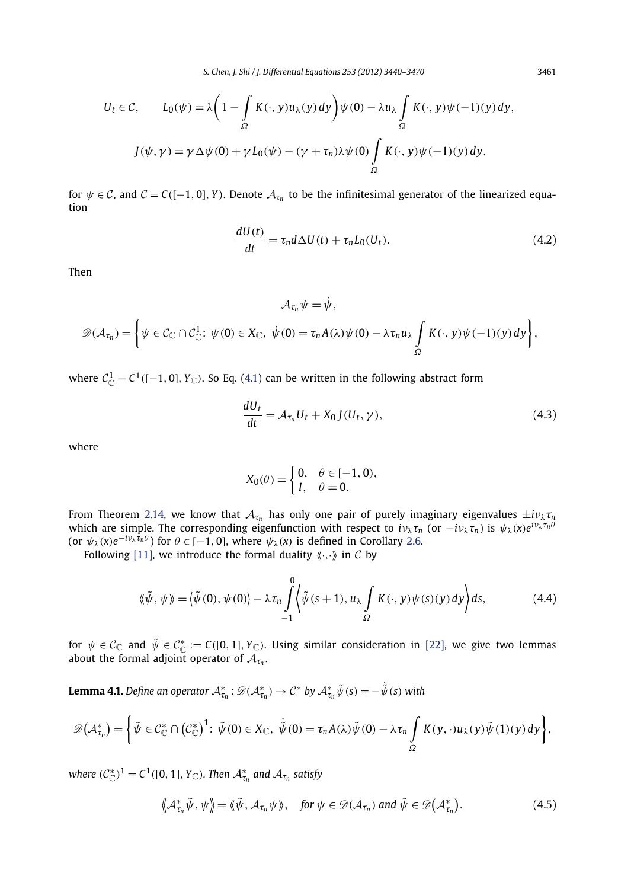$$U_t \in \mathcal{C}, \qquad L_0(\psi) = \lambda\left(1 - \int_\Omega K(\cdot, y)u_\lambda(y)\,dy\right)\psi(0) - \lambda u_\lambda \int_\Omega K(\cdot, y)\psi(-1)(y)\,dy,$$

$$J(\psi, \gamma) = \gamma\Delta\psi(0) + \gamma L_0(\psi) - (\gamma + \tau_n)\lambda\psi(0)\int_\Omega K(\cdot, y)\psi(-1)(y)\,dy,$$

for $\psi \in \mathcal{C}$, and $\mathcal{C} = C([-1, 0], Y)$. Denote $\mathcal{A}_{\tau_n}$ to be the infinitesimal generator of the linearized equation

$$\frac{dU(t)}{dt} = \tau_n d\Delta U(t) + \tau_n L_0(U_t). \tag{4.2}$$

Then

$$\mathcal{A}_{\tau_n}\psi = \dot{\psi},$$

$$\mathscr{D}(\mathcal{A}_{\tau_n}) = \left\{\psi \in \mathcal{C}_{\mathbb{C}} \cap \mathcal{C}^1_{\mathbb{C}}\colon\ \psi(0) \in X_{\mathbb{C}},\ \dot{\psi}(0) = \tau_n A(\lambda)\psi(0) - \lambda\tau_n u_\lambda \int_\Omega K(\cdot, y)\psi(-1)(y)\,dy\right\},$$

where $\mathcal{C}^1_{\mathbb{C}} = C^1([-1, 0], Y_{\mathbb{C}})$. So Eq. (4.1) can be written in the following abstract form

$$\frac{dU_t}{dt} = \mathcal{A}_{\tau_n}U_t + X_0 J(U_t, \gamma), \tag{4.3}$$

where

$$X_0(\theta) = \begin{cases} 0, & \theta \in [-1, 0), \\ I, & \theta = 0. \end{cases}$$

From Theorem 2.14, we know that $\mathcal{A}_{\tau_n}$ has only one pair of purely imaginary eigenvalues $\pm i\nu_\lambda\tau_n$ which are simple. The corresponding eigenfunction with respect to $i\nu_\lambda\tau_n$ (or $-i\nu_\lambda\tau_n$) is $\psi_\lambda(x)e^{i\nu_\lambda\tau_n\theta}$ (or $\overline{\psi_\lambda}(x)e^{-i\nu_\lambda\tau_n\theta}$) for $\theta \in [-1, 0]$, where $\psi_\lambda(x)$ is defined in Corollary 2.6.

Following [11], we introduce the formal duality $\langle\!\langle\cdot,\cdot\rangle\!\rangle$ in $\mathcal{C}$ by

$$\langle\!\langle\tilde{\psi}, \psi\rangle\!\rangle = \langle\tilde{\psi}(0), \psi(0)\rangle - \lambda\tau_n \int_{-1}^{0} \left\langle \tilde{\psi}(s+1), u_\lambda \int_\Omega K(\cdot, y)\psi(s)(y)\,dy \right\rangle ds, \tag{4.4}$$

for $\psi \in \mathcal{C}_{\mathbb{C}}$ and $\tilde{\psi} \in \mathcal{C}^*_{\mathbb{C}} := C([0, 1], Y_{\mathbb{C}})$. Using similar consideration in [22], we give two lemmas about the formal adjoint operator of $\mathcal{A}_{\tau_n}$.

**Lemma 4.1.** *Define an operator $\mathcal{A}^*_{\tau_n} : \mathscr{D}(\mathcal{A}^*_{\tau_n}) \to \mathcal{C}^*$ by $\mathcal{A}^*_{\tau_n}\tilde{\psi}(s) = -\dot{\tilde{\psi}}(s)$ with*

$$\mathscr{D}(\mathcal{A}^*_{\tau_n}) = \left\{\tilde{\psi} \in \mathcal{C}^*_{\mathbb{C}} \cap \left(\mathcal{C}^*_{\mathbb{C}}\right)^1\colon\ \tilde{\psi}(0) \in X_{\mathbb{C}},\ \dot{\tilde{\psi}}(0) = \tau_n A(\lambda)\tilde{\psi}(0) - \lambda\tau_n \int_\Omega K(y, \cdot)u_\lambda(y)\tilde{\psi}(1)(y)\,dy\right\},$$

*where $(\mathcal{C}^*_{\mathbb{C}})^1 = C^1([0, 1], Y_{\mathbb{C}})$. Then $\mathcal{A}^*_{\tau_n}$ and $\mathcal{A}_{\tau_n}$ satisfy*

$$\langle\!\langle\mathcal{A}^*_{\tau_n}\tilde{\psi}, \psi\rangle\!\rangle = \langle\!\langle\tilde{\psi}, \mathcal{A}_{\tau_n}\psi\rangle\!\rangle, \quad \textit{for } \psi \in \mathscr{D}(\mathcal{A}_{\tau_n}) \textit{ and } \tilde{\psi} \in \mathscr{D}(\mathcal{A}^*_{\tau_n}). \tag{4.5}$$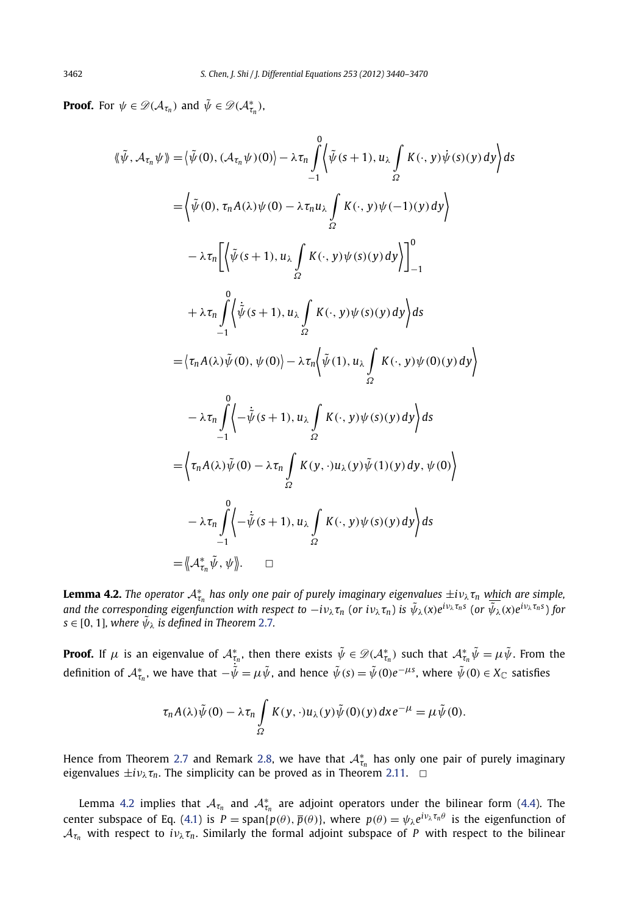**Proof.** For $\psi \in \mathscr{D}(\mathcal{A}_{\tau_n})$ and $\tilde{\psi} \in \mathscr{D}(\mathcal{A}^*_{\tau_n})$,

$$
\begin{aligned}
\langle\!\langle \tilde{\psi}, \mathcal{A}_{\tau_n}\psi \rangle\!\rangle &= \langle \tilde{\psi}(0), (\mathcal{A}_{\tau_n}\psi)(0)\rangle - \lambda\tau_n \int_{-1}^{0} \left\langle \tilde{\psi}(s+1), u_\lambda \int_\Omega K(\cdot, y)\dot{\psi}(s)(y)\,dy \right\rangle ds \\
&= \left\langle \tilde{\psi}(0), \tau_n A(\lambda)\psi(0) - \lambda\tau_n u_\lambda \int_\Omega K(\cdot, y)\psi(-1)(y)\,dy \right\rangle \\
&\quad - \lambda\tau_n \left[ \left\langle \tilde{\psi}(s+1), u_\lambda \int_\Omega K(\cdot, y)\psi(s)(y)\,dy \right\rangle \right]_{-1}^{0} \\
&\quad + \lambda\tau_n \int_{-1}^{0} \left\langle \dot{\tilde{\psi}}(s+1), u_\lambda \int_\Omega K(\cdot, y)\psi(s)(y)\,dy \right\rangle ds \\
&= \langle \tau_n A(\lambda)\tilde{\psi}(0), \psi(0)\rangle - \lambda\tau_n \left\langle \tilde{\psi}(1), u_\lambda \int_\Omega K(\cdot, y)\psi(0)(y)\,dy \right\rangle \\
&\quad - \lambda\tau_n \int_{-1}^{0} \left\langle -\dot{\tilde{\psi}}(s+1), u_\lambda \int_\Omega K(\cdot, y)\psi(s)(y)\,dy \right\rangle ds \\
&= \left\langle \tau_n A(\lambda)\tilde{\psi}(0) - \lambda\tau_n \int_\Omega K(y, \cdot)u_\lambda(y)\tilde{\psi}(1)(y)\,dy, \psi(0) \right\rangle \\
&\quad - \lambda\tau_n \int_{-1}^{0} \left\langle -\dot{\tilde{\psi}}(s+1), u_\lambda \int_\Omega K(\cdot, y)\psi(s)(y)\,dy \right\rangle ds \\
&= \langle\!\langle \mathcal{A}^*_{\tau_n}\tilde{\psi}, \psi \rangle\!\rangle. \qquad \square
\end{aligned}
$$

**Lemma 4.2.** *The operator $\mathcal{A}^*_{\tau_n}$ has only one pair of purely imaginary eigenvalues $\pm i\nu_\lambda\tau_n$ which are simple, and the corresponding eigenfunction with respect to $-i\nu_\lambda\tau_n$ (or $i\nu_\lambda\tau_n$) is $\tilde{\psi}_\lambda(x)e^{i\nu_\lambda\tau_n s}$ (or $\overline{\tilde{\psi}_\lambda}(x)e^{i\nu_\lambda\tau_n s}$) for $s \in [0, 1]$, where $\tilde{\psi}_\lambda$ is defined in Theorem 2.7.*

**Proof.** If $\mu$ is an eigenvalue of $\mathcal{A}^*_{\tau_n}$, then there exists $\tilde{\psi} \in \mathscr{D}(\mathcal{A}^*_{\tau_n})$ such that $\mathcal{A}^*_{\tau_n}\tilde{\psi} = \mu\tilde{\psi}$. From the definition of $\mathcal{A}^*_{\tau_n}$, we have that $-\dot{\tilde{\psi}} = \mu\tilde{\psi}$, and hence $\tilde{\psi}(s) = \tilde{\psi}(0)e^{-\mu s}$, where $\tilde{\psi}(0) \in X_{\mathbb{C}}$ satisfies

$$
\tau_n A(\lambda)\tilde{\psi}(0) - \lambda\tau_n \int_\Omega K(y, \cdot)u_\lambda(y)\tilde{\psi}(0)(y)\,dx\,e^{-\mu} = \mu\tilde{\psi}(0).
$$

Hence from Theorem 2.7 and Remark 2.8, we have that $\mathcal{A}^*_{\tau_n}$ has only one pair of purely imaginary eigenvalues $\pm i\nu_\lambda\tau_n$. The simplicity can be proved as in Theorem 2.11. $\square$

Lemma 4.2 implies that $\mathcal{A}_{\tau_n}$ and $\mathcal{A}^*_{\tau_n}$ are adjoint operators under the bilinear form (4.4). The center subspace of Eq. (4.1) is $P = \operatorname{span}\{p(\theta), \overline{p}(\theta)\}$, where $p(\theta) = \psi_\lambda e^{i\nu_\lambda\tau_n\theta}$ is the eigenfunction of $\mathcal{A}_{\tau_n}$ with respect to $i\nu_\lambda\tau_n$. Similarly the formal adjoint subspace of $P$ with respect to the bilinear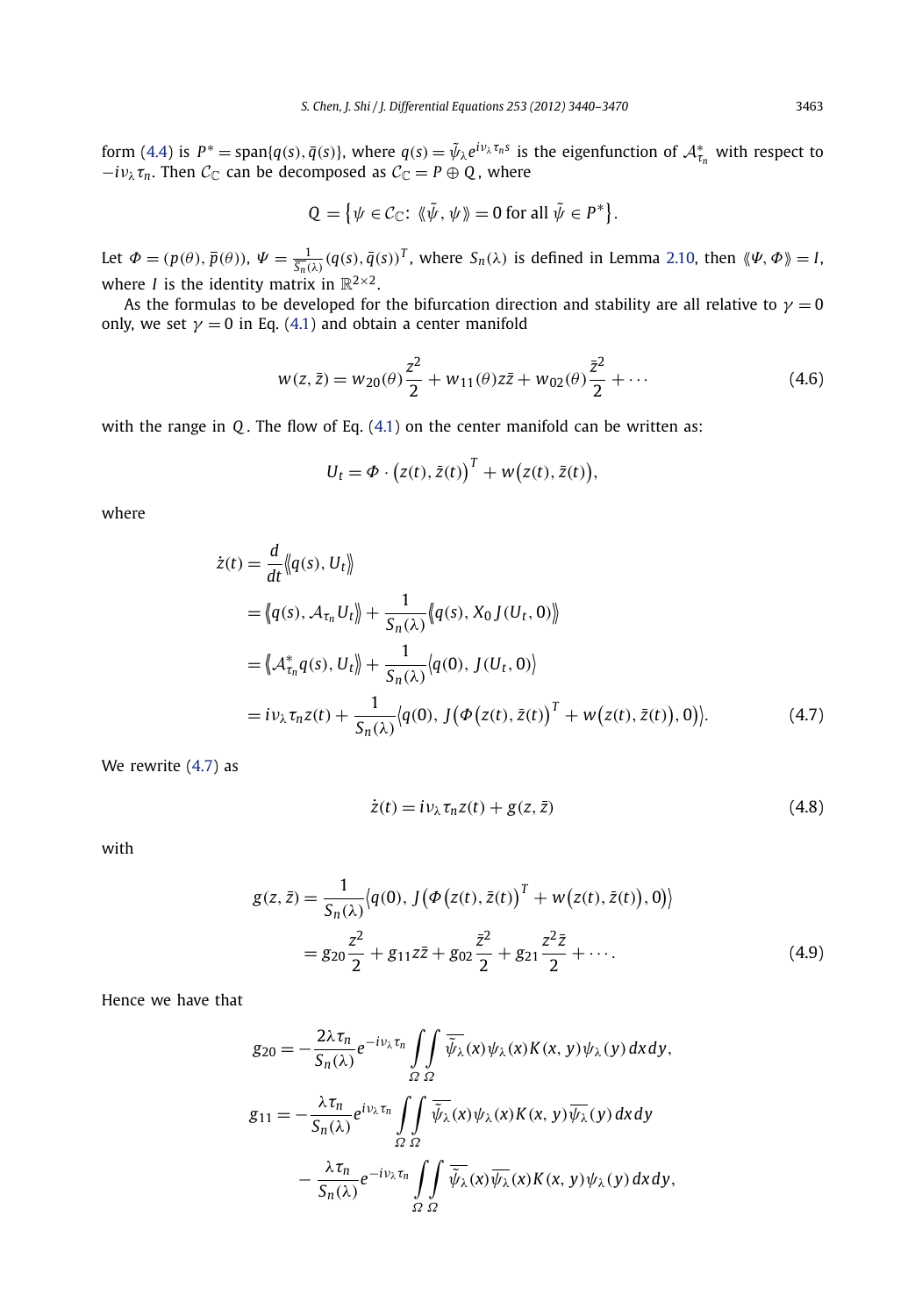form (4.4) is $P^* = \mathrm{span}\{q(s), \bar{q}(s)\}$, where $q(s) = \tilde{\psi}_\lambda e^{i\nu_\lambda \tau_n s}$ is the eigenfunction of $\mathcal{A}^*_{\tau_n}$ with respect to $-i\nu_\lambda \tau_n$. Then $\mathcal{C}_{\mathbb{C}}$ can be decomposed as $\mathcal{C}_{\mathbb{C}} = P \oplus Q$, where

$$Q = \left\{\psi \in \mathcal{C}_{\mathbb{C}}\colon \langle\!\langle \tilde{\psi}, \psi \rangle\!\rangle = 0 \text{ for all } \tilde{\psi} \in P^*\right\}.$$

Let $\Phi = (p(\theta), \bar{p}(\theta))$, $\Psi = \frac{1}{\overline{S_n}(\lambda)}(q(s), \bar{q}(s))^T$, where $S_n(\lambda)$ is defined in Lemma 2.10, then $\langle\!\langle \Psi, \Phi \rangle\!\rangle = I$, where $I$ is the identity matrix in $\mathbb{R}^{2\times 2}$.

As the formulas to be developed for the bifurcation direction and stability are all relative to $\gamma = 0$ only, we set $\gamma = 0$ in Eq. (4.1) and obtain a center manifold

$$w(z, \bar{z}) = w_{20}(\theta)\frac{z^2}{2} + w_{11}(\theta) z\bar{z} + w_{02}(\theta)\frac{\bar{z}^2}{2} + \cdots \tag{4.6}$$

with the range in $Q$. The flow of Eq. (4.1) on the center manifold can be written as:

$$U_t = \Phi \cdot \big(z(t), \bar{z}(t)\big)^T + w\big(z(t), \bar{z}(t)\big),$$

where

$$\begin{aligned}
\dot{z}(t) &= \frac{d}{dt}\langle\!\langle q(s), U_t \rangle\!\rangle \\
&= \langle\!\langle q(s), \mathcal{A}_{\tau_n} U_t \rangle\!\rangle + \frac{1}{S_n(\lambda)}\langle\!\langle q(s), X_0 J(U_t, 0) \rangle\!\rangle \\
&= \langle\!\langle \mathcal{A}^*_{\tau_n} q(s), U_t \rangle\!\rangle + \frac{1}{S_n(\lambda)}\big\langle q(0), J(U_t, 0) \big\rangle \\
&= i\nu_\lambda \tau_n z(t) + \frac{1}{S_n(\lambda)}\Big\langle q(0), J\Big(\Phi\big(z(t), \bar{z}(t)\big)^T + w\big(z(t), \bar{z}(t)\big), 0\Big)\Big\rangle.
\end{aligned} \tag{4.7}$$

We rewrite (4.7) as

$$\dot{z}(t) = i\nu_\lambda \tau_n z(t) + g(z, \bar{z}) \tag{4.8}$$

with

$$\begin{aligned}
g(z, \bar{z}) &= \frac{1}{S_n(\lambda)}\Big\langle q(0), J\Big(\Phi\big(z(t), \bar{z}(t)\big)^T + w\big(z(t), \bar{z}(t)\big), 0\Big)\Big\rangle \\
&= g_{20}\frac{z^2}{2} + g_{11} z\bar{z} + g_{02}\frac{\bar{z}^2}{2} + g_{21}\frac{z^2\bar{z}}{2} + \cdots.
\end{aligned} \tag{4.9}$$

Hence we have that

$$\begin{aligned}
g_{20} &= -\frac{2\lambda\tau_n}{S_n(\lambda)} e^{-i\nu_\lambda \tau_n} \int_\Omega\!\int_\Omega \overline{\tilde{\psi}_\lambda}(x) \psi_\lambda(x) K(x, y) \psi_\lambda(y)\, dx\, dy, \\
g_{11} &= -\frac{\lambda\tau_n}{S_n(\lambda)} e^{i\nu_\lambda \tau_n} \int_\Omega\!\int_\Omega \overline{\tilde{\psi}_\lambda}(x) \psi_\lambda(x) K(x, y) \overline{\psi_\lambda}(y)\, dx\, dy \\
&\quad - \frac{\lambda\tau_n}{S_n(\lambda)} e^{-i\nu_\lambda \tau_n} \int_\Omega\!\int_\Omega \overline{\tilde{\psi}_\lambda}(x) \overline{\psi_\lambda}(x) K(x, y) \psi_\lambda(y)\, dx\, dy,
\end{aligned}$$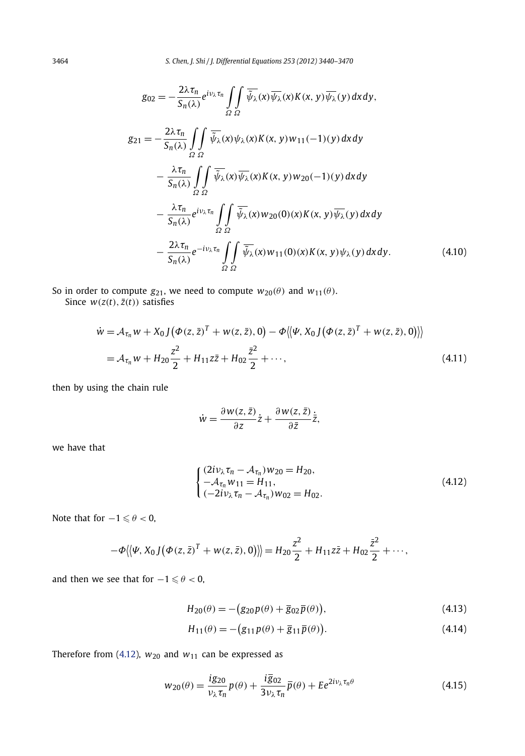$$g_{02} = -\frac{2\lambda\tau_n}{S_n(\lambda)} e^{i\nu_\lambda \tau_n} \int_\Omega \int_\Omega \overline{\tilde{\psi}_\lambda}(x) \overline{\psi_\lambda}(x) K(x,y) \overline{\psi_\lambda}(y)\, dx\, dy,$$

$$\begin{aligned}
g_{21} = &-\frac{2\lambda\tau_n}{S_n(\lambda)} \int_\Omega \int_\Omega \overline{\tilde{\psi}_\lambda}(x) \psi_\lambda(x) K(x,y) w_{11}(-1)(y)\, dx\, dy \\
&- \frac{\lambda\tau_n}{S_n(\lambda)} \int_\Omega \int_\Omega \overline{\tilde{\psi}_\lambda}(x) \overline{\psi_\lambda}(x) K(x,y) w_{20}(-1)(y)\, dx\, dy \\
&- \frac{\lambda\tau_n}{S_n(\lambda)} e^{i\nu_\lambda \tau_n} \int_\Omega \int_\Omega \overline{\tilde{\psi}_\lambda}(x) w_{20}(0)(x) K(x,y) \overline{\psi_\lambda}(y)\, dx\, dy \\
&- \frac{2\lambda\tau_n}{S_n(\lambda)} e^{-i\nu_\lambda \tau_n} \int_\Omega \int_\Omega \overline{\tilde{\psi}_\lambda}(x) w_{11}(0)(x) K(x,y) \psi_\lambda(y)\, dx\, dy.
\end{aligned} \tag{4.10}$$

So in order to compute $g_{21}$, we need to compute $w_{20}(\theta)$ and $w_{11}(\theta)$.

Since $w(z(t), \bar{z}(t))$ satisfies

$$\begin{aligned}
\dot{w} &= \mathcal{A}_{\tau_n} w + X_0 J\big(\Phi(z,\bar{z})^T + w(z,\bar{z}), 0\big) - \Phi\big\langle\big\langle \Psi, X_0 J\big(\Phi(z,\bar{z})^T + w(z,\bar{z}), 0\big)\big\rangle\big\rangle \\
&= \mathcal{A}_{\tau_n} w + H_{20}\frac{z^2}{2} + H_{11} z\bar{z} + H_{02}\frac{\bar{z}^2}{2} + \cdots,
\end{aligned} \tag{4.11}$$

then by using the chain rule

$$\dot{w} = \frac{\partial w(z,\bar{z})}{\partial z}\dot{z} + \frac{\partial w(z,\bar{z})}{\partial \bar{z}}\dot{\bar{z}},$$

we have that

$$\begin{cases}
(2i\nu_\lambda \tau_n - \mathcal{A}_{\tau_n}) w_{20} = H_{20}, \\
-\mathcal{A}_{\tau_n} w_{11} = H_{11}, \\
(-2i\nu_\lambda \tau_n - \mathcal{A}_{\tau_n}) w_{02} = H_{02}.
\end{cases} \tag{4.12}$$

Note that for $-1 \leqslant \theta < 0$,

$$-\Phi\big\langle\big\langle \Psi, X_0 J\big(\Phi(z,\bar{z})^T + w(z,\bar{z}), 0\big)\big\rangle\big\rangle = H_{20}\frac{z^2}{2} + H_{11} z\bar{z} + H_{02}\frac{\bar{z}^2}{2} + \cdots,$$

and then we see that for $-1 \leqslant \theta < 0$,

$$H_{20}(\theta) = -\big(g_{20} p(\theta) + \bar{g}_{02}\bar{p}(\theta)\big), \tag{4.13}$$

$$H_{11}(\theta) = -\big(g_{11} p(\theta) + \bar{g}_{11}\bar{p}(\theta)\big). \tag{4.14}$$

Therefore from (4.12), $w_{20}$ and $w_{11}$ can be expressed as

$$w_{20}(\theta) = \frac{i g_{20}}{\nu_\lambda \tau_n} p(\theta) + \frac{i \bar{g}_{02}}{3\nu_\lambda \tau_n}\bar{p}(\theta) + E e^{2i\nu_\lambda \tau_n \theta} \tag{4.15}$$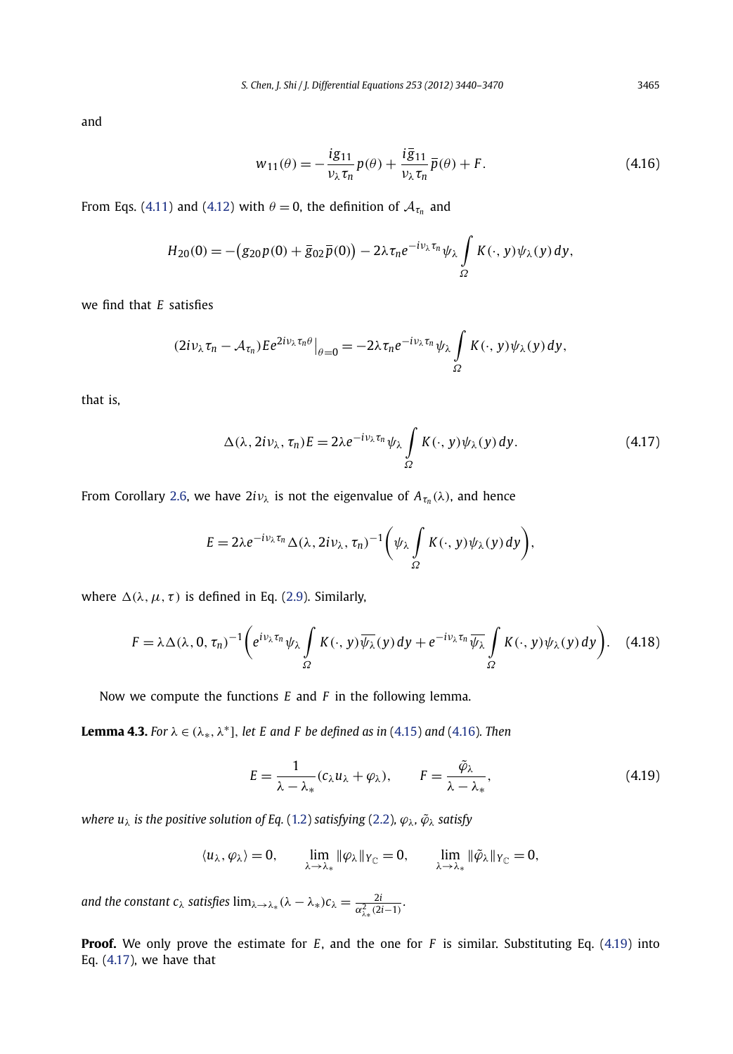and

$$w_{11}(\theta) = -\frac{ig_{11}}{\nu_\lambda \tau_n} p(\theta) + \frac{i\bar{g}_{11}}{\nu_\lambda \tau_n} \bar{p}(\theta) + F. \tag{4.16}$$

From Eqs. (4.11) and (4.12) with $\theta = 0$, the definition of $\mathcal{A}_{\tau_n}$ and

$$H_{20}(0) = -\left(g_{20} p(0) + \bar{g}_{02} \bar{p}(0)\right) - 2\lambda \tau_n e^{-i\nu_\lambda \tau_n} \psi_\lambda \int_\Omega K(\cdot, y) \psi_\lambda(y)\, dy,$$

we find that $E$ satisfies

$$(2i\nu_\lambda \tau_n - \mathcal{A}_{\tau_n}) E e^{2i\nu_\lambda \tau_n \theta}\big|_{\theta=0} = -2\lambda \tau_n e^{-i\nu_\lambda \tau_n} \psi_\lambda \int_\Omega K(\cdot, y) \psi_\lambda(y)\, dy,$$

that is,

$$\Delta(\lambda, 2i\nu_\lambda, \tau_n) E = 2\lambda e^{-i\nu_\lambda \tau_n} \psi_\lambda \int_\Omega K(\cdot, y) \psi_\lambda(y)\, dy. \tag{4.17}$$

From Corollary 2.6, we have $2i\nu_\lambda$ is not the eigenvalue of $A_{\tau_n}(\lambda)$, and hence

$$E = 2\lambda e^{-i\nu_\lambda \tau_n} \Delta(\lambda, 2i\nu_\lambda, \tau_n)^{-1} \left( \psi_\lambda \int_\Omega K(\cdot, y) \psi_\lambda(y)\, dy \right),$$

where $\Delta(\lambda, \mu, \tau)$ is defined in Eq. (2.9). Similarly,

$$F = \lambda \Delta(\lambda, 0, \tau_n)^{-1} \left( e^{i\nu_\lambda \tau_n} \psi_\lambda \int_\Omega K(\cdot, y) \overline{\psi_\lambda}(y)\, dy + e^{-i\nu_\lambda \tau_n} \overline{\psi_\lambda} \int_\Omega K(\cdot, y) \psi_\lambda(y)\, dy \right). \tag{4.18}$$

Now we compute the functions $E$ and $F$ in the following lemma.

**Lemma 4.3.** *For $\lambda \in (\lambda_*, \lambda^*]$, let $E$ and $F$ be defined as in (4.15) and (4.16). Then*

$$E = \frac{1}{\lambda - \lambda_*}(c_\lambda u_\lambda + \varphi_\lambda), \qquad F = \frac{\tilde{\varphi}_\lambda}{\lambda - \lambda_*}, \tag{4.19}$$

*where $u_\lambda$ is the positive solution of Eq. (1.2) satisfying (2.2), $\varphi_\lambda$, $\tilde{\varphi}_\lambda$ satisfy*

$$\langle u_\lambda, \varphi_\lambda \rangle = 0, \qquad \lim_{\lambda \to \lambda_*} \|\varphi_\lambda\|_{Y_{\mathbb{C}}} = 0, \qquad \lim_{\lambda \to \lambda_*} \|\tilde{\varphi}_\lambda\|_{Y_{\mathbb{C}}} = 0,$$

*and the constant $c_\lambda$ satisfies $\lim_{\lambda \to \lambda_*} (\lambda - \lambda_*) c_\lambda = \frac{2i}{\alpha_{\lambda_*}^2 (2i-1)}$.*

**Proof.** We only prove the estimate for $E$, and the one for $F$ is similar. Substituting Eq. (4.19) into Eq. (4.17), we have that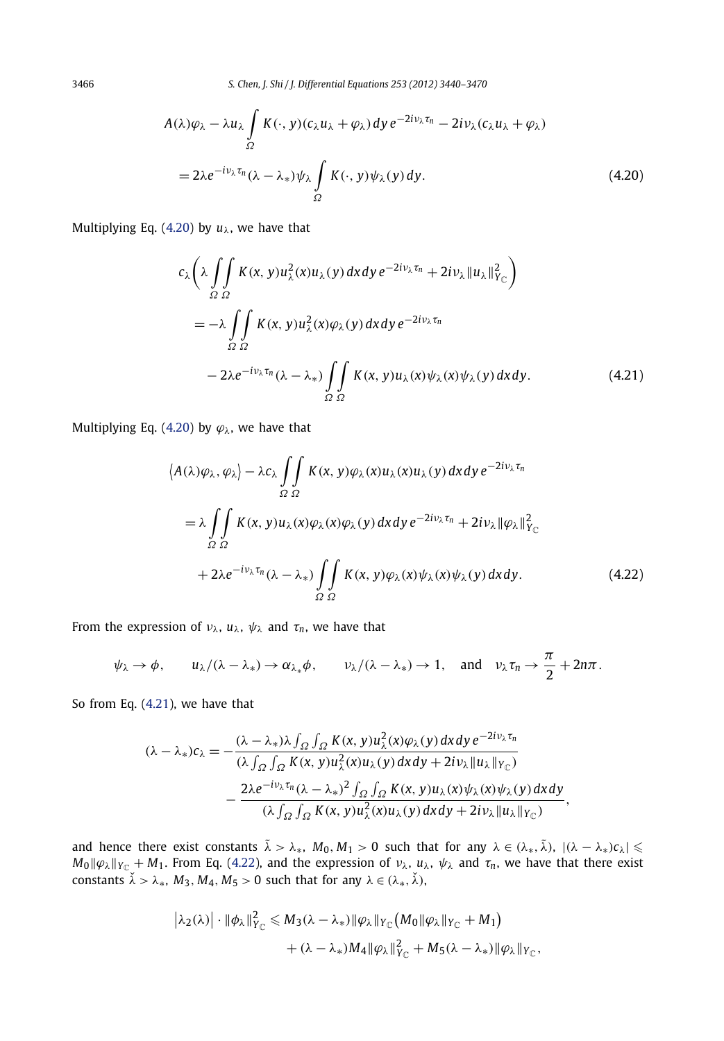$$
\begin{aligned}
&A(\lambda)\varphi_\lambda - \lambda u_\lambda \int_\Omega K(\cdot, y)(c_\lambda u_\lambda + \varphi_\lambda)\,dy\, e^{-2i\nu_\lambda \tau_n} - 2i\nu_\lambda(c_\lambda u_\lambda + \varphi_\lambda) \\
&\quad = 2\lambda e^{-i\nu_\lambda \tau_n}(\lambda - \lambda_*)\psi_\lambda \int_\Omega K(\cdot, y)\psi_\lambda(y)\,dy. 
\end{aligned}
\tag{4.20}
$$

Multiplying Eq. (4.20) by $u_\lambda$, we have that

$$
\begin{aligned}
&c_\lambda\left(\lambda \iint_{\Omega\,\Omega} K(x, y)u_\lambda^2(x)u_\lambda(y)\,dx\,dy\, e^{-2i\nu_\lambda \tau_n} + 2i\nu_\lambda \|u_\lambda\|_{Y_{\mathbb{C}}}^2\right) \\
&\quad = -\lambda \iint_{\Omega\,\Omega} K(x, y)u_\lambda^2(x)\varphi_\lambda(y)\,dx\,dy\, e^{-2i\nu_\lambda \tau_n} \\
&\qquad - 2\lambda e^{-i\nu_\lambda \tau_n}(\lambda - \lambda_*) \iint_{\Omega\,\Omega} K(x, y)u_\lambda(x)\psi_\lambda(x)\psi_\lambda(y)\,dx\,dy. 
\end{aligned}
\tag{4.21}
$$

Multiplying Eq. (4.20) by $\varphi_\lambda$, we have that

$$
\begin{aligned}
&\langle A(\lambda)\varphi_\lambda, \varphi_\lambda\rangle - \lambda c_\lambda \iint_{\Omega\,\Omega} K(x, y)\varphi_\lambda(x)u_\lambda(x)u_\lambda(y)\,dx\,dy\, e^{-2i\nu_\lambda \tau_n} \\
&\quad = \lambda \iint_{\Omega\,\Omega} K(x, y)u_\lambda(x)\varphi_\lambda(x)\varphi_\lambda(y)\,dx\,dy\, e^{-2i\nu_\lambda \tau_n} + 2i\nu_\lambda \|\varphi_\lambda\|_{Y_{\mathbb{C}}}^2 \\
&\qquad + 2\lambda e^{-i\nu_\lambda \tau_n}(\lambda - \lambda_*) \iint_{\Omega\,\Omega} K(x, y)\varphi_\lambda(x)\psi_\lambda(x)\psi_\lambda(y)\,dx\,dy. 
\end{aligned}
\tag{4.22}
$$

From the expression of $\nu_\lambda$, $u_\lambda$, $\psi_\lambda$ and $\tau_n$, we have that

$$
\psi_\lambda \to \phi, \qquad u_\lambda/(\lambda - \lambda_*) \to \alpha_{\lambda_*}\phi, \qquad \nu_\lambda/(\lambda - \lambda_*) \to 1, \quad \text{and} \quad \nu_\lambda \tau_n \to \frac{\pi}{2} + 2n\pi.
$$

So from Eq. (4.21), we have that

$$
\begin{aligned}
(\lambda - \lambda_*)c_\lambda = &-\frac{(\lambda - \lambda_*)\lambda \int_\Omega \int_\Omega K(x, y)u_\lambda^2(x)\varphi_\lambda(y)\,dx\,dy\, e^{-2i\nu_\lambda \tau_n}}{(\lambda \int_\Omega \int_\Omega K(x, y)u_\lambda^2(x)u_\lambda(y)\,dx\,dy + 2i\nu_\lambda \|u_\lambda\|_{Y_{\mathbb{C}}})} \\
&- \frac{2\lambda e^{-i\nu_\lambda \tau_n}(\lambda - \lambda_*)^2 \int_\Omega \int_\Omega K(x, y)u_\lambda(x)\psi_\lambda(x)\psi_\lambda(y)\,dx\,dy}{(\lambda \int_\Omega \int_\Omega K(x, y)u_\lambda^2(x)u_\lambda(y)\,dx\,dy + 2i\nu_\lambda \|u_\lambda\|_{Y_{\mathbb{C}}})},
\end{aligned}
$$

and hence there exist constants $\tilde{\lambda} > \lambda_*$, $M_0, M_1 > 0$ such that for any $\lambda \in (\lambda_*, \tilde{\lambda})$, $|(\lambda - \lambda_*)c_\lambda| \leqslant M_0\|\varphi_\lambda\|_{Y_{\mathbb{C}}} + M_1$. From Eq. (4.22), and the expression of $\nu_\lambda$, $u_\lambda$, $\psi_\lambda$ and $\tau_n$, we have that there exist constants $\check{\lambda} > \lambda_*$, $M_3, M_4, M_5 > 0$ such that for any $\lambda \in (\lambda_*, \check{\lambda})$,

$$
\begin{aligned}
\big|\lambda_2(\lambda)\big| \cdot \|\phi_\lambda\|_{Y_{\mathbb{C}}}^2 \leqslant\; & M_3(\lambda - \lambda_*)\|\varphi_\lambda\|_{Y_{\mathbb{C}}}\big(M_0\|\varphi_\lambda\|_{Y_{\mathbb{C}}} + M_1\big) \\
&+ (\lambda - \lambda_*)M_4\|\varphi_\lambda\|_{Y_{\mathbb{C}}}^2 + M_5(\lambda - \lambda_*)\|\varphi_\lambda\|_{Y_{\mathbb{C}}},
\end{aligned}
$$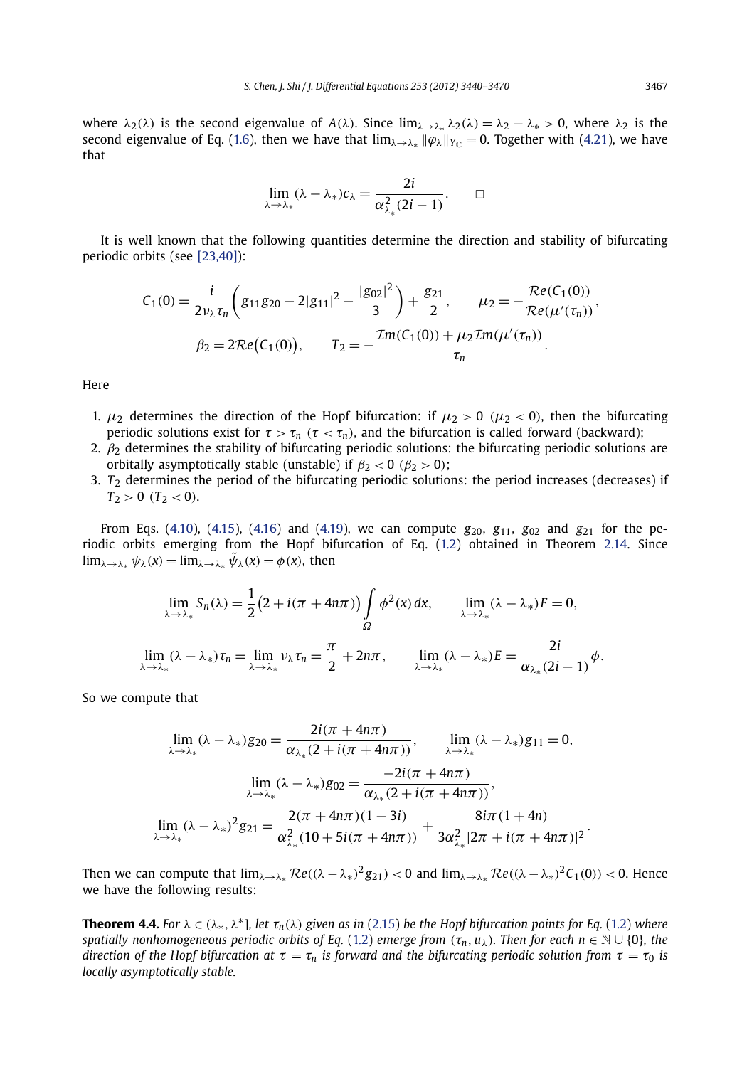where $\lambda_2(\lambda)$ is the second eigenvalue of $A(\lambda)$. Since $\lim_{\lambda\to\lambda_*}\lambda_2(\lambda) = \lambda_2 - \lambda_* > 0$, where $\lambda_2$ is the second eigenvalue of Eq. (1.6), then we have that $\lim_{\lambda\to\lambda_*}\|\varphi_\lambda\|_{Y_{\mathbb{C}}} = 0$. Together with (4.21), we have that

$$\lim_{\lambda\to\lambda_*}(\lambda-\lambda_*)c_\lambda = \frac{2i}{\alpha_{\lambda_*}^2(2i-1)}. \qquad \square$$

It is well known that the following quantities determine the direction and stability of bifurcating periodic orbits (see [23,40]):

$$C_1(0) = \frac{i}{2\nu_\lambda\tau_n}\left(g_{11}g_{20} - 2|g_{11}|^2 - \frac{|g_{02}|^2}{3}\right) + \frac{g_{21}}{2}, \qquad \mu_2 = -\frac{\mathcal{R}e(C_1(0))}{\mathcal{R}e(\mu'(\tau_n))},$$

$$\beta_2 = 2\mathcal{R}e\big(C_1(0)\big), \qquad T_2 = -\frac{\mathcal{I}m(C_1(0)) + \mu_2\mathcal{I}m(\mu'(\tau_n))}{\tau_n}.$$

Here

1. $\mu_2$ determines the direction of the Hopf bifurcation: if $\mu_2 > 0$ ($\mu_2 < 0$), then the bifurcating periodic solutions exist for $\tau > \tau_n$ ($\tau < \tau_n$), and the bifurcation is called forward (backward);
2. $\beta_2$ determines the stability of bifurcating periodic solutions: the bifurcating periodic solutions are orbitally asymptotically stable (unstable) if $\beta_2 < 0$ ($\beta_2 > 0$);
3. $T_2$ determines the period of the bifurcating periodic solutions: the period increases (decreases) if $T_2 > 0$ ($T_2 < 0$).

From Eqs. (4.10), (4.15), (4.16) and (4.19), we can compute $g_{20}$, $g_{11}$, $g_{02}$ and $g_{21}$ for the periodic orbits emerging from the Hopf bifurcation of Eq. (1.2) obtained in Theorem 2.14. Since $\lim_{\lambda\to\lambda_*}\psi_\lambda(x) = \lim_{\lambda\to\lambda_*}\tilde{\psi}_\lambda(x) = \phi(x)$, then

$$\lim_{\lambda\to\lambda_*}S_n(\lambda) = \frac{1}{2}\big(2 + i(\pi + 4n\pi)\big)\int_\Omega \phi^2(x)\,dx, \qquad \lim_{\lambda\to\lambda_*}(\lambda-\lambda_*)F = 0,$$

$$\lim_{\lambda\to\lambda_*}(\lambda-\lambda_*)\tau_n = \lim_{\lambda\to\lambda_*}\nu_\lambda\tau_n = \frac{\pi}{2} + 2n\pi, \qquad \lim_{\lambda\to\lambda_*}(\lambda-\lambda_*)E = \frac{2i}{\alpha_{\lambda_*}(2i-1)}\phi.$$

So we compute that

$$\lim_{\lambda\to\lambda_*}(\lambda-\lambda_*)g_{20} = \frac{2i(\pi+4n\pi)}{\alpha_{\lambda_*}(2+i(\pi+4n\pi))}, \qquad \lim_{\lambda\to\lambda_*}(\lambda-\lambda_*)g_{11} = 0,$$

$$\lim_{\lambda\to\lambda_*}(\lambda-\lambda_*)g_{02} = \frac{-2i(\pi+4n\pi)}{\alpha_{\lambda_*}(2+i(\pi+4n\pi))},$$

$$\lim_{\lambda\to\lambda_*}(\lambda-\lambda_*)^2 g_{21} = \frac{2(\pi+4n\pi)(1-3i)}{\alpha_{\lambda_*}^2(10+5i(\pi+4n\pi))} + \frac{8i\pi(1+4n)}{3\alpha_{\lambda_*}^2|2\pi + i(\pi+4n\pi)|^2}.$$

Then we can compute that $\lim_{\lambda\to\lambda_*}\mathcal{R}e((\lambda-\lambda_*)^2 g_{21}) < 0$ and $\lim_{\lambda\to\lambda_*}\mathcal{R}e((\lambda-\lambda_*)^2 C_1(0)) < 0$. Hence we have the following results:

**Theorem 4.4.** *For $\lambda \in (\lambda_*, \lambda^*]$, let $\tau_n(\lambda)$ given as in (2.15) be the Hopf bifurcation points for Eq. (1.2) where spatially nonhomogeneous periodic orbits of Eq. (1.2) emerge from $(\tau_n, u_\lambda)$. Then for each $n \in \mathbb{N} \cup \{0\}$, the direction of the Hopf bifurcation at $\tau = \tau_n$ is forward and the bifurcating periodic solution from $\tau = \tau_0$ is locally asymptotically stable.*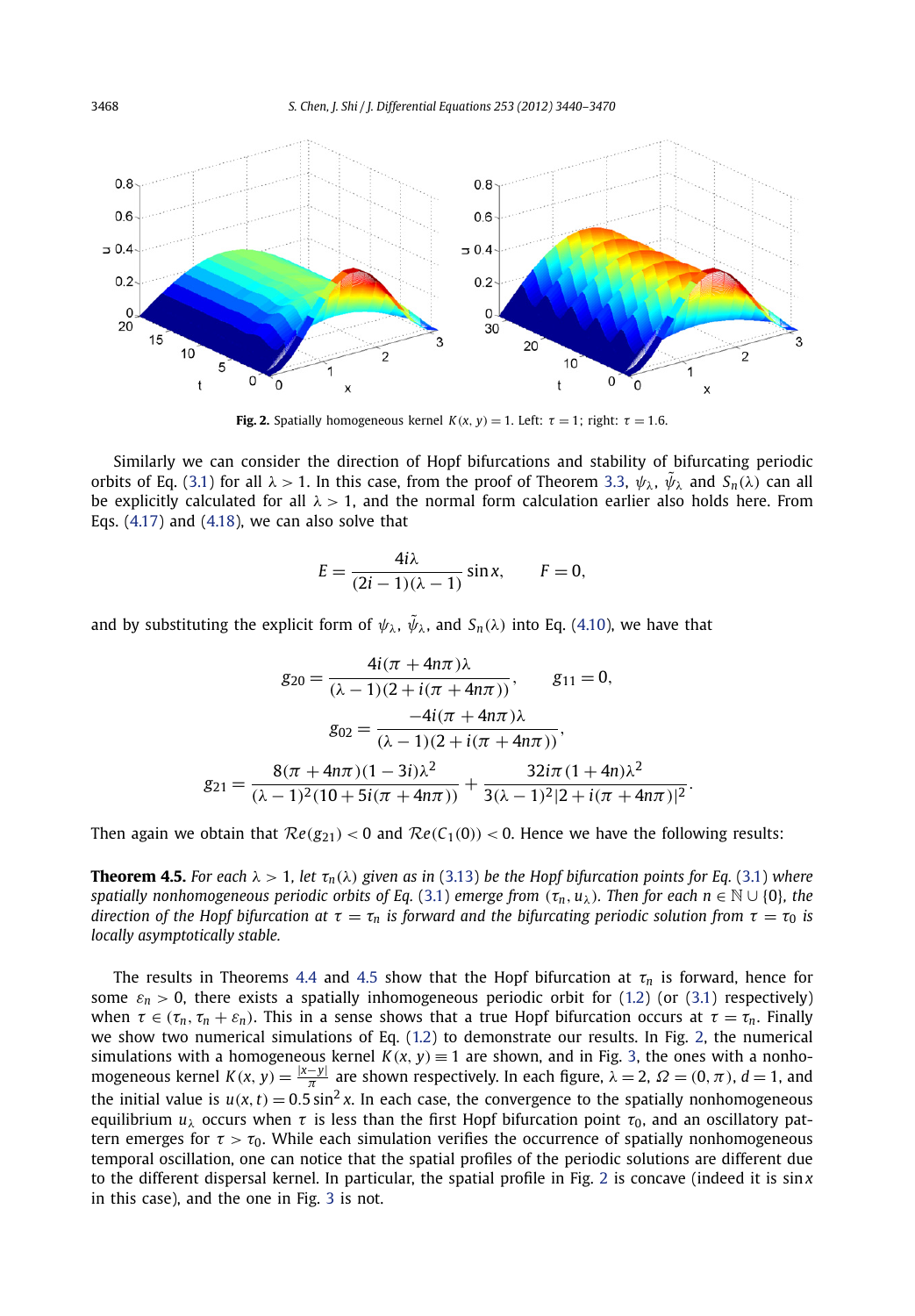**Fig. 2.** Spatially homogeneous kernel $K(x, y) = 1$. Left: $\tau = 1$; right: $\tau = 1.6$.

Similarly we can consider the direction of Hopf bifurcations and stability of bifurcating periodic orbits of Eq. (3.1) for all $\lambda > 1$. In this case, from the proof of Theorem 3.3, $\psi_\lambda$, $\tilde{\psi}_\lambda$ and $S_n(\lambda)$ can all be explicitly calculated for all $\lambda > 1$, and the normal form calculation earlier also holds here. From Eqs. (4.17) and (4.18), we can also solve that

$$E = \frac{4i\lambda}{(2i-1)(\lambda-1)} \sin x, \qquad F = 0,$$

and by substituting the explicit form of $\psi_\lambda$, $\tilde{\psi}_\lambda$, and $S_n(\lambda)$ into Eq. (4.10), we have that

$$g_{20} = \frac{4i(\pi + 4n\pi)\lambda}{(\lambda - 1)(2 + i(\pi + 4n\pi))}, \qquad g_{11} = 0,$$

$$g_{02} = \frac{-4i(\pi + 4n\pi)\lambda}{(\lambda - 1)(2 + i(\pi + 4n\pi))},$$

$$g_{21} = \frac{8(\pi + 4n\pi)(1 - 3i)\lambda^2}{(\lambda - 1)^2(10 + 5i(\pi + 4n\pi))} + \frac{32i\pi(1 + 4n)\lambda^2}{3(\lambda - 1)^2|2 + i(\pi + 4n\pi)|^2}.$$

Then again we obtain that $\mathcal{R}e(g_{21}) < 0$ and $\mathcal{R}e(C_1(0)) < 0$. Hence we have the following results:

**Theorem 4.5.** *For each $\lambda > 1$, let $\tau_n(\lambda)$ given as in (3.13) be the Hopf bifurcation points for Eq. (3.1) where spatially nonhomogeneous periodic orbits of Eq. (3.1) emerge from $(\tau_n, u_\lambda)$. Then for each $n \in \mathbb{N} \cup \{0\}$, the direction of the Hopf bifurcation at $\tau = \tau_n$ is forward and the bifurcating periodic solution from $\tau = \tau_0$ is locally asymptotically stable.*

The results in Theorems 4.4 and 4.5 show that the Hopf bifurcation at $\tau_n$ is forward, hence for some $\varepsilon_n > 0$, there exists a spatially inhomogeneous periodic orbit for (1.2) (or (3.1) respectively) when $\tau \in (\tau_n, \tau_n + \varepsilon_n)$. This in a sense shows that a true Hopf bifurcation occurs at $\tau = \tau_n$. Finally we show two numerical simulations of Eq. (1.2) to demonstrate our results. In Fig. 2, the numerical simulations with a homogeneous kernel $K(x, y) \equiv 1$ are shown, and in Fig. 3, the ones with a nonhomogeneous kernel $K(x, y) = \frac{|x-y|}{\pi}$ are shown respectively. In each figure, $\lambda = 2$, $\Omega = (0, \pi)$, $d = 1$, and the initial value is $u(x, t) = 0.5 \sin^2 x$. In each case, the convergence to the spatially nonhomogeneous equilibrium $u_\lambda$ occurs when $\tau$ is less than the first Hopf bifurcation point $\tau_0$, and an oscillatory pattern emerges for $\tau > \tau_0$. While each simulation verifies the occurrence of spatially nonhomogeneous temporal oscillation, one can notice that the spatial profiles of the periodic solutions are different due to the different dispersal kernel. In particular, the spatial profile in Fig. 2 is concave (indeed it is $\sin x$ in this case), and the one in Fig. 3 is not.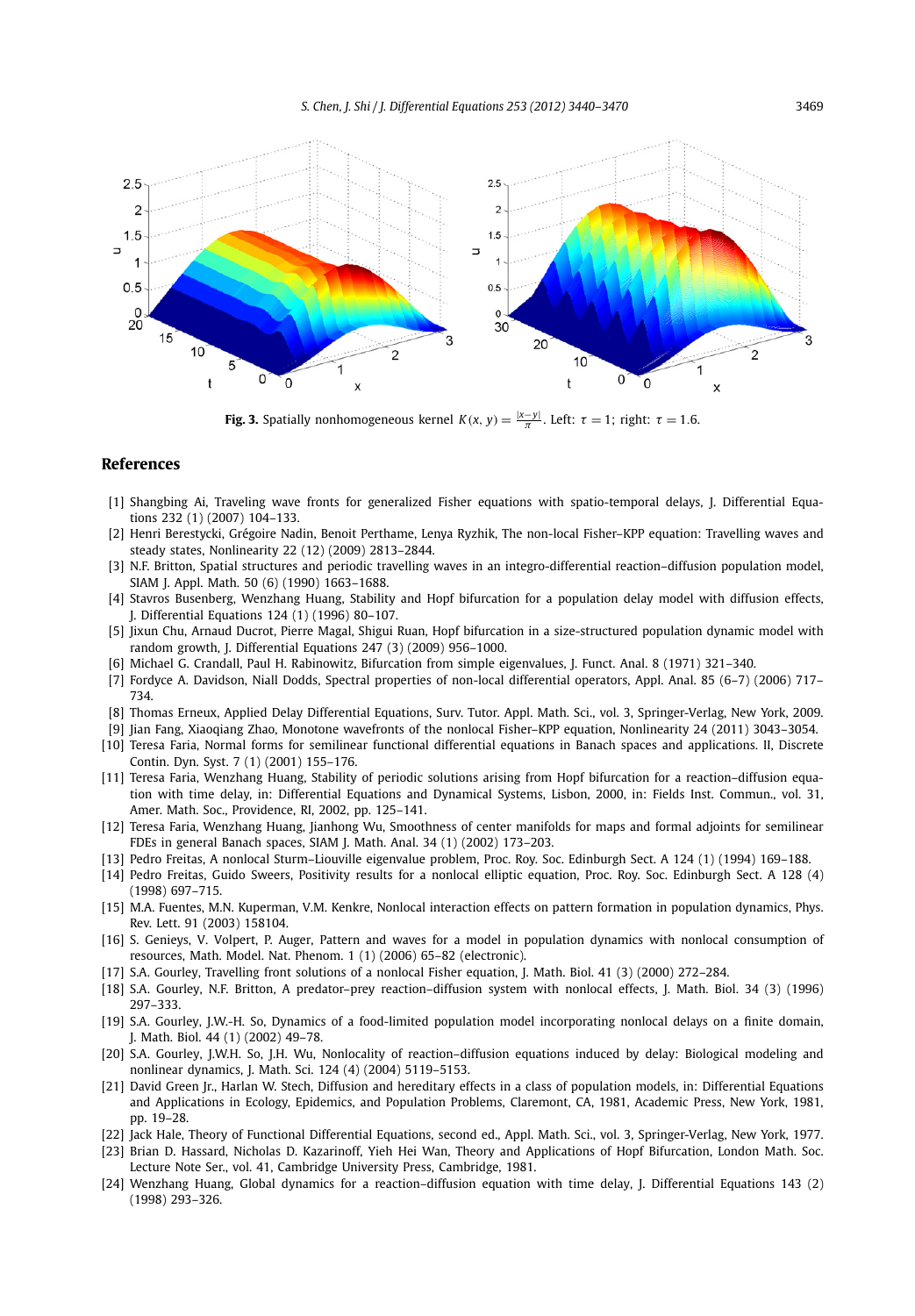**Fig. 3.** Spatially nonhomogeneous kernel $K(x, y) = \frac{|x-y|}{\pi}$. Left: $\tau = 1$; right: $\tau = 1.6$.

## References

[1] Shangbing Ai, Traveling wave fronts for generalized Fisher equations with spatio-temporal delays, J. Differential Equations 232 (1) (2007) 104–133.

[2] Henri Berestycki, Grégoire Nadin, Benoit Perthame, Lenya Ryzhik, The non-local Fisher–KPP equation: Travelling waves and steady states, Nonlinearity 22 (12) (2009) 2813–2844.

[3] N.F. Britton, Spatial structures and periodic travelling waves in an integro-differential reaction–diffusion population model, SIAM J. Appl. Math. 50 (6) (1990) 1663–1688.

[4] Stavros Busenberg, Wenzhang Huang, Stability and Hopf bifurcation for a population delay model with diffusion effects, J. Differential Equations 124 (1) (1996) 80–107.

[5] Jixun Chu, Arnaud Ducrot, Pierre Magal, Shigui Ruan, Hopf bifurcation in a size-structured population dynamic model with random growth, J. Differential Equations 247 (3) (2009) 956–1000.

[6] Michael G. Crandall, Paul H. Rabinowitz, Bifurcation from simple eigenvalues, J. Funct. Anal. 8 (1971) 321–340.

[7] Fordyce A. Davidson, Niall Dodds, Spectral properties of non-local differential operators, Appl. Anal. 85 (6–7) (2006) 717–734.

[8] Thomas Erneux, Applied Delay Differential Equations, Surv. Tutor. Appl. Math. Sci., vol. 3, Springer-Verlag, New York, 2009.

[9] Jian Fang, Xiaoqiang Zhao, Monotone wavefronts of the nonlocal Fisher–KPP equation, Nonlinearity 24 (2011) 3043–3054.

[10] Teresa Faria, Normal forms for semilinear functional differential equations in Banach spaces and applications. II, Discrete Contin. Dyn. Syst. 7 (1) (2001) 155–176.

[11] Teresa Faria, Wenzhang Huang, Stability of periodic solutions arising from Hopf bifurcation for a reaction–diffusion equation with time delay, in: Differential Equations and Dynamical Systems, Lisbon, 2000, in: Fields Inst. Commun., vol. 31, Amer. Math. Soc., Providence, RI, 2002, pp. 125–141.

[12] Teresa Faria, Wenzhang Huang, Jianhong Wu, Smoothness of center manifolds for maps and formal adjoints for semilinear FDEs in general Banach spaces, SIAM J. Math. Anal. 34 (1) (2002) 173–203.

[13] Pedro Freitas, A nonlocal Sturm–Liouville eigenvalue problem, Proc. Roy. Soc. Edinburgh Sect. A 124 (1) (1994) 169–188.

[14] Pedro Freitas, Guido Sweers, Positivity results for a nonlocal elliptic equation, Proc. Roy. Soc. Edinburgh Sect. A 128 (4) (1998) 697–715.

[15] M.A. Fuentes, M.N. Kuperman, V.M. Kenkre, Nonlocal interaction effects on pattern formation in population dynamics, Phys. Rev. Lett. 91 (2003) 158104.

[16] S. Genieys, V. Volpert, P. Auger, Pattern and waves for a model in population dynamics with nonlocal consumption of resources, Math. Model. Nat. Phenom. 1 (1) (2006) 65–82 (electronic).

[17] S.A. Gourley, Travelling front solutions of a nonlocal Fisher equation, J. Math. Biol. 41 (3) (2000) 272–284.

[18] S.A. Gourley, N.F. Britton, A predator–prey reaction–diffusion system with nonlocal effects, J. Math. Biol. 34 (3) (1996) 297–333.

[19] S.A. Gourley, J.W.-H. So, Dynamics of a food-limited population model incorporating nonlocal delays on a finite domain, J. Math. Biol. 44 (1) (2002) 49–78.

[20] S.A. Gourley, J.W.H. So, J.H. Wu, Nonlocality of reaction–diffusion equations induced by delay: Biological modeling and nonlinear dynamics, J. Math. Sci. 124 (4) (2004) 5119–5153.

[21] David Green Jr., Harlan W. Stech, Diffusion and hereditary effects in a class of population models, in: Differential Equations and Applications in Ecology, Epidemics, and Population Problems, Claremont, CA, 1981, Academic Press, New York, 1981, pp. 19–28.

[22] Jack Hale, Theory of Functional Differential Equations, second ed., Appl. Math. Sci., vol. 3, Springer-Verlag, New York, 1977.

[23] Brian D. Hassard, Nicholas D. Kazarinoff, Yieh Hei Wan, Theory and Applications of Hopf Bifurcation, London Math. Soc. Lecture Note Ser., vol. 41, Cambridge University Press, Cambridge, 1981.

[24] Wenzhang Huang, Global dynamics for a reaction–diffusion equation with time delay, J. Differential Equations 143 (2) (1998) 293–326.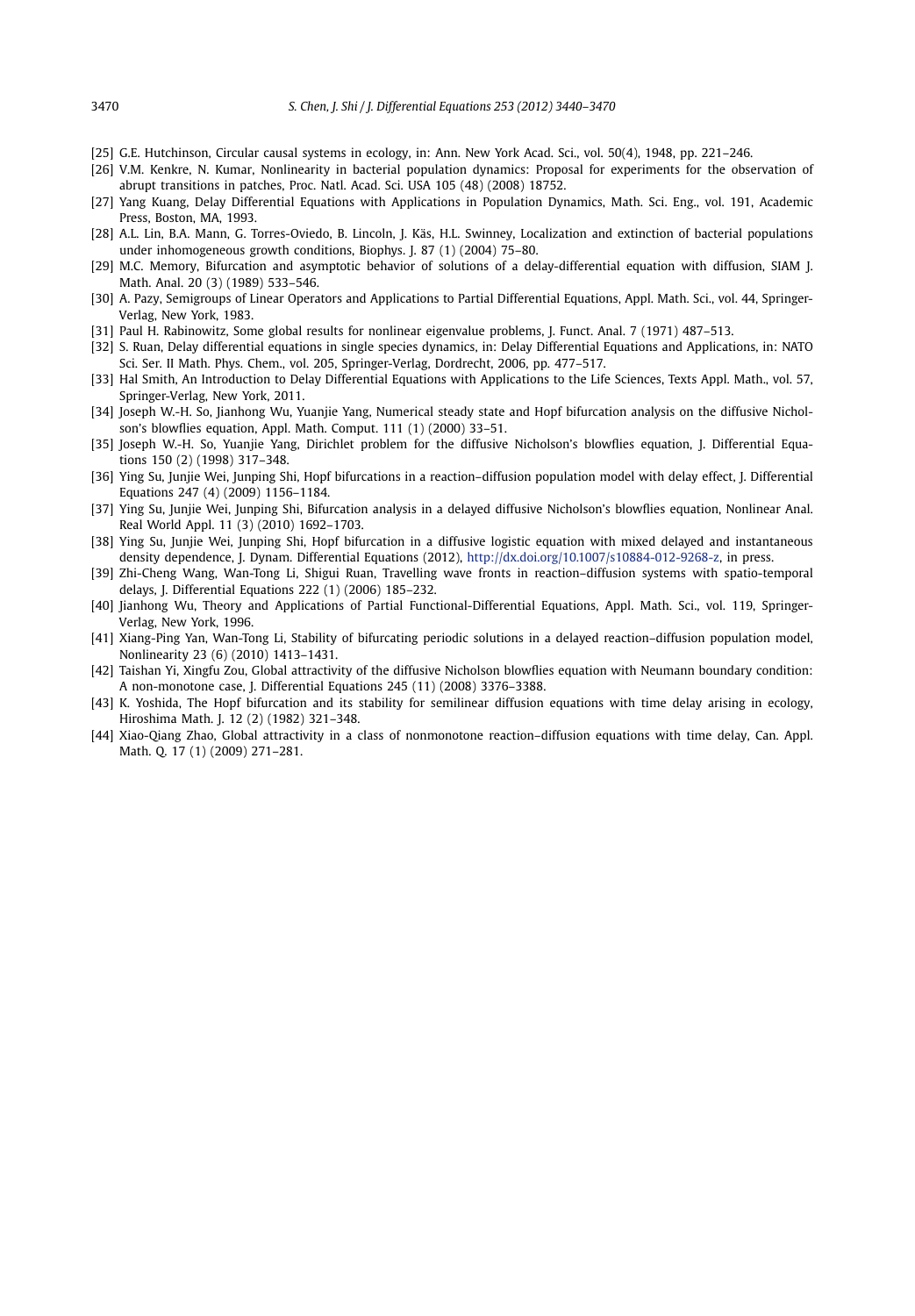[25] G.E. Hutchinson, Circular causal systems in ecology, in: Ann. New York Acad. Sci., vol. 50(4), 1948, pp. 221–246.

[26] V.M. Kenkre, N. Kumar, Nonlinearity in bacterial population dynamics: Proposal for experiments for the observation of abrupt transitions in patches, Proc. Natl. Acad. Sci. USA 105 (48) (2008) 18752.

[27] Yang Kuang, Delay Differential Equations with Applications in Population Dynamics, Math. Sci. Eng., vol. 191, Academic Press, Boston, MA, 1993.

[28] A.L. Lin, B.A. Mann, G. Torres-Oviedo, B. Lincoln, J. Käs, H.L. Swinney, Localization and extinction of bacterial populations under inhomogeneous growth conditions, Biophys. J. 87 (1) (2004) 75–80.

[29] M.C. Memory, Bifurcation and asymptotic behavior of solutions of a delay-differential equation with diffusion, SIAM J. Math. Anal. 20 (3) (1989) 533–546.

[30] A. Pazy, Semigroups of Linear Operators and Applications to Partial Differential Equations, Appl. Math. Sci., vol. 44, Springer-Verlag, New York, 1983.

[31] Paul H. Rabinowitz, Some global results for nonlinear eigenvalue problems, J. Funct. Anal. 7 (1971) 487–513.

[32] S. Ruan, Delay differential equations in single species dynamics, in: Delay Differential Equations and Applications, in: NATO Sci. Ser. II Math. Phys. Chem., vol. 205, Springer-Verlag, Dordrecht, 2006, pp. 477–517.

[33] Hal Smith, An Introduction to Delay Differential Equations with Applications to the Life Sciences, Texts Appl. Math., vol. 57, Springer-Verlag, New York, 2011.

[34] Joseph W.-H. So, Jianhong Wu, Yuanjie Yang, Numerical steady state and Hopf bifurcation analysis on the diffusive Nicholson's blowflies equation, Appl. Math. Comput. 111 (1) (2000) 33–51.

[35] Joseph W.-H. So, Yuanjie Yang, Dirichlet problem for the diffusive Nicholson's blowflies equation, J. Differential Equations 150 (2) (1998) 317–348.

[36] Ying Su, Junjie Wei, Junping Shi, Hopf bifurcations in a reaction–diffusion population model with delay effect, J. Differential Equations 247 (4) (2009) 1156–1184.

[37] Ying Su, Junjie Wei, Junping Shi, Bifurcation analysis in a delayed diffusive Nicholson's blowflies equation, Nonlinear Anal. Real World Appl. 11 (3) (2010) 1692–1703.

[38] Ying Su, Junjie Wei, Junping Shi, Hopf bifurcation in a diffusive logistic equation with mixed delayed and instantaneous density dependence, J. Dynam. Differential Equations (2012), http://dx.doi.org/10.1007/s10884-012-9268-z, in press.

[39] Zhi-Cheng Wang, Wan-Tong Li, Shigui Ruan, Travelling wave fronts in reaction–diffusion systems with spatio-temporal delays, J. Differential Equations 222 (1) (2006) 185–232.

[40] Jianhong Wu, Theory and Applications of Partial Functional-Differential Equations, Appl. Math. Sci., vol. 119, Springer-Verlag, New York, 1996.

[41] Xiang-Ping Yan, Wan-Tong Li, Stability of bifurcating periodic solutions in a delayed reaction–diffusion population model, Nonlinearity 23 (6) (2010) 1413–1431.

[42] Taishan Yi, Xingfu Zou, Global attractivity of the diffusive Nicholson blowflies equation with Neumann boundary condition: A non-monotone case, J. Differential Equations 245 (11) (2008) 3376–3388.

[43] K. Yoshida, The Hopf bifurcation and its stability for semilinear diffusion equations with time delay arising in ecology, Hiroshima Math. J. 12 (2) (1982) 321–348.

[44] Xiao-Qiang Zhao, Global attractivity in a class of nonmonotone reaction–diffusion equations with time delay, Can. Appl. Math. Q. 17 (1) (2009) 271–281.